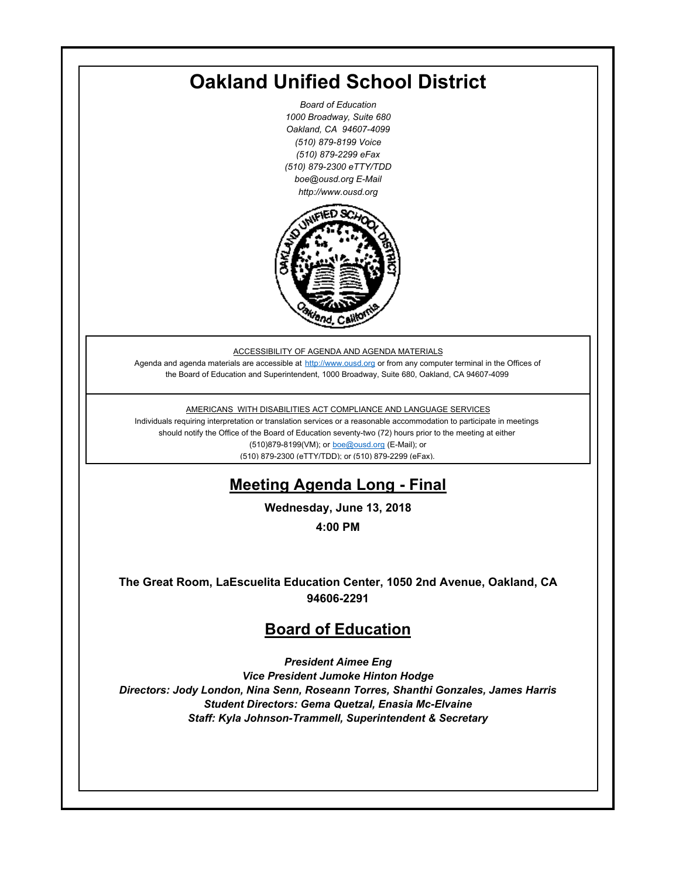# Oakland Unified School District

*Board of Education*
*1000 Broadway, Suite 680*
*Oakland, CA 94607-4099*
*(510) 879-8199 Voice*
*(510) 879-2299 eFax*
*(510) 879-2300 eTTY/TDD*
*boe@ousd.org E-Mail*
*http://www.ousd.org*

ACCESSIBILITY OF AGENDA AND AGENDA MATERIALS

Agenda and agenda materials are accessible at http://www.ousd.org or from any computer terminal in the Offices of the Board of Education and Superintendent, 1000 Broadway, Suite 680, Oakland, CA 94607-4099

AMERICANS WITH DISABILITIES ACT COMPLIANCE AND LANGUAGE SERVICES

Individuals requiring interpretation or translation services or a reasonable accommodation to participate in meetings should notify the Office of the Board of Education seventy-two (72) hours prior to the meeting at either (510)879-8199(VM); or boe@ousd.org (E-Mail); or (510) 879-2300 (eTTY/TDD); or (510) 879-2299 (eFax).

## Meeting Agenda Long - Final

**Wednesday, June 13, 2018**

**4:00 PM**

**The Great Room, LaEscuelita Education Center, 1050 2nd Avenue, Oakland, CA 94606-2291**

## Board of Education

***President Aimee Eng***
***Vice President Jumoke Hinton Hodge***
***Directors: Jody London, Nina Senn, Roseann Torres, Shanthi Gonzales, James Harris***
***Student Directors: Gema Quetzal, Enasia Mc-Elvaine***
***Staff: Kyla Johnson-Trammell, Superintendent & Secretary***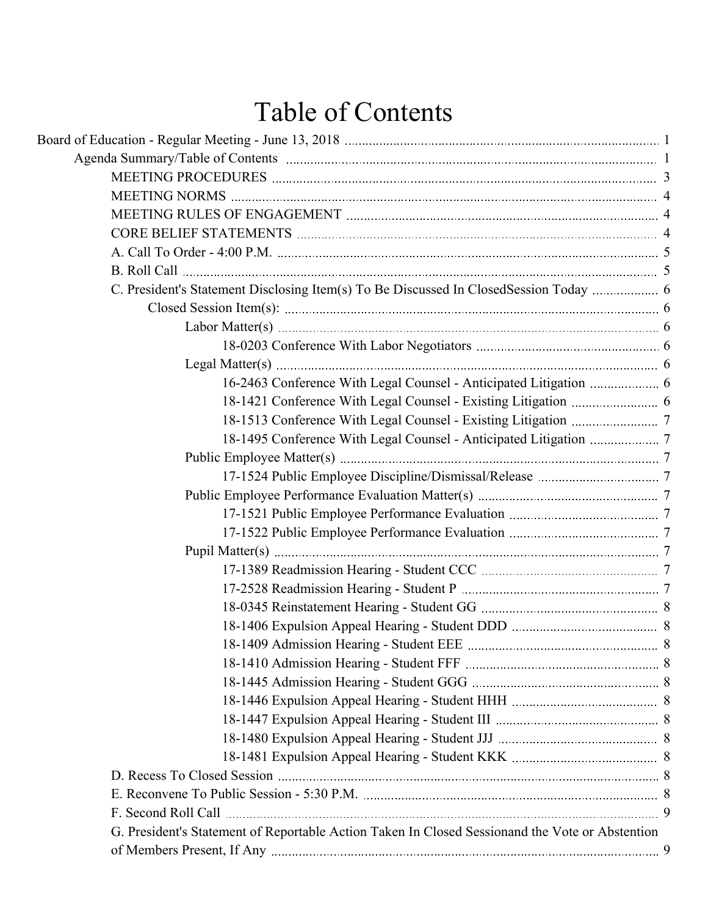# Table of Contents

- Board of Education - Regular Meeting - June 13, 2018 ..... 1
  - Agenda Summary/Table of Contents ..... 1
    - MEETING PROCEDURES ..... 3
    - MEETING NORMS ..... 4
    - MEETING RULES OF ENGAGEMENT ..... 4
    - CORE BELIEF STATEMENTS ..... 4
    - A. Call To Order - 4:00 P.M. ..... 5
    - B. Roll Call ..... 5
    - C. President's Statement Disclosing Item(s) To Be Discussed In ClosedSession Today ..... 6
      - Closed Session Item(s): ..... 6
        - Labor Matter(s) ..... 6
          - 18-0203 Conference With Labor Negotiators ..... 6
        - Legal Matter(s) ..... 6
          - 16-2463 Conference With Legal Counsel - Anticipated Litigation ..... 6
          - 18-1421 Conference With Legal Counsel - Existing Litigation ..... 6
          - 18-1513 Conference With Legal Counsel - Existing Litigation ..... 7
          - 18-1495 Conference With Legal Counsel - Anticipated Litigation ..... 7
        - Public Employee Matter(s) ..... 7
          - 17-1524 Public Employee Discipline/Dismissal/Release ..... 7
        - Public Employee Performance Evaluation Matter(s) ..... 7
          - 17-1521 Public Employee Performance Evaluation ..... 7
          - 17-1522 Public Employee Performance Evaluation ..... 7
        - Pupil Matter(s) ..... 7
          - 17-1389 Readmission Hearing - Student CCC ..... 7
          - 17-2528 Readmission Hearing - Student P ..... 7
          - 18-0345 Reinstatement Hearing - Student GG ..... 8
          - 18-1406 Expulsion Appeal Hearing - Student DDD ..... 8
          - 18-1409 Admission Hearing - Student EEE ..... 8
          - 18-1410 Admission Hearing - Student FFF ..... 8
          - 18-1445 Admission Hearing - Student GGG ..... 8
          - 18-1446 Expulsion Appeal Hearing - Student HHH ..... 8
          - 18-1447 Expulsion Appeal Hearing - Student III ..... 8
          - 18-1480 Expulsion Appeal Hearing - Student JJJ ..... 8
          - 18-1481 Expulsion Appeal Hearing - Student KKK ..... 8
    - D. Recess To Closed Session ..... 8
    - E. Reconvene To Public Session - 5:30 P.M. ..... 8
    - F. Second Roll Call ..... 9
    - G. President's Statement of Reportable Action Taken In Closed Sessionand the Vote or Abstention of Members Present, If Any ..... 9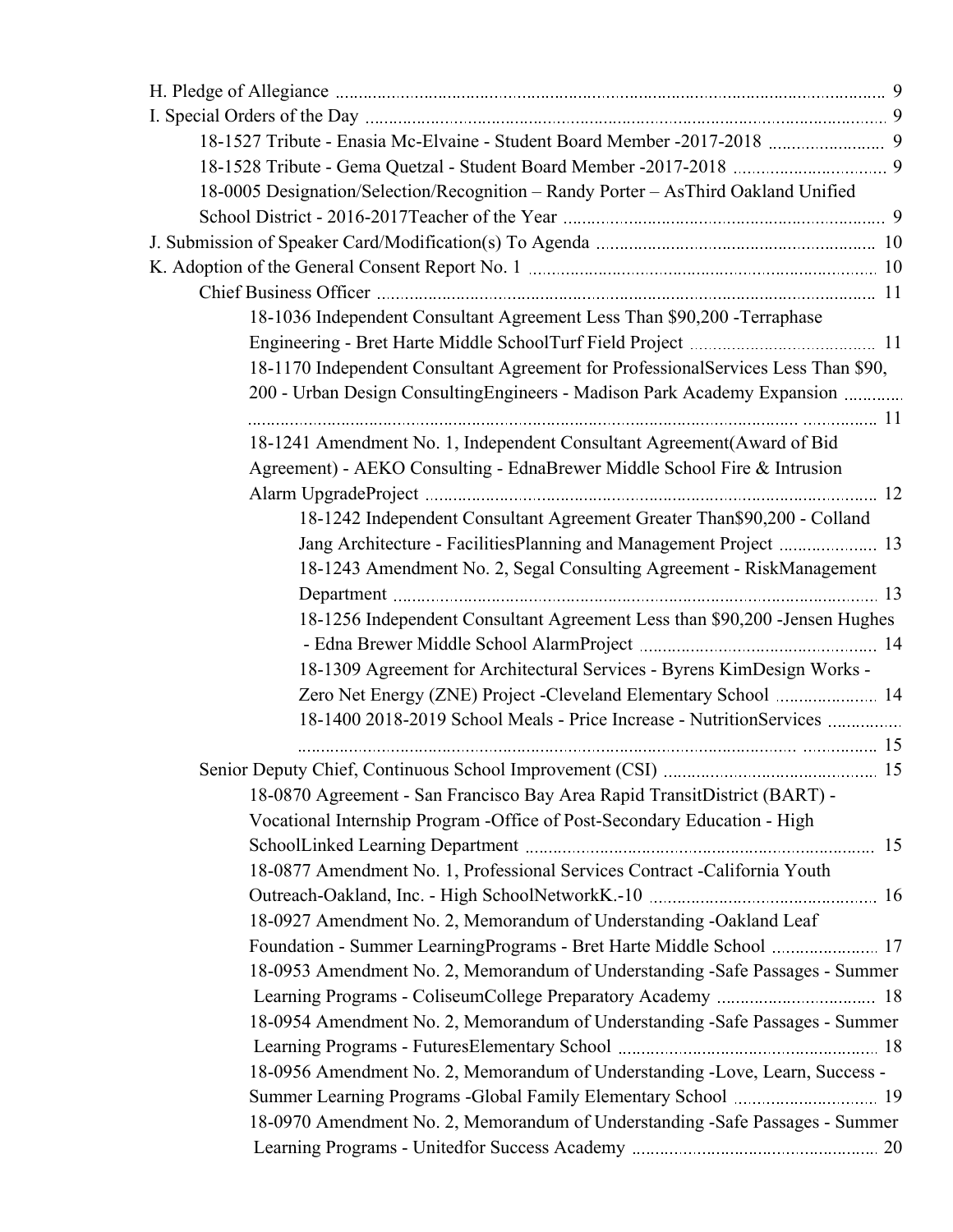H. Pledge of Allegiance ........................................................................................................ 9

I. Special Orders of the Day ..................................................................................................... 9

- 18-1527 Tribute - Enasia Mc-Elvaine - Student Board Member -2017-2018 ......................... 9
- 18-1528 Tribute - Gema Quetzal - Student Board Member -2017-2018 ................................ 9
- 18-0005 Designation/Selection/Recognition – Randy Porter – AsThird Oakland Unified School District - 2016-2017Teacher of the Year .................................................................... 9

J. Submission of Speaker Card/Modification(s) To Agenda ........................................................... 10

K. Adoption of the General Consent Report No. 1 ......................................................................... 10

- Chief Business Officer ......................................................................................................... 11
  - 18-1036 Independent Consultant Agreement Less Than $90,200 -Terraphase Engineering - Bret Harte Middle SchoolTurf Field Project ........................................ 11
  - 18-1170 Independent Consultant Agreement for ProfessionalServices Less Than $90, 200 - Urban Design ConsultingEngineers - Madison Park Academy Expansion ........................................................................................................................................ 11
  - 18-1241 Amendment No. 1, Independent Consultant Agreement(Award of Bid Agreement) - AEKO Consulting - EdnaBrewer Middle School Fire & Intrusion Alarm UpgradeProject ................................................................................................. 12
    - 18-1242 Independent Consultant Agreement Greater Than$90,200 - Colland Jang Architecture - FacilitiesPlanning and Management Project ..................... 13
    - 18-1243 Amendment No. 2, Segal Consulting Agreement - RiskManagement Department ........................................................................................................ 13
    - 18-1256 Independent Consultant Agreement Less than $90,200 -Jensen Hughes - Edna Brewer Middle School AlarmProject .................................................. 14
    - 18-1309 Agreement for Architectural Services - Byrens KimDesign Works - Zero Net Energy (ZNE) Project -Cleveland Elementary School ...................... 14
    - 18-1400 2018-2019 School Meals - Price Increase - NutritionServices ............................................................................................................................ 15
- Senior Deputy Chief, Continuous School Improvement (CSI) ............................................. 15
  - 18-0870 Agreement - San Francisco Bay Area Rapid TransitDistrict (BART) - Vocational Internship Program -Office of Post-Secondary Education - High SchoolLinked Learning Department .......................................................................... 15
  - 18-0877 Amendment No. 1, Professional Services Contract -California Youth Outreach-Oakland, Inc. - High SchoolNetworkK.-10 ................................................ 16
  - 18-0927 Amendment No. 2, Memorandum of Understanding -Oakland Leaf Foundation - Summer LearningPrograms - Bret Harte Middle School ....................... 17
  - 18-0953 Amendment No. 2, Memorandum of Understanding -Safe Passages - Summer Learning Programs - ColiseumCollege Preparatory Academy ................................. 18
  - 18-0954 Amendment No. 2, Memorandum of Understanding -Safe Passages - Summer Learning Programs - FuturesElementary School ........................................................ 18
  - 18-0956 Amendment No. 2, Memorandum of Understanding -Love, Learn, Success - Summer Learning Programs -Global Family Elementary School .............................. 19
  - 18-0970 Amendment No. 2, Memorandum of Understanding -Safe Passages - Summer Learning Programs - Unitedfor Success Academy ..................................................... 20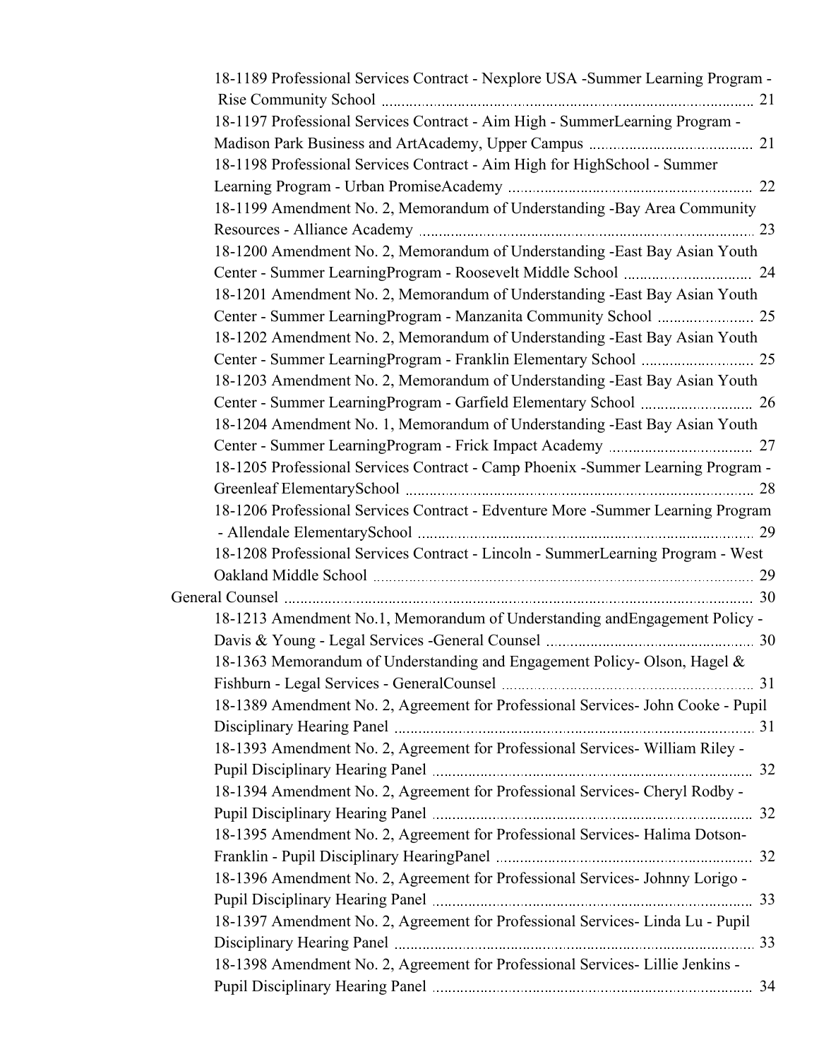18-1189 Professional Services Contract - Nexplore USA -Summer Learning Program - Rise Community School ........ 21

18-1197 Professional Services Contract - Aim High - SummerLearning Program - Madison Park Business and ArtAcademy, Upper Campus ........ 21

18-1198 Professional Services Contract - Aim High for HighSchool - Summer Learning Program - Urban PromiseAcademy ........ 22

18-1199 Amendment No. 2, Memorandum of Understanding -Bay Area Community Resources - Alliance Academy ........ 23

18-1200 Amendment No. 2, Memorandum of Understanding -East Bay Asian Youth Center - Summer LearningProgram - Roosevelt Middle School ........ 24

18-1201 Amendment No. 2, Memorandum of Understanding -East Bay Asian Youth Center - Summer LearningProgram - Manzanita Community School ........ 25

18-1202 Amendment No. 2, Memorandum of Understanding -East Bay Asian Youth Center - Summer LearningProgram - Franklin Elementary School ........ 25

18-1203 Amendment No. 2, Memorandum of Understanding -East Bay Asian Youth Center - Summer LearningProgram - Garfield Elementary School ........ 26

18-1204 Amendment No. 1, Memorandum of Understanding -East Bay Asian Youth Center - Summer LearningProgram - Frick Impact Academy ........ 27

18-1205 Professional Services Contract - Camp Phoenix -Summer Learning Program - Greenleaf ElementarySchool ........ 28

18-1206 Professional Services Contract - Edventure More -Summer Learning Program - Allendale ElementarySchool ........ 29

18-1208 Professional Services Contract - Lincoln - SummerLearning Program - West Oakland Middle School ........ 29

General Counsel ........ 30

18-1213 Amendment No.1, Memorandum of Understanding andEngagement Policy - Davis & Young - Legal Services -General Counsel ........ 30

18-1363 Memorandum of Understanding and Engagement Policy- Olson, Hagel & Fishburn - Legal Services - GeneralCounsel ........ 31

18-1389 Amendment No. 2, Agreement for Professional Services- John Cooke - Pupil Disciplinary Hearing Panel ........ 31

18-1393 Amendment No. 2, Agreement for Professional Services- William Riley - Pupil Disciplinary Hearing Panel ........ 32

18-1394 Amendment No. 2, Agreement for Professional Services- Cheryl Rodby - Pupil Disciplinary Hearing Panel ........ 32

18-1395 Amendment No. 2, Agreement for Professional Services- Halima Dotson-Franklin - Pupil Disciplinary HearingPanel ........ 32

18-1396 Amendment No. 2, Agreement for Professional Services- Johnny Lorigo - Pupil Disciplinary Hearing Panel ........ 33

18-1397 Amendment No. 2, Agreement for Professional Services- Linda Lu - Pupil Disciplinary Hearing Panel ........ 33

18-1398 Amendment No. 2, Agreement for Professional Services- Lillie Jenkins - Pupil Disciplinary Hearing Panel ........ 34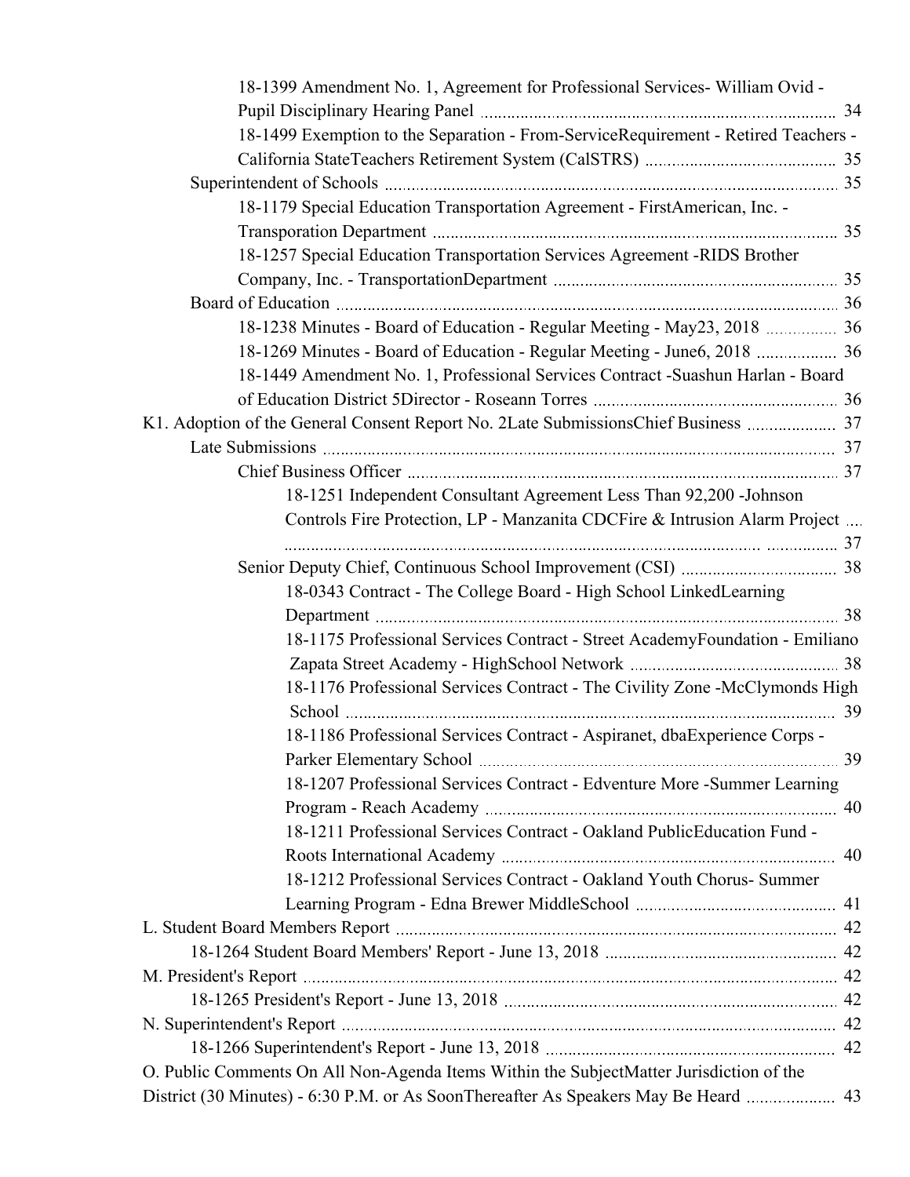18-1399 Amendment No. 1, Agreement for Professional Services- William Ovid - Pupil Disciplinary Hearing Panel ..... 34

18-1499 Exemption to the Separation - From-ServiceRequirement - Retired Teachers - California StateTeachers Retirement System (CalSTRS) ..... 35

Superintendent of Schools ..... 35

18-1179 Special Education Transportation Agreement - FirstAmerican, Inc. - Transporation Department ..... 35

18-1257 Special Education Transportation Services Agreement -RIDS Brother Company, Inc. - TransportationDepartment ..... 35

Board of Education ..... 36

18-1238 Minutes - Board of Education - Regular Meeting - May23, 2018 ..... 36

18-1269 Minutes - Board of Education - Regular Meeting - June6, 2018 ..... 36

18-1449 Amendment No. 1, Professional Services Contract -Suashun Harlan - Board of Education District 5Director - Roseann Torres ..... 36

K1. Adoption of the General Consent Report No. 2Late SubmissionsChief Business ..... 37

Late Submissions ..... 37

Chief Business Officer ..... 37

18-1251 Independent Consultant Agreement Less Than 92,200 -Johnson Controls Fire Protection, LP - Manzanita CDCFire & Intrusion Alarm Project ..... 37

Senior Deputy Chief, Continuous School Improvement (CSI) ..... 38

18-0343 Contract - The College Board - High School LinkedLearning Department ..... 38

18-1175 Professional Services Contract - Street AcademyFoundation - Emiliano Zapata Street Academy - HighSchool Network ..... 38

18-1176 Professional Services Contract - The Civility Zone -McClymonds High School ..... 39

18-1186 Professional Services Contract - Aspiranet, dbaExperience Corps - Parker Elementary School ..... 39

18-1207 Professional Services Contract - Edventure More -Summer Learning Program - Reach Academy ..... 40

18-1211 Professional Services Contract - Oakland PublicEducation Fund - Roots International Academy ..... 40

18-1212 Professional Services Contract - Oakland Youth Chorus- Summer Learning Program - Edna Brewer MiddleSchool ..... 41

L. Student Board Members Report ..... 42

18-1264 Student Board Members' Report - June 13, 2018 ..... 42

M. President's Report ..... 42

18-1265 President's Report - June 13, 2018 ..... 42

N. Superintendent's Report ..... 42

18-1266 Superintendent's Report - June 13, 2018 ..... 42

O. Public Comments On All Non-Agenda Items Within the SubjectMatter Jurisdiction of the District (30 Minutes) - 6:30 P.M. or As SoonThereafter As Speakers May Be Heard ..... 43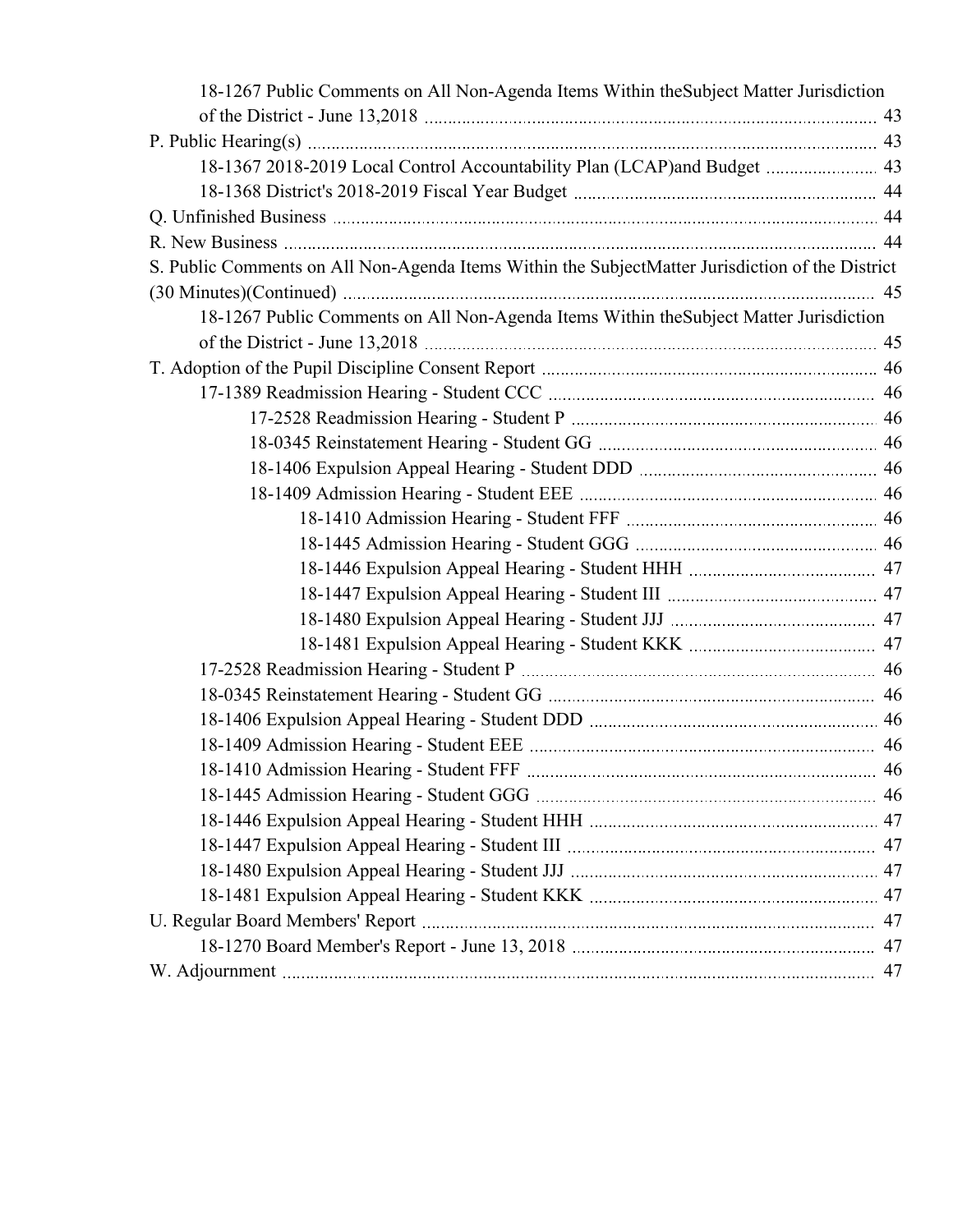- 18-1267 Public Comments on All Non-Agenda Items Within theSubject Matter Jurisdiction of the District - June 13,2018 ........ 43

P. Public Hearing(s) ........ 43

- 18-1367 2018-2019 Local Control Accountability Plan (LCAP)and Budget ........ 43
- 18-1368 District's 2018-2019 Fiscal Year Budget ........ 44

Q. Unfinished Business ........ 44

R. New Business ........ 44

S. Public Comments on All Non-Agenda Items Within the SubjectMatter Jurisdiction of the District (30 Minutes)(Continued) ........ 45

- 18-1267 Public Comments on All Non-Agenda Items Within theSubject Matter Jurisdiction of the District - June 13,2018 ........ 45

T. Adoption of the Pupil Discipline Consent Report ........ 46

- 17-1389 Readmission Hearing - Student CCC ........ 46
    - 17-2528 Readmission Hearing - Student P ........ 46
    - 18-0345 Reinstatement Hearing - Student GG ........ 46
    - 18-1406 Expulsion Appeal Hearing - Student DDD ........ 46
    - 18-1409 Admission Hearing - Student EEE ........ 46
        - 18-1410 Admission Hearing - Student FFF ........ 46
        - 18-1445 Admission Hearing - Student GGG ........ 46
        - 18-1446 Expulsion Appeal Hearing - Student HHH ........ 47
        - 18-1447 Expulsion Appeal Hearing - Student III ........ 47
        - 18-1480 Expulsion Appeal Hearing - Student JJJ ........ 47
        - 18-1481 Expulsion Appeal Hearing - Student KKK ........ 47
- 17-2528 Readmission Hearing - Student P ........ 46
- 18-0345 Reinstatement Hearing - Student GG ........ 46
- 18-1406 Expulsion Appeal Hearing - Student DDD ........ 46
- 18-1409 Admission Hearing - Student EEE ........ 46
- 18-1410 Admission Hearing - Student FFF ........ 46
- 18-1445 Admission Hearing - Student GGG ........ 46
- 18-1446 Expulsion Appeal Hearing - Student HHH ........ 47
- 18-1447 Expulsion Appeal Hearing - Student III ........ 47
- 18-1480 Expulsion Appeal Hearing - Student JJJ ........ 47
- 18-1481 Expulsion Appeal Hearing - Student KKK ........ 47

U. Regular Board Members' Report ........ 47

- 18-1270 Board Member's Report - June 13, 2018 ........ 47

W. Adjournment ........ 47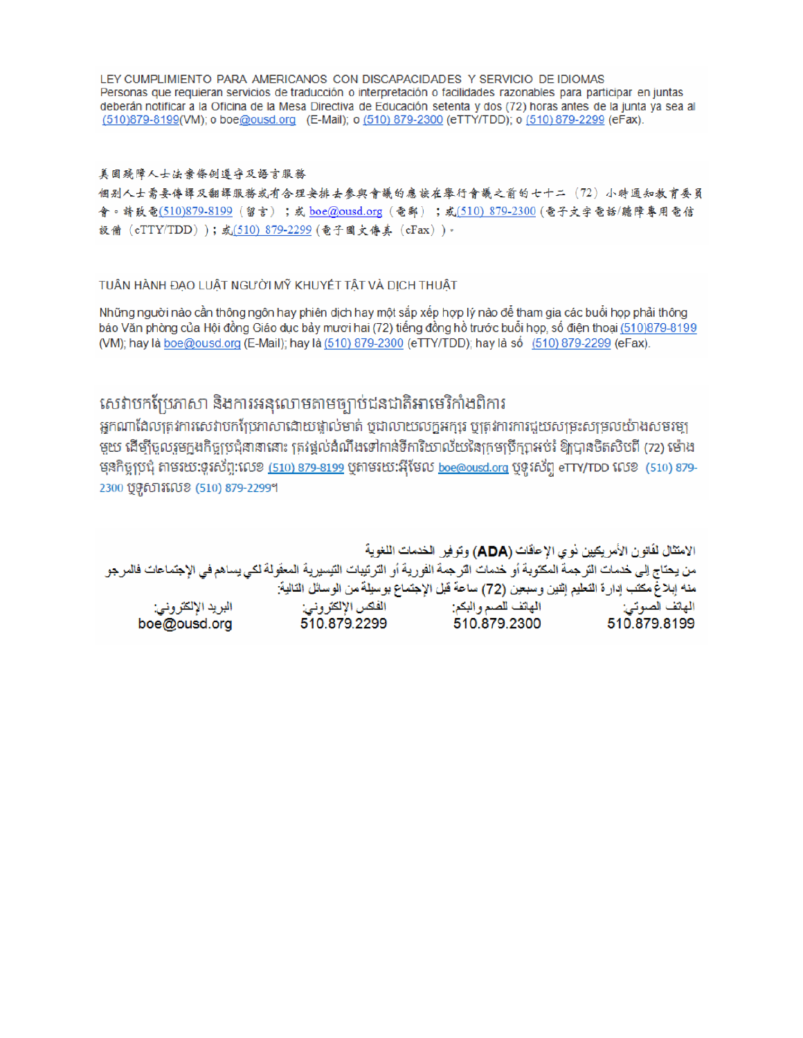LEY CUMPLIMIENTO PARA AMERICANOS CON DISCAPACIDADES Y SERVICIO DE IDIOMAS
Personas que requieran servicios de traducción o interpretación o facilidades razonables para participar en juntas deberán notificar a la Oficina de la Mesa Directiva de Educación setenta y dos (72) horas antes de la junta ya sea al (510)879-8199(VM); o boe@ousd.org (E-Mail); o (510) 879-2300 (eTTY/TDD); o (510) 879-2299 (eFax).

美国残障人士法案條例遵守及語言服務
個别人士需要傳譯及翻譯服務或有合理安排去參與會議的應該在舉行會議之前的七十二（72）小時通知教育委員會。請致電(510)879-8199（留言）；或 boe@ousd.org（電郵）；或(510) 879-2300（電子文字電話/聽障專用電信設備（eTTY/TDD））；或(510) 879-2299（電子圖文傳真（eFax））。

TUÂN HÀNH ĐẠO LUẬT NGƯỜI MỸ KHUYẾT TẬT VÀ DỊCH THUẬT

Những người nào cần thông ngôn hay phiên dịch hay một sắp xếp hợp lý nào để tham gia các buổi họp phải thông báo Văn phòng của Hội đồng Giáo dục bảy mươi hai (72) tiếng đồng hồ trước buổi họp, số điện thoại (510)879-8199 (VM); hay là boe@ousd.org (E-Mail); hay là (510) 879-2300 (eTTY/TDD); hay là số (510) 879-2299 (eFax).

សេវាបកប្រែភាសា និងការអនុលោមតាមច្បាប់ជនជាតិអាមេរិកាំងពិការ
អ្នកណាដែលត្រូវការសេវាបកប្រែភាសាដោយផ្ទាល់មាត់ ឬជាលាយលក្ខអក្សរ ឬត្រូវការការជួយសម្រះសម្រួលយ៉ាងសមរម្យមួយ ដើម្បីចូលរួមក្នុងកិច្ចប្រជុំនានានោះ ត្រូវផ្ដល់ដំណឹងទៅកាន់ទីការិយាល័យនៃក្រុមប្រឹក្សាអប់រំ ឱ្យបានចិតសិបពីរ (72) ម៉ោង មុនកិច្ចប្រជុំ តាមរយៈទូរស័ព្ទ:លេខ (510) 879-8199 ឬតាមរយៈអ៊ីមែល boe@ousd.org ឬទូរស័ព្ទ eTTY/TDD លេខ (510) 879-2300 ឬទូសារលេខ (510) 879-2299។

الامتثال لقانون الأمريكيين ذوي الإعاقات (ADA) وتوفير الخدمات اللغوية
من يحتاج إلى خدمات الترجمة المكتوبة أو خدمات الترجمة الفورية أو الترتيبات التيسيرية المعقولة لكي يساهم في الإجتماعات فالمرجو منه إبلاغ مكتب إدارة التعليم إثنين وسبعين (72) ساعة قبل الإجتماع بوسيلة من الوسائل التالية:

| البريد الإلكتروني: | الفاكس الإلكتروني: | الهاتف للصم والبكم: | الهاتف الصوتي: |
|---|---|---|---|
| boe@ousd.org | 510.879.2299 | 510.879.2300 | 510.879.8199 |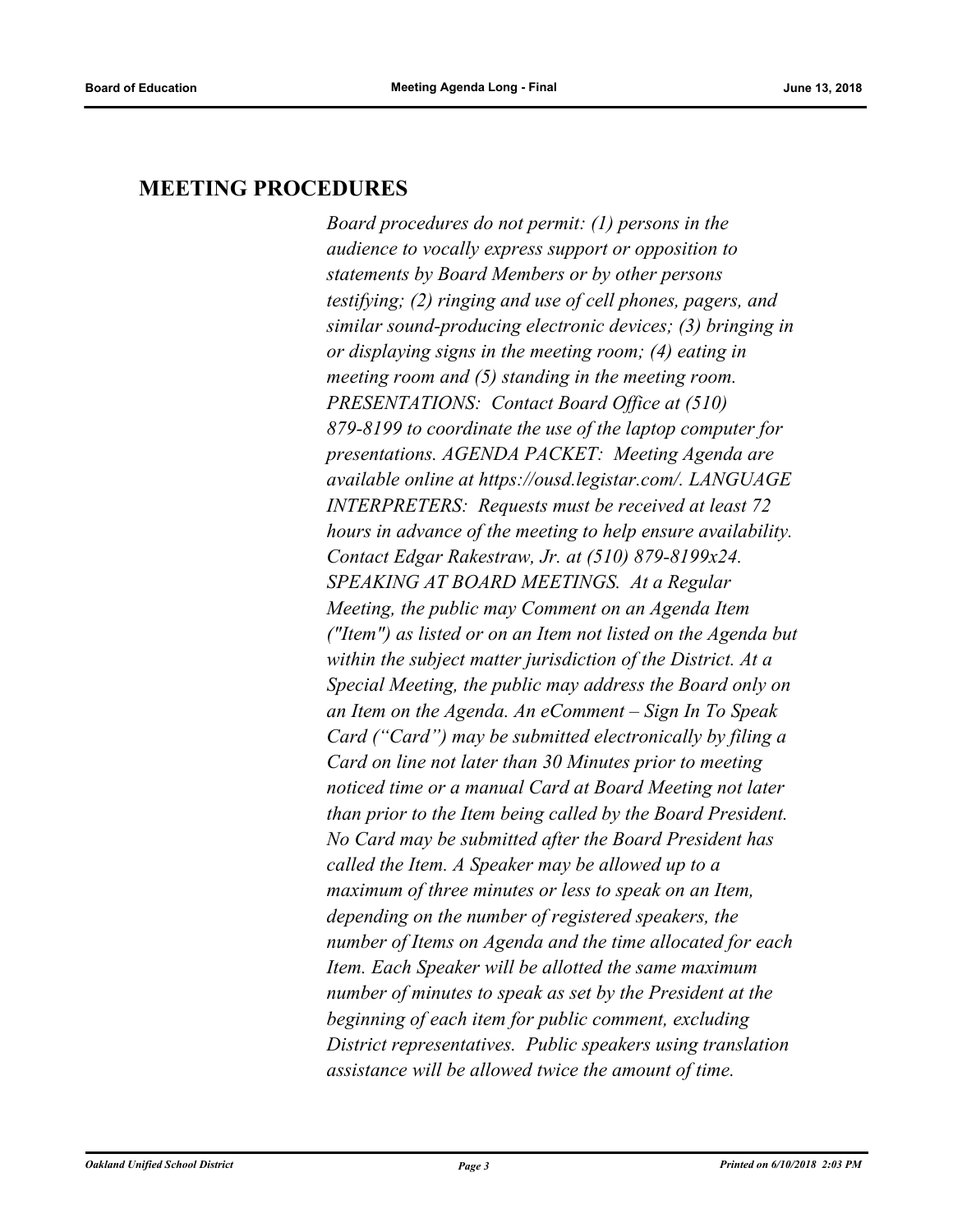## MEETING PROCEDURES

*Board procedures do not permit: (1) persons in the audience to vocally express support or opposition to statements by Board Members or by other persons testifying; (2) ringing and use of cell phones, pagers, and similar sound-producing electronic devices; (3) bringing in or displaying signs in the meeting room; (4) eating in meeting room and (5) standing in the meeting room. PRESENTATIONS: Contact Board Office at (510) 879-8199 to coordinate the use of the laptop computer for presentations. AGENDA PACKET: Meeting Agenda are available online at https://ousd.legistar.com/. LANGUAGE INTERPRETERS: Requests must be received at least 72 hours in advance of the meeting to help ensure availability. Contact Edgar Rakestraw, Jr. at (510) 879-8199x24. SPEAKING AT BOARD MEETINGS. At a Regular Meeting, the public may Comment on an Agenda Item ("Item") as listed or on an Item not listed on the Agenda but within the subject matter jurisdiction of the District. At a Special Meeting, the public may address the Board only on an Item on the Agenda. An eComment – Sign In To Speak Card ("Card") may be submitted electronically by filing a Card on line not later than 30 Minutes prior to meeting noticed time or a manual Card at Board Meeting not later than prior to the Item being called by the Board President. No Card may be submitted after the Board President has called the Item. A Speaker may be allowed up to a maximum of three minutes or less to speak on an Item, depending on the number of registered speakers, the number of Items on Agenda and the time allocated for each Item. Each Speaker will be allotted the same maximum number of minutes to speak as set by the President at the beginning of each item for public comment, excluding District representatives. Public speakers using translation assistance will be allowed twice the amount of time.*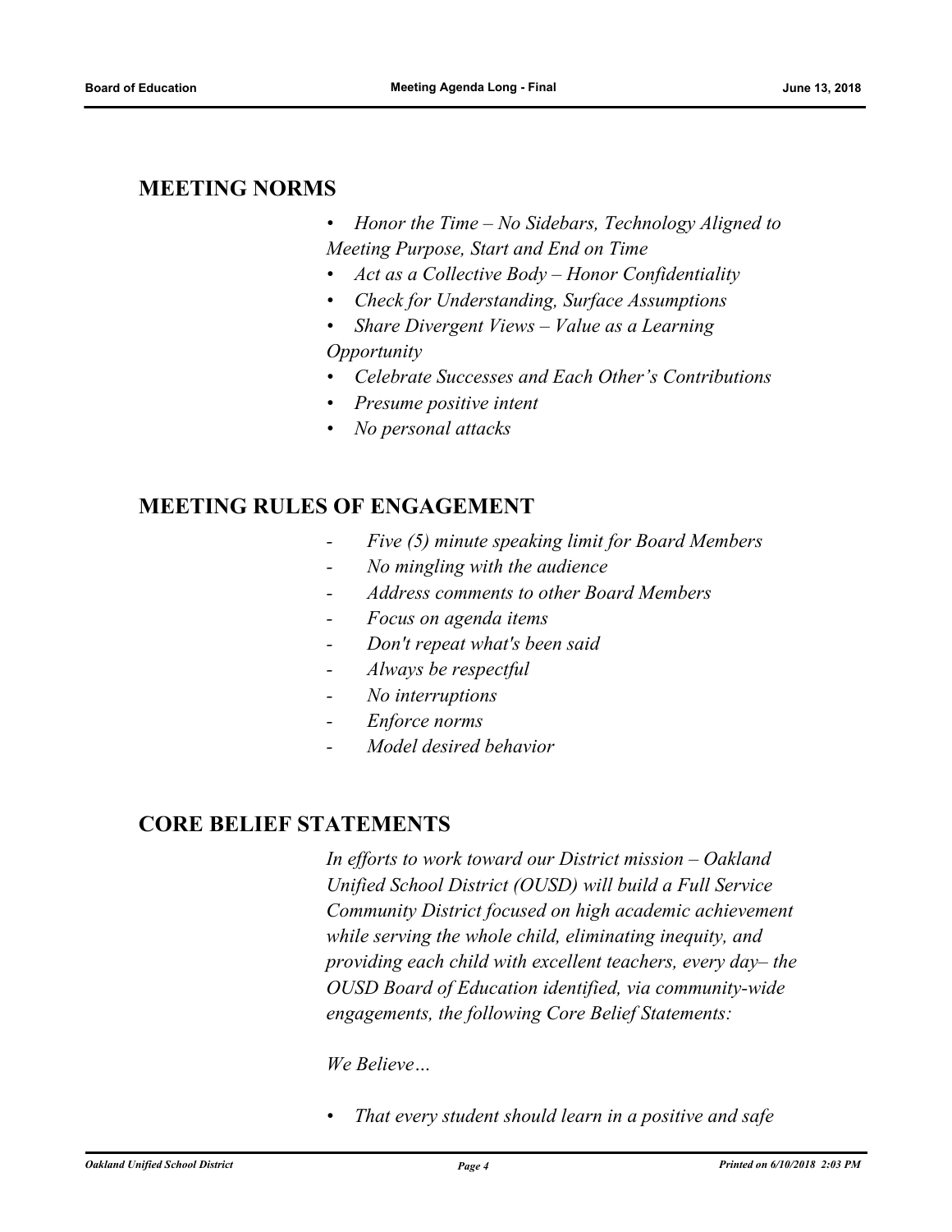## MEETING NORMS

- *Honor the Time – No Sidebars, Technology Aligned to Meeting Purpose, Start and End on Time*
- *Act as a Collective Body – Honor Confidentiality*
- *Check for Understanding, Surface Assumptions*
- *Share Divergent Views – Value as a Learning Opportunity*
- *Celebrate Successes and Each Other's Contributions*
- *Presume positive intent*
- *No personal attacks*

## MEETING RULES OF ENGAGEMENT

- *Five (5) minute speaking limit for Board Members*
- *No mingling with the audience*
- *Address comments to other Board Members*
- *Focus on agenda items*
- *Don't repeat what's been said*
- *Always be respectful*
- *No interruptions*
- *Enforce norms*
- *Model desired behavior*

## CORE BELIEF STATEMENTS

*In efforts to work toward our District mission – Oakland Unified School District (OUSD) will build a Full Service Community District focused on high academic achievement while serving the whole child, eliminating inequity, and providing each child with excellent teachers, every day– the OUSD Board of Education identified, via community-wide engagements, the following Core Belief Statements:*

*We Believe…*

- *That every student should learn in a positive and safe*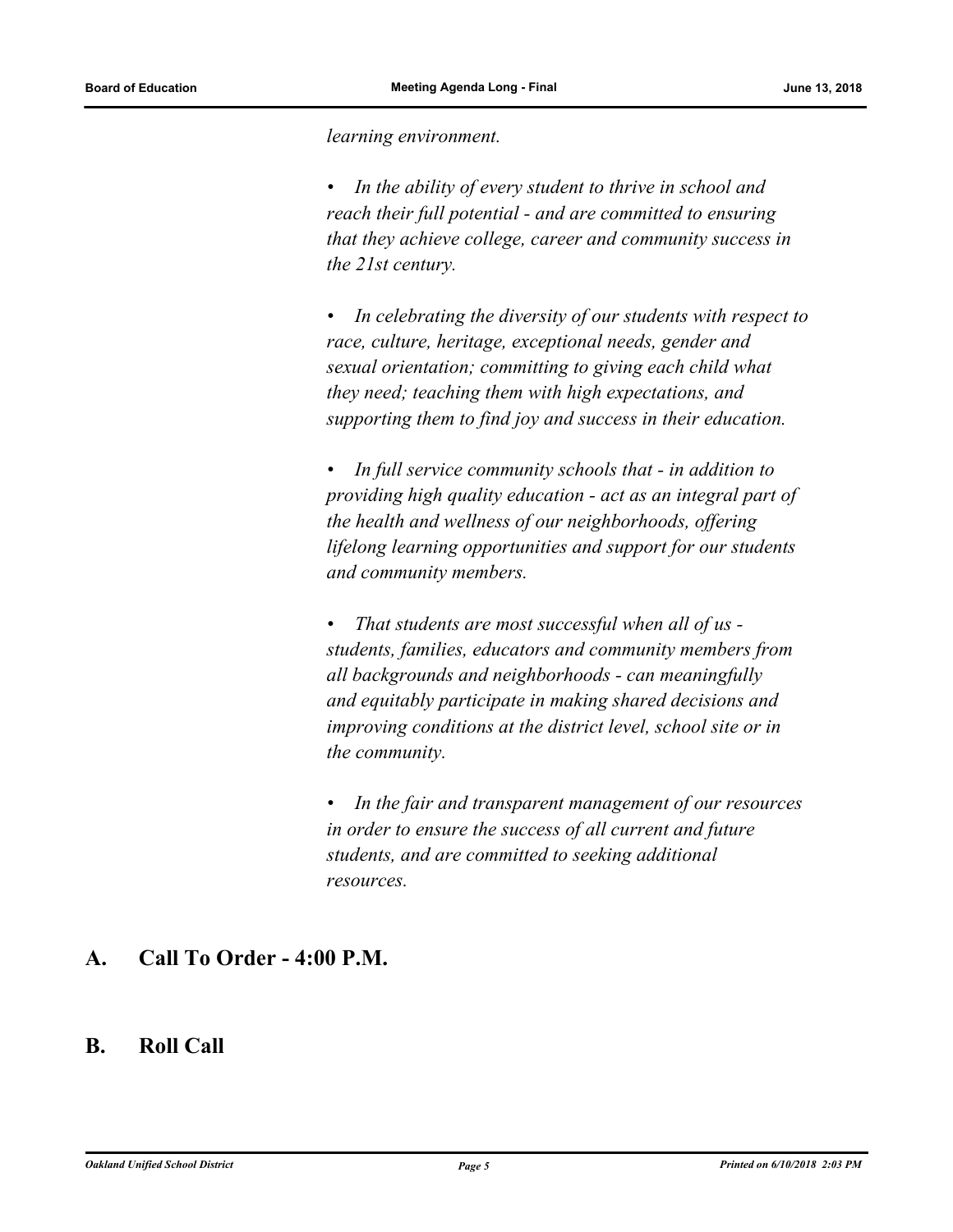*learning environment.*

- *In the ability of every student to thrive in school and reach their full potential - and are committed to ensuring that they achieve college, career and community success in the 21st century.*

- *In celebrating the diversity of our students with respect to race, culture, heritage, exceptional needs, gender and sexual orientation; committing to giving each child what they need; teaching them with high expectations, and supporting them to find joy and success in their education.*

- *In full service community schools that - in addition to providing high quality education - act as an integral part of the health and wellness of our neighborhoods, offering lifelong learning opportunities and support for our students and community members.*

- *That students are most successful when all of us - students, families, educators and community members from all backgrounds and neighborhoods - can meaningfully and equitably participate in making shared decisions and improving conditions at the district level, school site or in the community.*

- *In the fair and transparent management of our resources in order to ensure the success of all current and future students, and are committed to seeking additional resources.*

## A. Call To Order - 4:00 P.M.

## B. Roll Call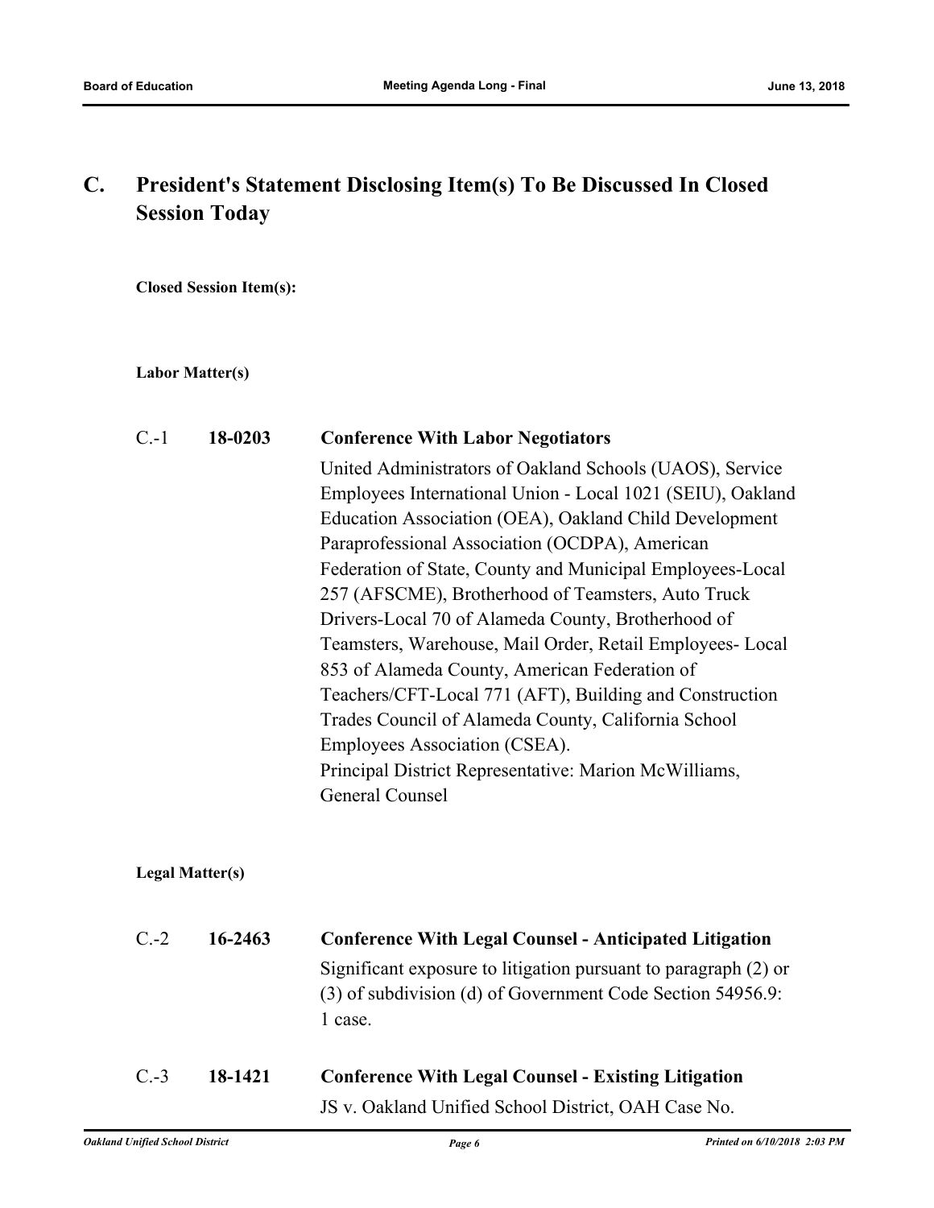## C. President's Statement Disclosing Item(s) To Be Discussed In Closed Session Today

**Closed Session Item(s):**

**Labor Matter(s)**

C.-1 **18-0203** **Conference With Labor Negotiators**

United Administrators of Oakland Schools (UAOS), Service Employees International Union - Local 1021 (SEIU), Oakland Education Association (OEA), Oakland Child Development Paraprofessional Association (OCDPA), American Federation of State, County and Municipal Employees-Local 257 (AFSCME), Brotherhood of Teamsters, Auto Truck Drivers-Local 70 of Alameda County, Brotherhood of Teamsters, Warehouse, Mail Order, Retail Employees- Local 853 of Alameda County, American Federation of Teachers/CFT-Local 771 (AFT), Building and Construction Trades Council of Alameda County, California School Employees Association (CSEA).
Principal District Representative: Marion McWilliams, General Counsel

**Legal Matter(s)**

C.-2 **16-2463** **Conference With Legal Counsel - Anticipated Litigation**

Significant exposure to litigation pursuant to paragraph (2) or (3) of subdivision (d) of Government Code Section 54956.9: 1 case.

C.-3 **18-1421** **Conference With Legal Counsel - Existing Litigation**

JS v. Oakland Unified School District, OAH Case No.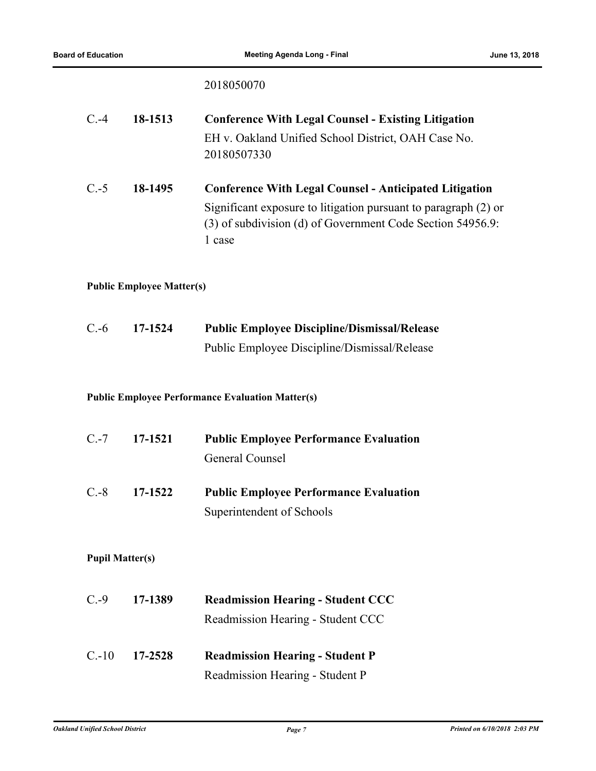2018050070

**C.-4 18-1513 Conference With Legal Counsel - Existing Litigation**

EH v. Oakland Unified School District, OAH Case No. 20180507330

**C.-5 18-1495 Conference With Legal Counsel - Anticipated Litigation**

Significant exposure to litigation pursuant to paragraph (2) or (3) of subdivision (d) of Government Code Section 54956.9: 1 case

**Public Employee Matter(s)**

**C.-6 17-1524 Public Employee Discipline/Dismissal/Release**

Public Employee Discipline/Dismissal/Release

**Public Employee Performance Evaluation Matter(s)**

**C.-7 17-1521 Public Employee Performance Evaluation**

General Counsel

**C.-8 17-1522 Public Employee Performance Evaluation**

Superintendent of Schools

**Pupil Matter(s)**

**C.-9 17-1389 Readmission Hearing - Student CCC**

Readmission Hearing - Student CCC

**C.-10 17-2528 Readmission Hearing - Student P**

Readmission Hearing - Student P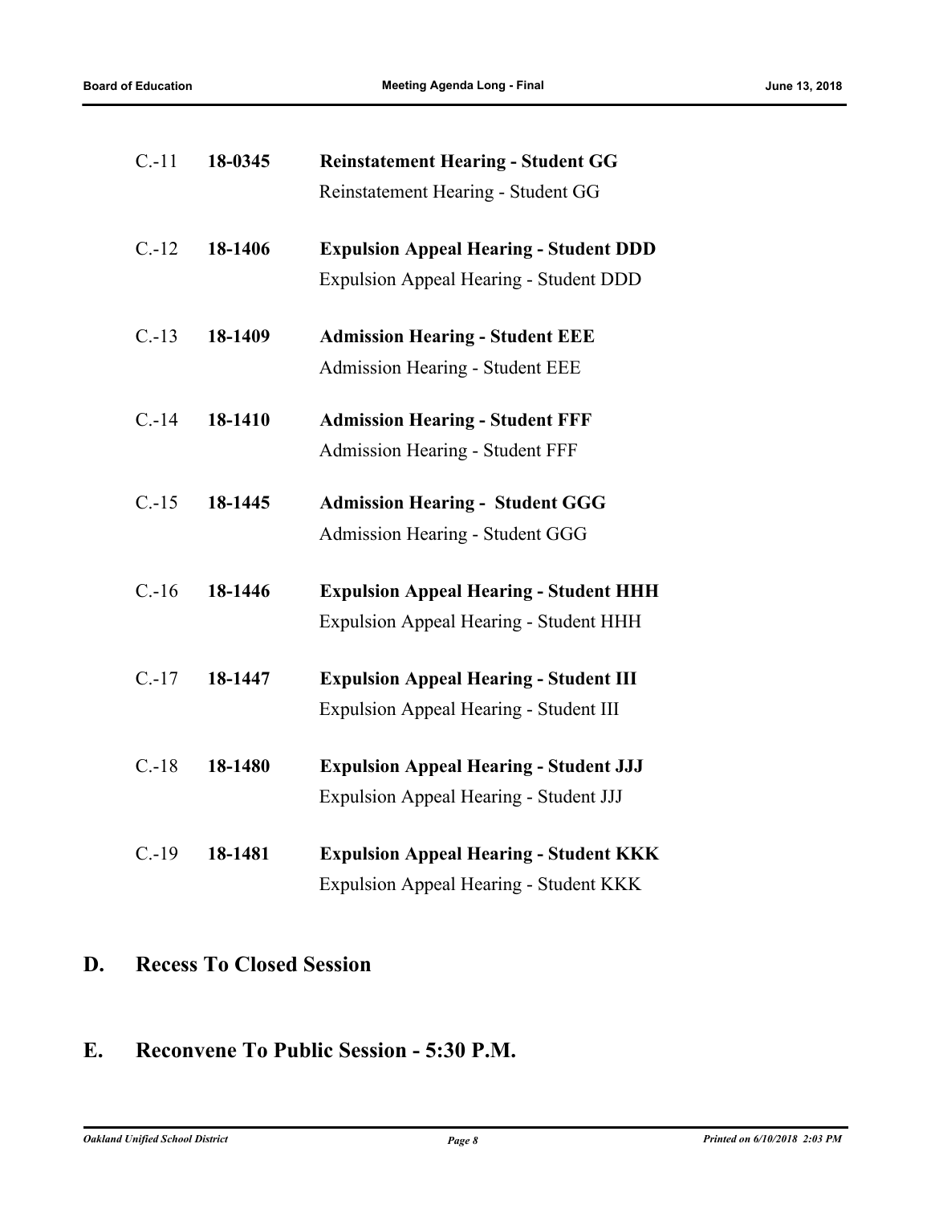C.-11 **18-0345** **Reinstatement Hearing - Student GG**
Reinstatement Hearing - Student GG

C.-12 **18-1406** **Expulsion Appeal Hearing - Student DDD**
Expulsion Appeal Hearing - Student DDD

C.-13 **18-1409** **Admission Hearing - Student EEE**
Admission Hearing - Student EEE

C.-14 **18-1410** **Admission Hearing - Student FFF**
Admission Hearing - Student FFF

C.-15 **18-1445** **Admission Hearing - Student GGG**
Admission Hearing - Student GGG

C.-16 **18-1446** **Expulsion Appeal Hearing - Student HHH**
Expulsion Appeal Hearing - Student HHH

C.-17 **18-1447** **Expulsion Appeal Hearing - Student III**
Expulsion Appeal Hearing - Student III

C.-18 **18-1480** **Expulsion Appeal Hearing - Student JJJ**
Expulsion Appeal Hearing - Student JJJ

C.-19 **18-1481** **Expulsion Appeal Hearing - Student KKK**
Expulsion Appeal Hearing - Student KKK

## D. Recess To Closed Session

## E. Reconvene To Public Session - 5:30 P.M.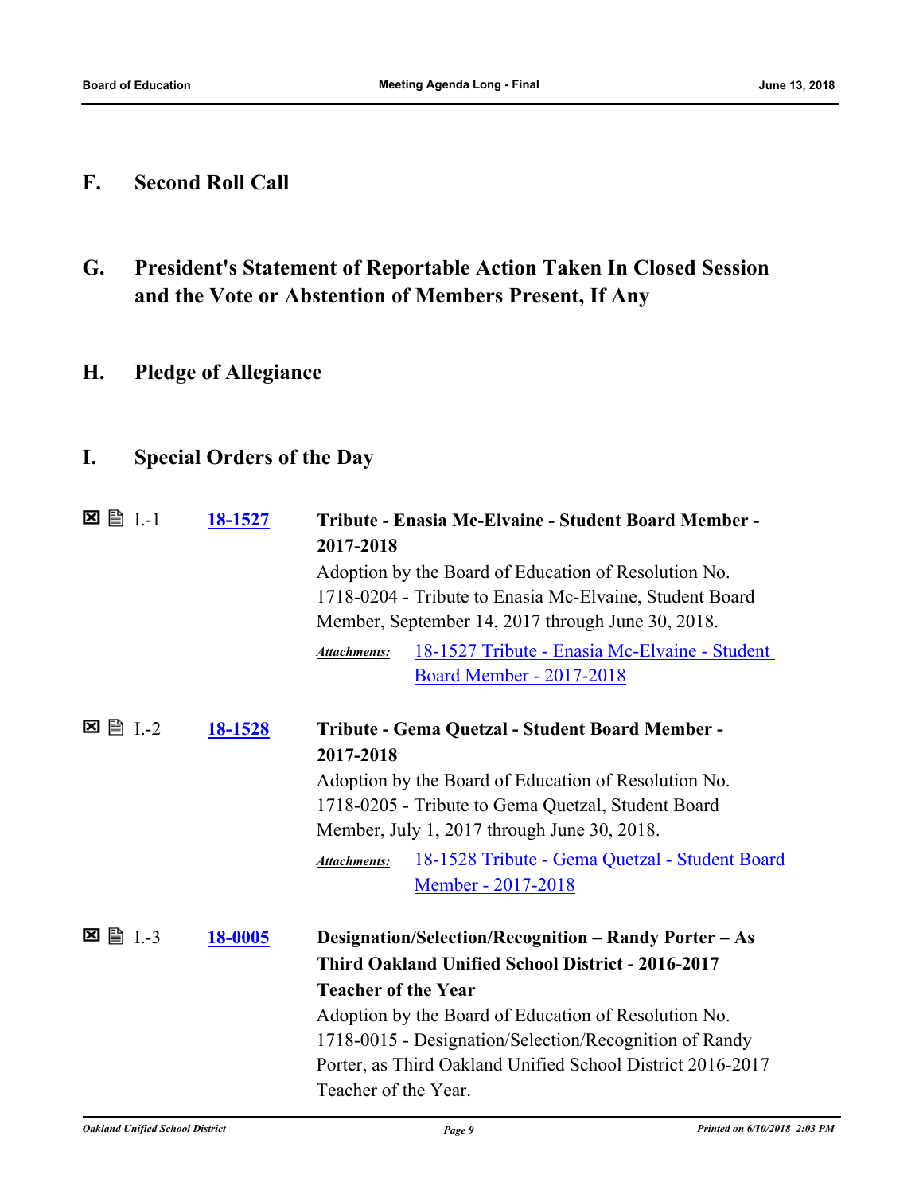## F. Second Roll Call

## G. President's Statement of Reportable Action Taken In Closed Session and the Vote or Abstention of Members Present, If Any

## H. Pledge of Allegiance

## I. Special Orders of the Day

☒ 🗎 I.-1 **18-1527** **Tribute - Enasia Mc-Elvaine - Student Board Member - 2017-2018**

Adoption by the Board of Education of Resolution No. 1718-0204 - Tribute to Enasia Mc-Elvaine, Student Board Member, September 14, 2017 through June 30, 2018.

***Attachments:*** 18-1527 Tribute - Enasia Mc-Elvaine - Student Board Member - 2017-2018

☒ 🗎 I.-2 **18-1528** **Tribute - Gema Quetzal - Student Board Member - 2017-2018**

Adoption by the Board of Education of Resolution No. 1718-0205 - Tribute to Gema Quetzal, Student Board Member, July 1, 2017 through June 30, 2018.

***Attachments:*** 18-1528 Tribute - Gema Quetzal - Student Board Member - 2017-2018

☒ 🗎 I.-3 **18-0005** **Designation/Selection/Recognition – Randy Porter – As Third Oakland Unified School District - 2016-2017 Teacher of the Year**

Adoption by the Board of Education of Resolution No. 1718-0015 - Designation/Selection/Recognition of Randy Porter, as Third Oakland Unified School District 2016-2017 Teacher of the Year.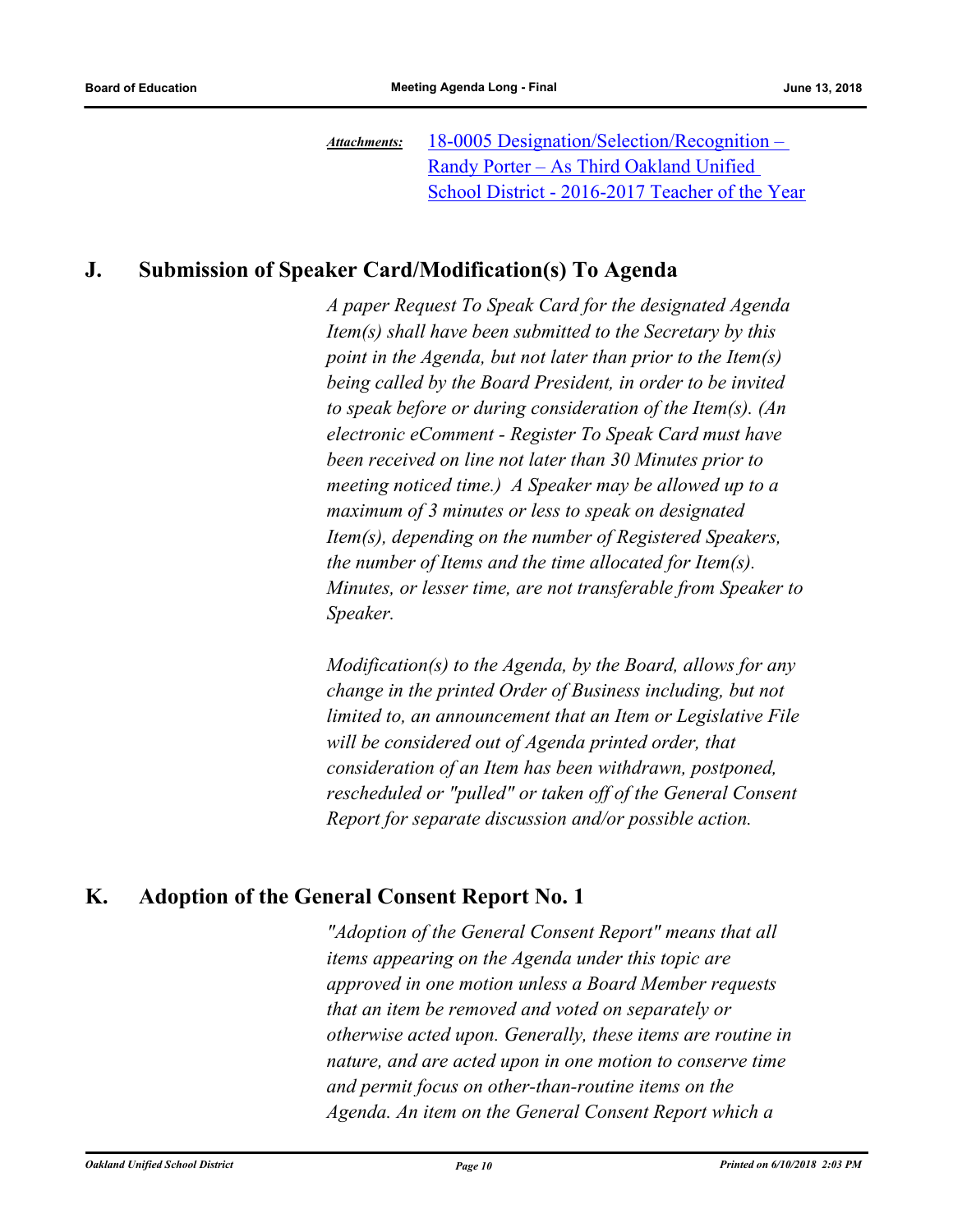***Attachments:*** [18-0005 Designation/Selection/Recognition – Randy Porter – As Third Oakland Unified School District - 2016-2017 Teacher of the Year]

## J. Submission of Speaker Card/Modification(s) To Agenda

*A paper Request To Speak Card for the designated Agenda Item(s) shall have been submitted to the Secretary by this point in the Agenda, but not later than prior to the Item(s) being called by the Board President, in order to be invited to speak before or during consideration of the Item(s). (An electronic eComment - Register To Speak Card must have been received on line not later than 30 Minutes prior to meeting noticed time.) A Speaker may be allowed up to a maximum of 3 minutes or less to speak on designated Item(s), depending on the number of Registered Speakers, the number of Items and the time allocated for Item(s). Minutes, or lesser time, are not transferable from Speaker to Speaker.*

*Modification(s) to the Agenda, by the Board, allows for any change in the printed Order of Business including, but not limited to, an announcement that an Item or Legislative File will be considered out of Agenda printed order, that consideration of an Item has been withdrawn, postponed, rescheduled or "pulled" or taken off of the General Consent Report for separate discussion and/or possible action.*

## K. Adoption of the General Consent Report No. 1

*"Adoption of the General Consent Report" means that all items appearing on the Agenda under this topic are approved in one motion unless a Board Member requests that an item be removed and voted on separately or otherwise acted upon. Generally, these items are routine in nature, and are acted upon in one motion to conserve time and permit focus on other-than-routine items on the Agenda. An item on the General Consent Report which a*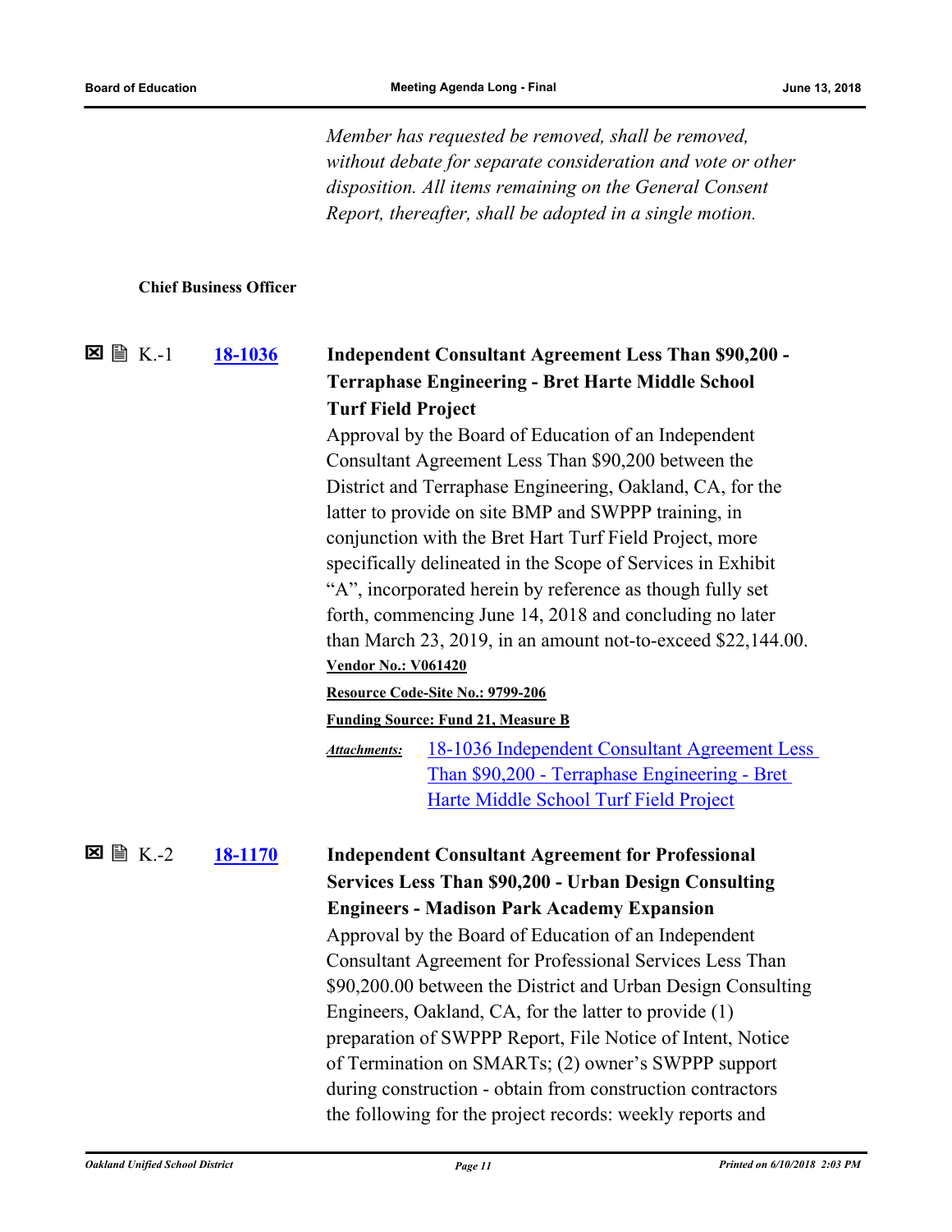*Member has requested be removed, shall be removed, without debate for separate consideration and vote or other disposition. All items remaining on the General Consent Report, thereafter, shall be adopted in a single motion.*

**Chief Business Officer**

☒ 🗎 K.-1 **18-1036** **Independent Consultant Agreement Less Than $90,200 - Terraphase Engineering - Bret Harte Middle School Turf Field Project**

Approval by the Board of Education of an Independent Consultant Agreement Less Than $90,200 between the District and Terraphase Engineering, Oakland, CA, for the latter to provide on site BMP and SWPPP training, in conjunction with the Bret Hart Turf Field Project, more specifically delineated in the Scope of Services in Exhibit "A", incorporated herein by reference as though fully set forth, commencing June 14, 2018 and concluding no later than March 23, 2019, in an amount not-to-exceed $22,144.00.

**Vendor No.: V061420**

**Resource Code-Site No.: 9799-206**

**Funding Source: Fund 21, Measure B**

***Attachments:*** 18-1036 Independent Consultant Agreement Less Than $90,200 - Terraphase Engineering - Bret Harte Middle School Turf Field Project

☒ 🗎 K.-2 **18-1170** **Independent Consultant Agreement for Professional Services Less Than $90,200 - Urban Design Consulting Engineers - Madison Park Academy Expansion**

Approval by the Board of Education of an Independent Consultant Agreement for Professional Services Less Than $90,200.00 between the District and Urban Design Consulting Engineers, Oakland, CA, for the latter to provide (1) preparation of SWPPP Report, File Notice of Intent, Notice of Termination on SMARTs; (2) owner's SWPPP support during construction - obtain from construction contractors the following for the project records: weekly reports and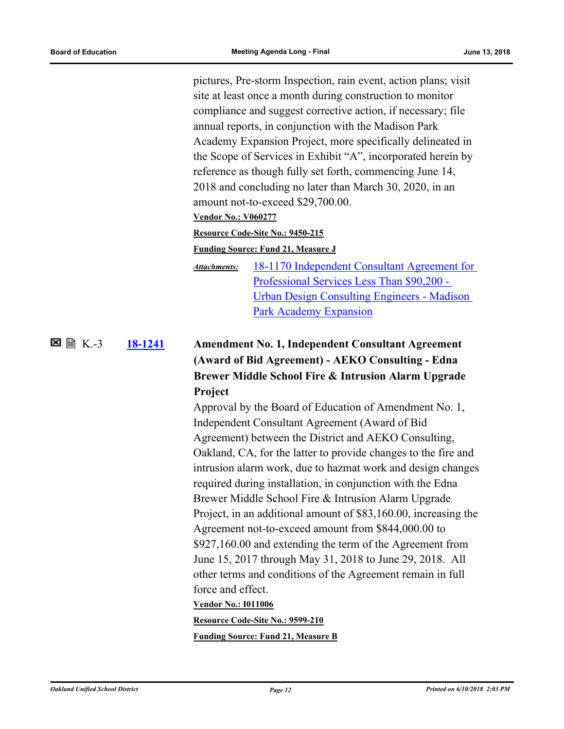pictures, Pre-storm Inspection, rain event, action plans; visit site at least once a month during construction to monitor compliance and suggest corrective action, if necessary; file annual reports, in conjunction with the Madison Park Academy Expansion Project, more specifically delineated in the Scope of Services in Exhibit "A", incorporated herein by reference as though fully set forth, commencing June 14, 2018 and concluding no later than March 30, 2020, in an amount not-to-exceed $29,700.00.

**Vendor No.: V060277**

**Resource Code-Site No.: 9450-215**

**Funding Source: Fund 21, Measure J**

*Attachments:* 18-1170 Independent Consultant Agreement for Professional Services Less Than $90,200 - Urban Design Consulting Engineers - Madison Park Academy Expansion

K.-3 **18-1241** **Amendment No. 1, Independent Consultant Agreement (Award of Bid Agreement) - AEKO Consulting - Edna Brewer Middle School Fire & Intrusion Alarm Upgrade Project**

Approval by the Board of Education of Amendment No. 1, Independent Consultant Agreement (Award of Bid Agreement) between the District and AEKO Consulting, Oakland, CA, for the latter to provide changes to the fire and intrusion alarm work, due to hazmat work and design changes required during installation, in conjunction with the Edna Brewer Middle School Fire & Intrusion Alarm Upgrade Project, in an additional amount of $83,160.00, increasing the Agreement not-to-exceed amount from $844,000.00 to $927,160.00 and extending the term of the Agreement from June 15, 2017 through May 31, 2018 to June 29, 2018. All other terms and conditions of the Agreement remain in full force and effect.

**Vendor No.: I011006**

**Resource Code-Site No.: 9599-210**

**Funding Source: Fund 21, Measure B**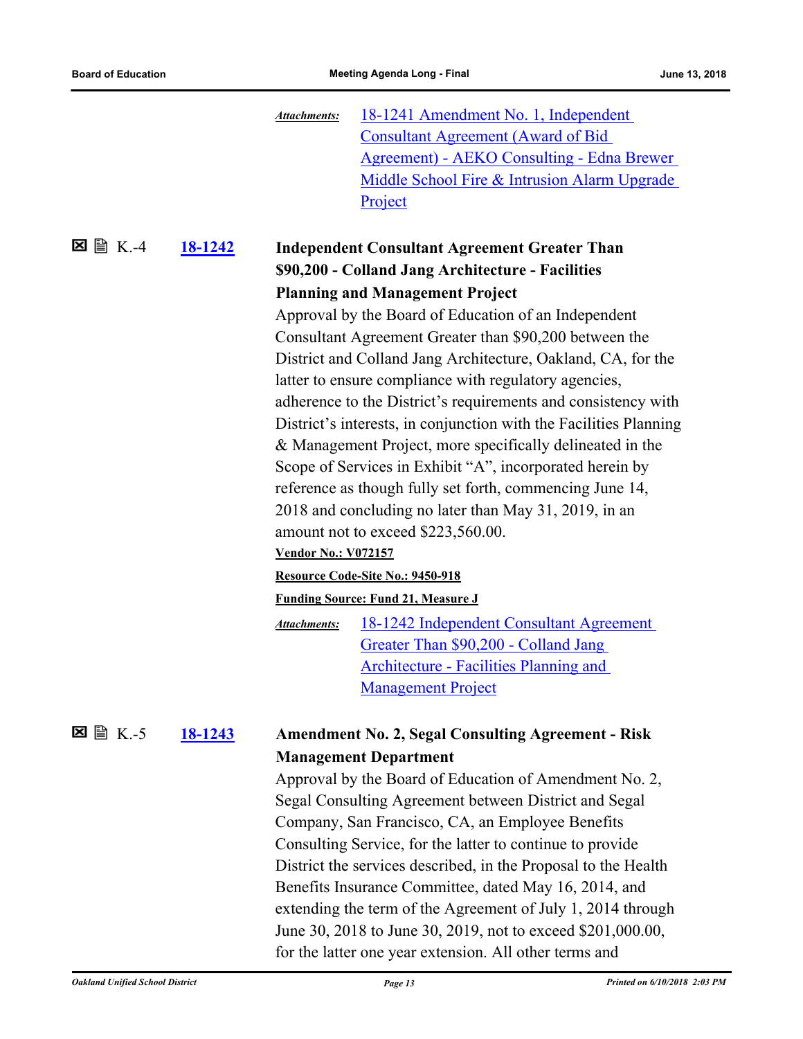*Attachments:* 18-1241 Amendment No. 1, Independent Consultant Agreement (Award of Bid Agreement) - AEKO Consulting - Edna Brewer Middle School Fire & Intrusion Alarm Upgrade Project

☒ 🗎 K.-4 **18-1242** **Independent Consultant Agreement Greater Than $90,200 - Colland Jang Architecture - Facilities Planning and Management Project**

Approval by the Board of Education of an Independent Consultant Agreement Greater than $90,200 between the District and Colland Jang Architecture, Oakland, CA, for the latter to ensure compliance with regulatory agencies, adherence to the District's requirements and consistency with District's interests, in conjunction with the Facilities Planning & Management Project, more specifically delineated in the Scope of Services in Exhibit "A", incorporated herein by reference as though fully set forth, commencing June 14, 2018 and concluding no later than May 31, 2019, in an amount not to exceed $223,560.00.

**Vendor No.: V072157**

**Resource Code-Site No.: 9450-918**

**Funding Source: Fund 21, Measure J**

*Attachments:* 18-1242 Independent Consultant Agreement Greater Than $90,200 - Colland Jang Architecture - Facilities Planning and Management Project

☒ 🗎 K.-5 **18-1243** **Amendment No. 2, Segal Consulting Agreement - Risk Management Department**

Approval by the Board of Education of Amendment No. 2, Segal Consulting Agreement between District and Segal Company, San Francisco, CA, an Employee Benefits Consulting Service, for the latter to continue to provide District the services described, in the Proposal to the Health Benefits Insurance Committee, dated May 16, 2014, and extending the term of the Agreement of July 1, 2014 through June 30, 2018 to June 30, 2019, not to exceed $201,000.00, for the latter one year extension. All other terms and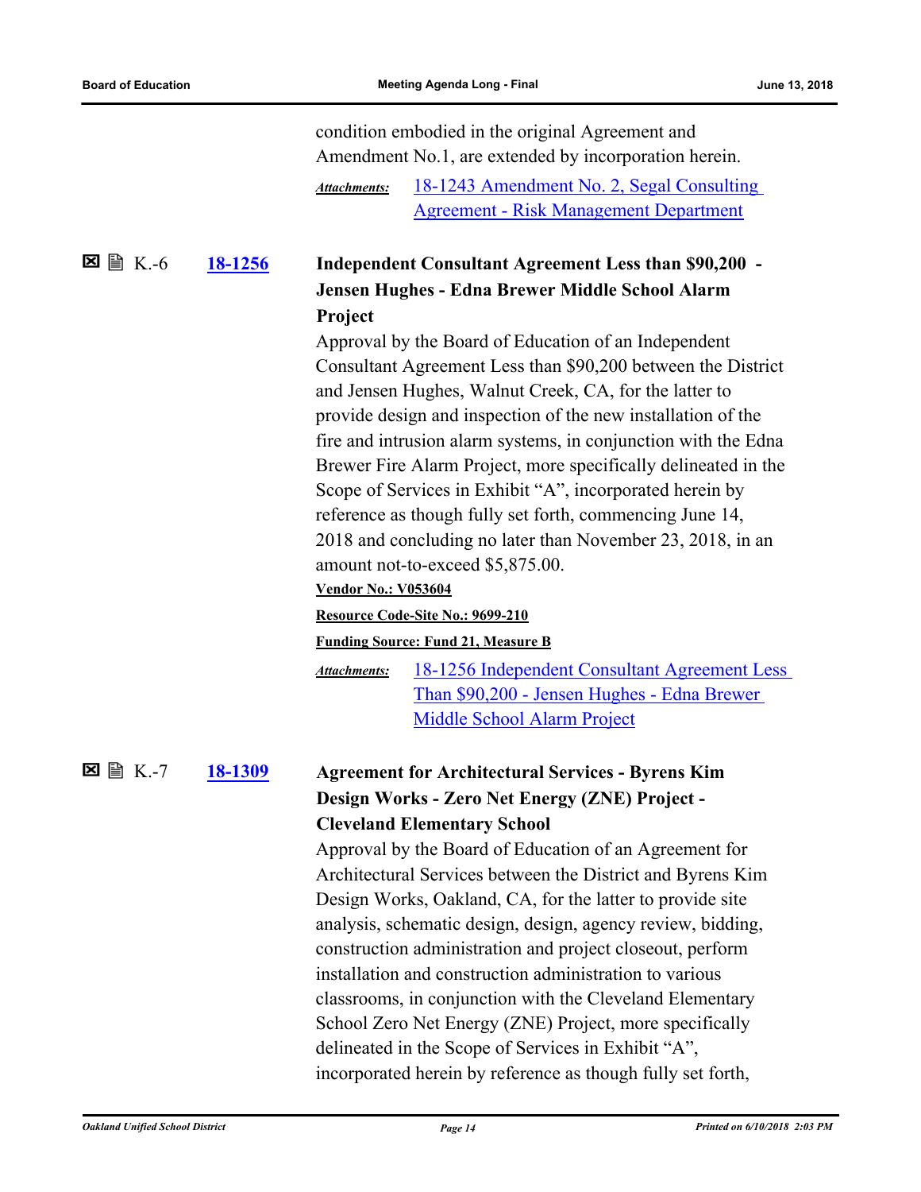condition embodied in the original Agreement and Amendment No.1, are extended by incorporation herein.

***Attachments:*** 18-1243 Amendment No. 2, Segal Consulting Agreement - Risk Management Department

☒ 🗎 K.-6 **18-1256** **Independent Consultant Agreement Less than $90,200 - Jensen Hughes - Edna Brewer Middle School Alarm Project**

Approval by the Board of Education of an Independent Consultant Agreement Less than $90,200 between the District and Jensen Hughes, Walnut Creek, CA, for the latter to provide design and inspection of the new installation of the fire and intrusion alarm systems, in conjunction with the Edna Brewer Fire Alarm Project, more specifically delineated in the Scope of Services in Exhibit "A", incorporated herein by reference as though fully set forth, commencing June 14, 2018 and concluding no later than November 23, 2018, in an amount not-to-exceed $5,875.00.

**Vendor No.: V053604**

**Resource Code-Site No.: 9699-210**

**Funding Source: Fund 21, Measure B**

***Attachments:*** 18-1256 Independent Consultant Agreement Less Than $90,200 - Jensen Hughes - Edna Brewer Middle School Alarm Project

☒ 🗎 K.-7 **18-1309** **Agreement for Architectural Services - Byrens Kim Design Works - Zero Net Energy (ZNE) Project - Cleveland Elementary School**

Approval by the Board of Education of an Agreement for Architectural Services between the District and Byrens Kim Design Works, Oakland, CA, for the latter to provide site analysis, schematic design, design, agency review, bidding, construction administration and project closeout, perform installation and construction administration to various classrooms, in conjunction with the Cleveland Elementary School Zero Net Energy (ZNE) Project, more specifically delineated in the Scope of Services in Exhibit "A", incorporated herein by reference as though fully set forth,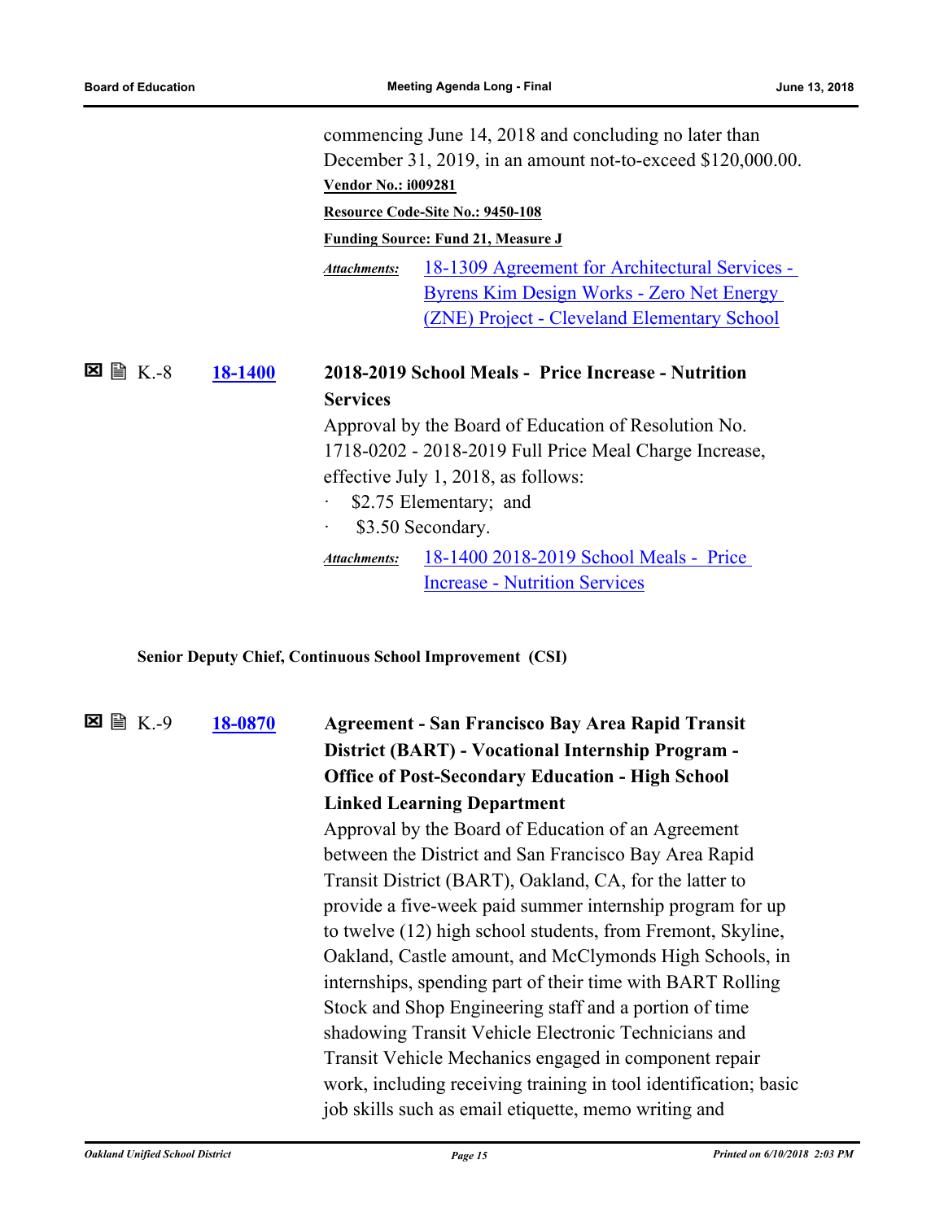commencing June 14, 2018 and concluding no later than December 31, 2019, in an amount not-to-exceed $120,000.00.

**Vendor No.: i009281**

**Resource Code-Site No.: 9450-108**

**Funding Source: Fund 21, Measure J**

*Attachments:* 18-1309 Agreement for Architectural Services - Byrens Kim Design Works - Zero Net Energy (ZNE) Project - Cleveland Elementary School

☒ 🖹 K.-8 **18-1400** **2018-2019 School Meals - Price Increase - Nutrition Services**

Approval by the Board of Education of Resolution No. 1718-0202 - 2018-2019 Full Price Meal Charge Increase, effective July 1, 2018, as follows:

- $2.75 Elementary; and
- $3.50 Secondary.

*Attachments:* 18-1400 2018-2019 School Meals - Price Increase - Nutrition Services

**Senior Deputy Chief, Continuous School Improvement (CSI)**

☒ 🖹 K.-9 **18-0870** **Agreement - San Francisco Bay Area Rapid Transit District (BART) - Vocational Internship Program - Office of Post-Secondary Education - High School Linked Learning Department**

Approval by the Board of Education of an Agreement between the District and San Francisco Bay Area Rapid Transit District (BART), Oakland, CA, for the latter to provide a five-week paid summer internship program for up to twelve (12) high school students, from Fremont, Skyline, Oakland, Castle amount, and McClymonds High Schools, in internships, spending part of their time with BART Rolling Stock and Shop Engineering staff and a portion of time shadowing Transit Vehicle Electronic Technicians and Transit Vehicle Mechanics engaged in component repair work, including receiving training in tool identification; basic job skills such as email etiquette, memo writing and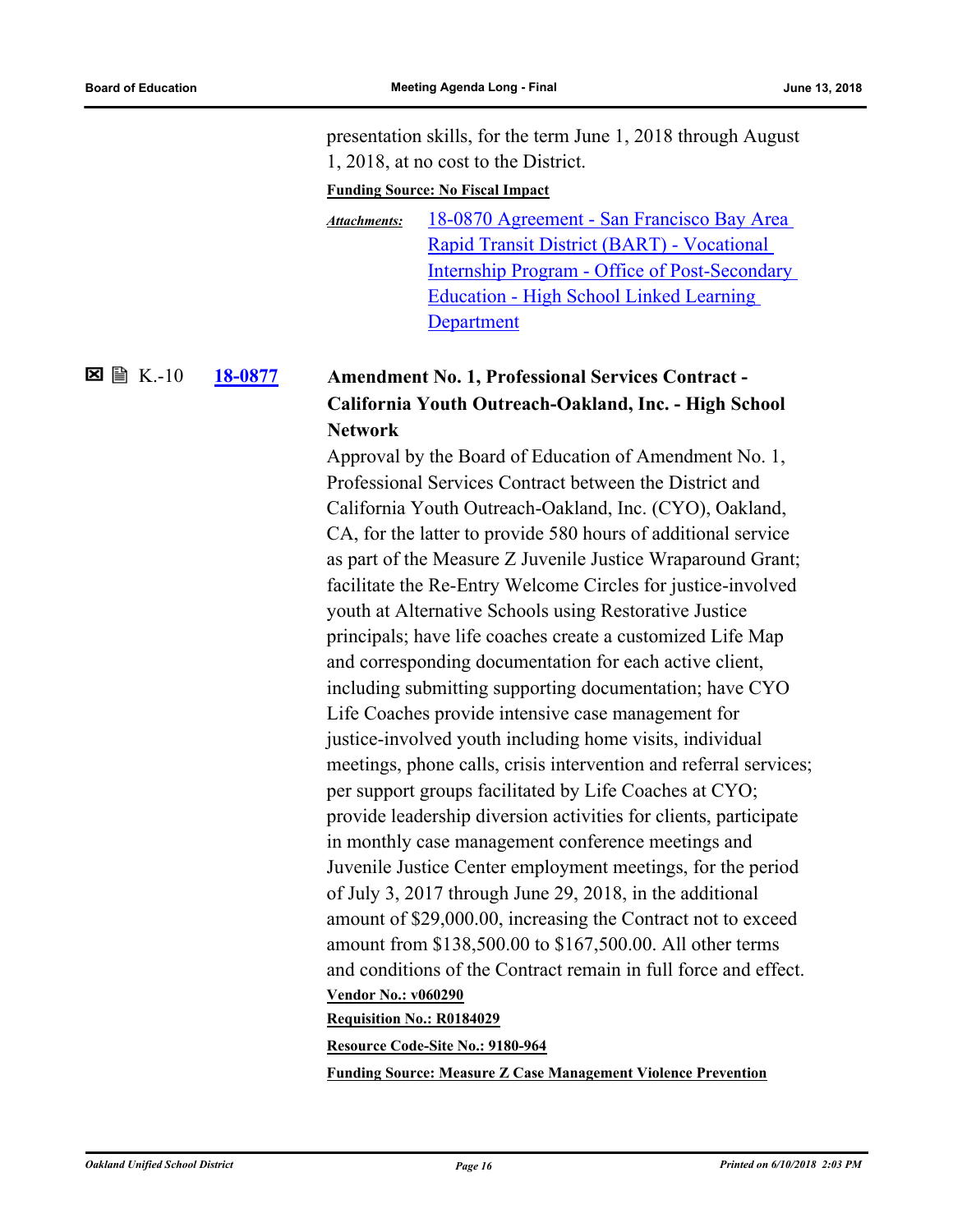presentation skills, for the term June 1, 2018 through August 1, 2018, at no cost to the District.

**Funding Source: No Fiscal Impact**

*Attachments:* [18-0870 Agreement - San Francisco Bay Area Rapid Transit District (BART) - Vocational Internship Program - Office of Post-Secondary Education - High School Linked Learning Department]()

☒ 🖹 K.-10 **[18-0877]()** **Amendment No. 1, Professional Services Contract - California Youth Outreach-Oakland, Inc. - High School Network**

Approval by the Board of Education of Amendment No. 1, Professional Services Contract between the District and California Youth Outreach-Oakland, Inc. (CYO), Oakland, CA, for the latter to provide 580 hours of additional service as part of the Measure Z Juvenile Justice Wraparound Grant; facilitate the Re-Entry Welcome Circles for justice-involved youth at Alternative Schools using Restorative Justice principals; have life coaches create a customized Life Map and corresponding documentation for each active client, including submitting supporting documentation; have CYO Life Coaches provide intensive case management for justice-involved youth including home visits, individual meetings, phone calls, crisis intervention and referral services; per support groups facilitated by Life Coaches at CYO; provide leadership diversion activities for clients, participate in monthly case management conference meetings and Juvenile Justice Center employment meetings, for the period of July 3, 2017 through June 29, 2018, in the additional amount of $29,000.00, increasing the Contract not to exceed amount from $138,500.00 to $167,500.00. All other terms and conditions of the Contract remain in full force and effect.

**Vendor No.: v060290**

**Requisition No.: R0184029**

**Resource Code-Site No.: 9180-964**

**Funding Source: Measure Z Case Management Violence Prevention**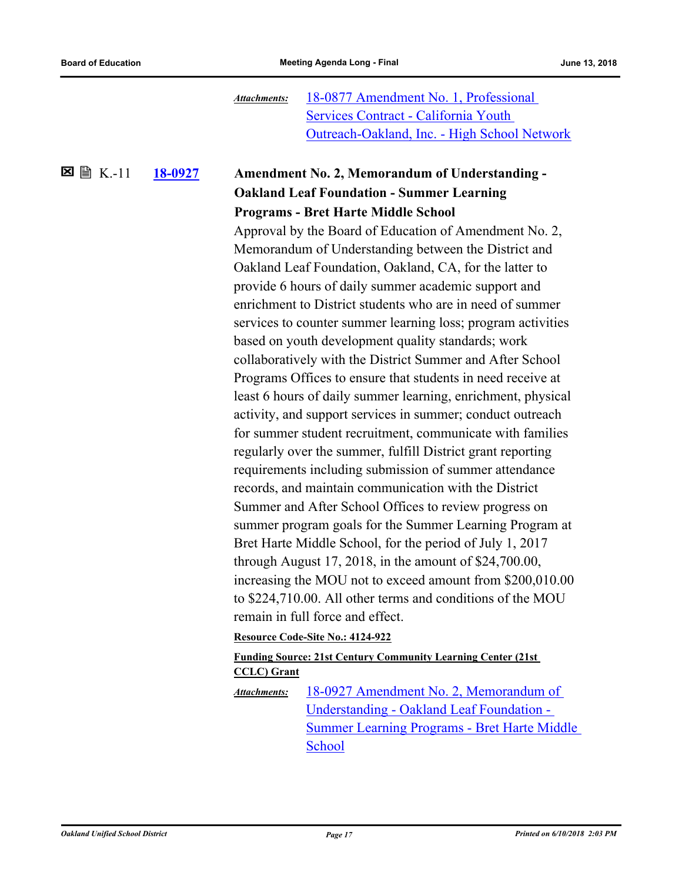*Attachments:* 18-0877 Amendment No. 1, Professional Services Contract - California Youth Outreach-Oakland, Inc. - High School Network

☒ 🖹 K.-11 **18-0927** **Amendment No. 2, Memorandum of Understanding - Oakland Leaf Foundation - Summer Learning Programs - Bret Harte Middle School**

Approval by the Board of Education of Amendment No. 2, Memorandum of Understanding between the District and Oakland Leaf Foundation, Oakland, CA, for the latter to provide 6 hours of daily summer academic support and enrichment to District students who are in need of summer services to counter summer learning loss; program activities based on youth development quality standards; work collaboratively with the District Summer and After School Programs Offices to ensure that students in need receive at least 6 hours of daily summer learning, enrichment, physical activity, and support services in summer; conduct outreach for summer student recruitment, communicate with families regularly over the summer, fulfill District grant reporting requirements including submission of summer attendance records, and maintain communication with the District Summer and After School Offices to review progress on summer program goals for the Summer Learning Program at Bret Harte Middle School, for the period of July 1, 2017 through August 17, 2018, in the amount of $24,700.00, increasing the MOU not to exceed amount from $200,010.00 to $224,710.00. All other terms and conditions of the MOU remain in full force and effect.

**Resource Code-Site No.: 4124-922**

**Funding Source: 21st Century Community Learning Center (21st CCLC) Grant**

*Attachments:* 18-0927 Amendment No. 2, Memorandum of Understanding - Oakland Leaf Foundation - Summer Learning Programs - Bret Harte Middle School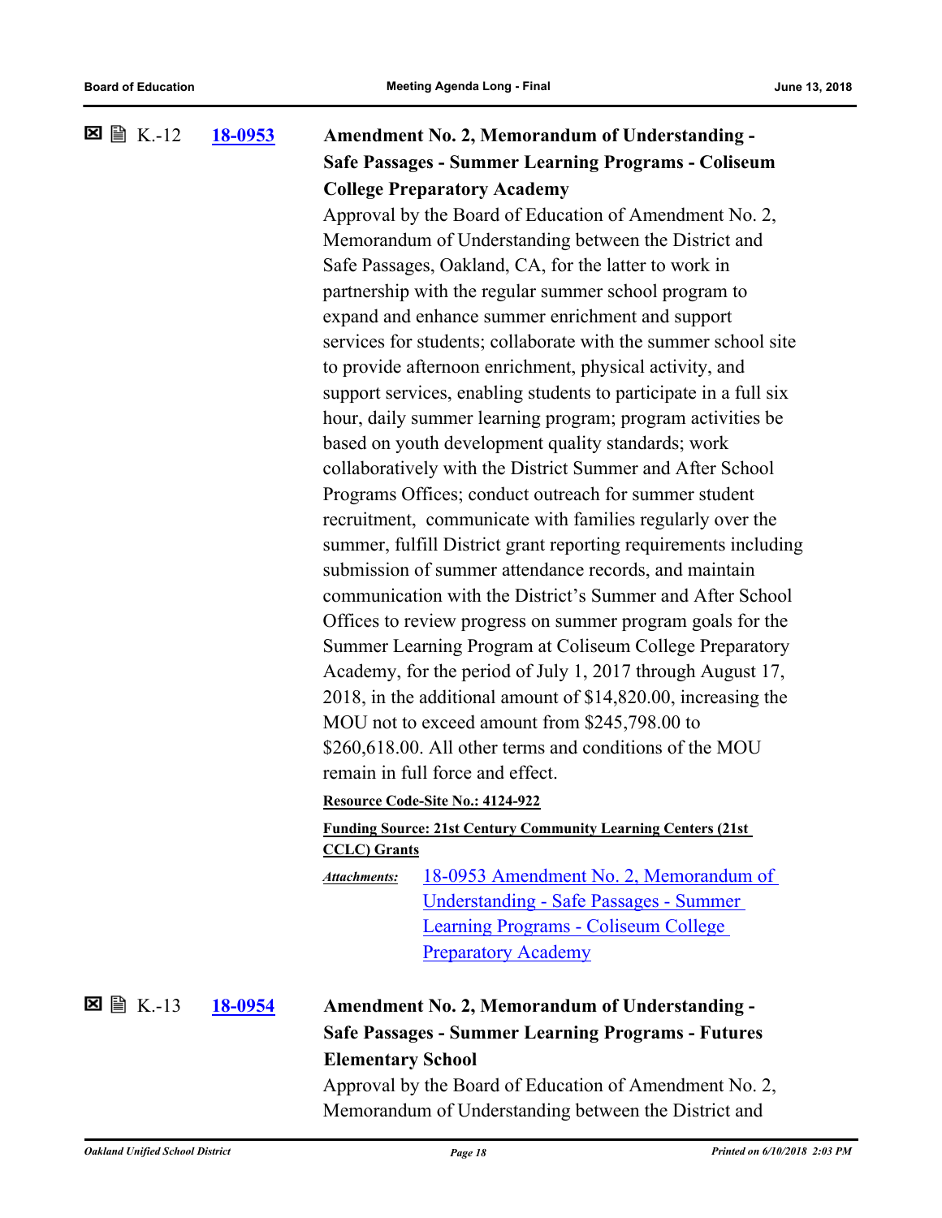☒ 🖹 K.-12 **18-0953** **Amendment No. 2, Memorandum of Understanding - Safe Passages - Summer Learning Programs - Coliseum College Preparatory Academy**

Approval by the Board of Education of Amendment No. 2, Memorandum of Understanding between the District and Safe Passages, Oakland, CA, for the latter to work in partnership with the regular summer school program to expand and enhance summer enrichment and support services for students; collaborate with the summer school site to provide afternoon enrichment, physical activity, and support services, enabling students to participate in a full six hour, daily summer learning program; program activities be based on youth development quality standards; work collaboratively with the District Summer and After School Programs Offices; conduct outreach for summer student recruitment, communicate with families regularly over the summer, fulfill District grant reporting requirements including submission of summer attendance records, and maintain communication with the District's Summer and After School Offices to review progress on summer program goals for the Summer Learning Program at Coliseum College Preparatory Academy, for the period of July 1, 2017 through August 17, 2018, in the additional amount of $14,820.00, increasing the MOU not to exceed amount from $245,798.00 to $260,618.00. All other terms and conditions of the MOU remain in full force and effect.

**Resource Code-Site No.: 4124-922**

**Funding Source: 21st Century Community Learning Centers (21st CCLC) Grants**

*Attachments:* 18-0953 Amendment No. 2, Memorandum of Understanding - Safe Passages - Summer Learning Programs - Coliseum College Preparatory Academy

☒ 🖹 K.-13 **18-0954** **Amendment No. 2, Memorandum of Understanding - Safe Passages - Summer Learning Programs - Futures Elementary School**

Approval by the Board of Education of Amendment No. 2, Memorandum of Understanding between the District and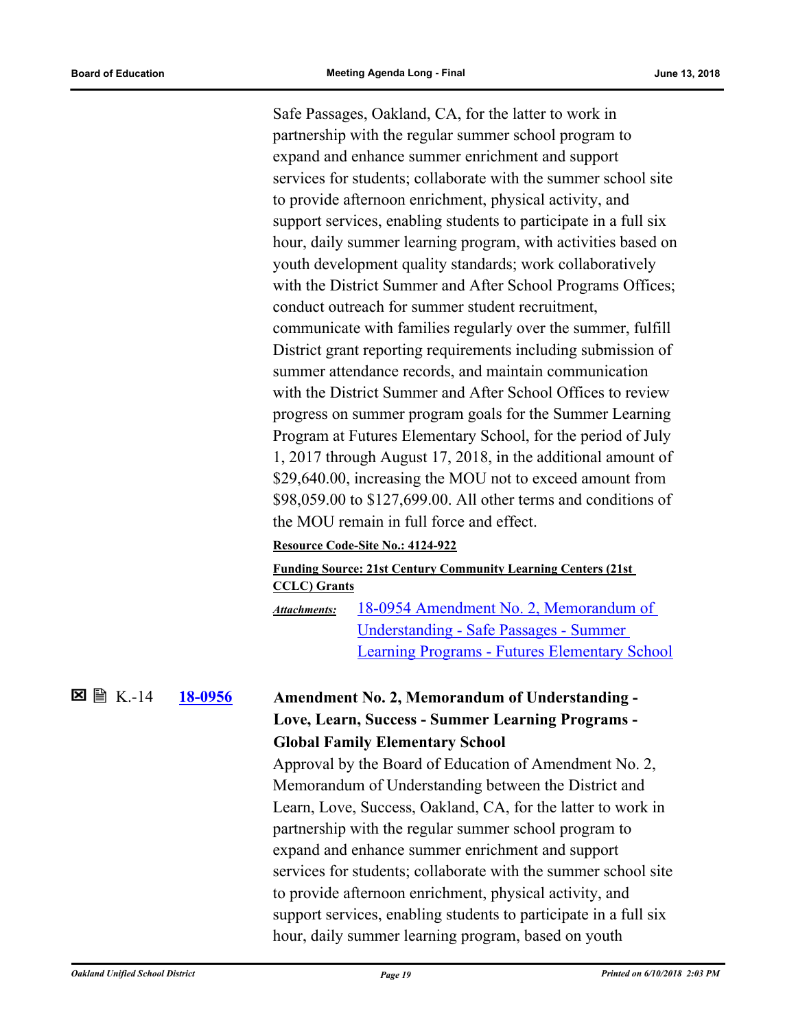Safe Passages, Oakland, CA, for the latter to work in partnership with the regular summer school program to expand and enhance summer enrichment and support services for students; collaborate with the summer school site to provide afternoon enrichment, physical activity, and support services, enabling students to participate in a full six hour, daily summer learning program, with activities based on youth development quality standards; work collaboratively with the District Summer and After School Programs Offices; conduct outreach for summer student recruitment, communicate with families regularly over the summer, fulfill District grant reporting requirements including submission of summer attendance records, and maintain communication with the District Summer and After School Offices to review progress on summer program goals for the Summer Learning Program at Futures Elementary School, for the period of July 1, 2017 through August 17, 2018, in the additional amount of $29,640.00, increasing the MOU not to exceed amount from $98,059.00 to $127,699.00. All other terms and conditions of the MOU remain in full force and effect.

**Resource Code-Site No.: 4124-922**

**Funding Source: 21st Century Community Learning Centers (21st CCLC) Grants**

*Attachments:* 18-0954 Amendment No. 2, Memorandum of Understanding - Safe Passages - Summer Learning Programs - Futures Elementary School

☒ K.-14 **18-0956** **Amendment No. 2, Memorandum of Understanding - Love, Learn, Success - Summer Learning Programs - Global Family Elementary School**

Approval by the Board of Education of Amendment No. 2, Memorandum of Understanding between the District and Learn, Love, Success, Oakland, CA, for the latter to work in partnership with the regular summer school program to expand and enhance summer enrichment and support services for students; collaborate with the summer school site to provide afternoon enrichment, physical activity, and support services, enabling students to participate in a full six hour, daily summer learning program, based on youth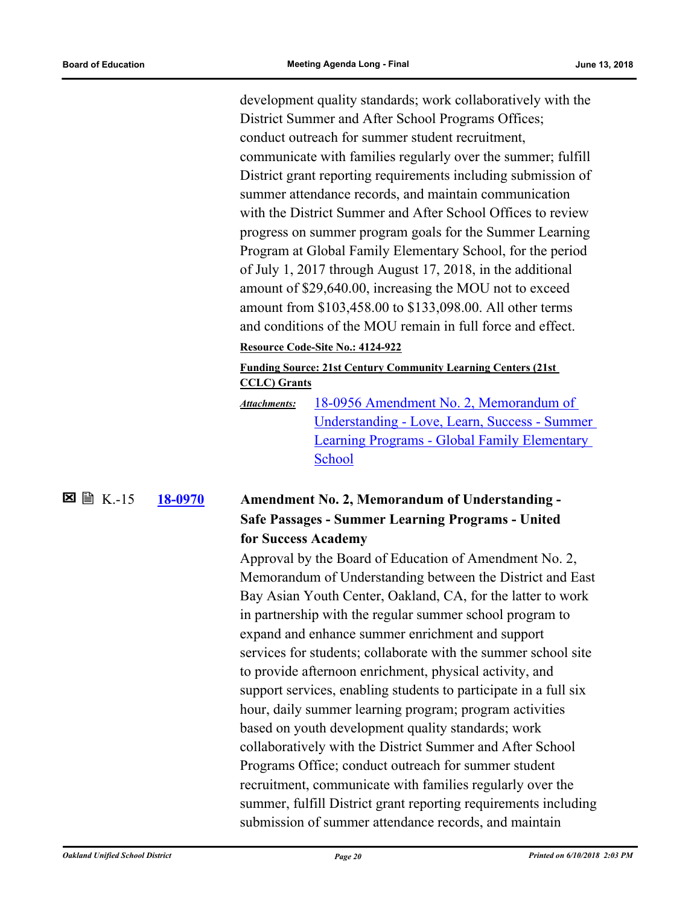development quality standards; work collaboratively with the District Summer and After School Programs Offices; conduct outreach for summer student recruitment, communicate with families regularly over the summer; fulfill District grant reporting requirements including submission of summer attendance records, and maintain communication with the District Summer and After School Offices to review progress on summer program goals for the Summer Learning Program at Global Family Elementary School, for the period of July 1, 2017 through August 17, 2018, in the additional amount of $29,640.00, increasing the MOU not to exceed amount from $103,458.00 to $133,098.00. All other terms and conditions of the MOU remain in full force and effect.

**Resource Code-Site No.: 4124-922**

**Funding Source: 21st Century Community Learning Centers (21st CCLC) Grants**

*Attachments:* 18-0956 Amendment No. 2, Memorandum of Understanding - Love, Learn, Success - Summer Learning Programs - Global Family Elementary School

☒ K.-15 **18-0970** **Amendment No. 2, Memorandum of Understanding - Safe Passages - Summer Learning Programs - United for Success Academy**

Approval by the Board of Education of Amendment No. 2, Memorandum of Understanding between the District and East Bay Asian Youth Center, Oakland, CA, for the latter to work in partnership with the regular summer school program to expand and enhance summer enrichment and support services for students; collaborate with the summer school site to provide afternoon enrichment, physical activity, and support services, enabling students to participate in a full six hour, daily summer learning program; program activities based on youth development quality standards; work collaboratively with the District Summer and After School Programs Office; conduct outreach for summer student recruitment, communicate with families regularly over the summer, fulfill District grant reporting requirements including submission of summer attendance records, and maintain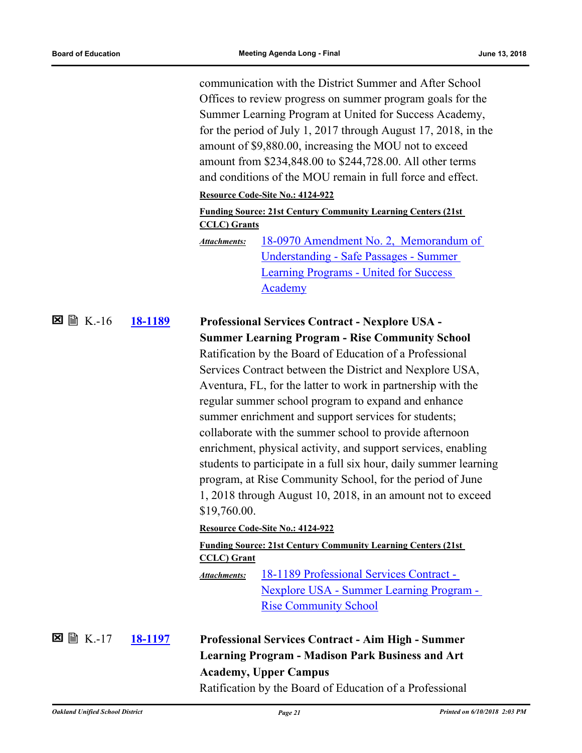communication with the District Summer and After School Offices to review progress on summer program goals for the Summer Learning Program at United for Success Academy, for the period of July 1, 2017 through August 17, 2018, in the amount of $9,880.00, increasing the MOU not to exceed amount from $234,848.00 to $244,728.00. All other terms and conditions of the MOU remain in full force and effect.

**Resource Code-Site No.: 4124-922**

**Funding Source: 21st Century Community Learning Centers (21st CCLC) Grants**

*Attachments:* 18-0970 Amendment No. 2, Memorandum of Understanding - Safe Passages - Summer Learning Programs - United for Success Academy

☒ 🗎 K.-16 **18-1189** **Professional Services Contract - Nexplore USA - Summer Learning Program - Rise Community School**

Ratification by the Board of Education of a Professional Services Contract between the District and Nexplore USA, Aventura, FL, for the latter to work in partnership with the regular summer school program to expand and enhance summer enrichment and support services for students; collaborate with the summer school to provide afternoon enrichment, physical activity, and support services, enabling students to participate in a full six hour, daily summer learning program, at Rise Community School, for the period of June 1, 2018 through August 10, 2018, in an amount not to exceed $19,760.00.

**Resource Code-Site No.: 4124-922**

**Funding Source: 21st Century Community Learning Centers (21st CCLC) Grant**

*Attachments:* 18-1189 Professional Services Contract - Nexplore USA - Summer Learning Program - Rise Community School

☒ 🗎 K.-17 **18-1197** **Professional Services Contract - Aim High - Summer Learning Program - Madison Park Business and Art Academy, Upper Campus**

Ratification by the Board of Education of a Professional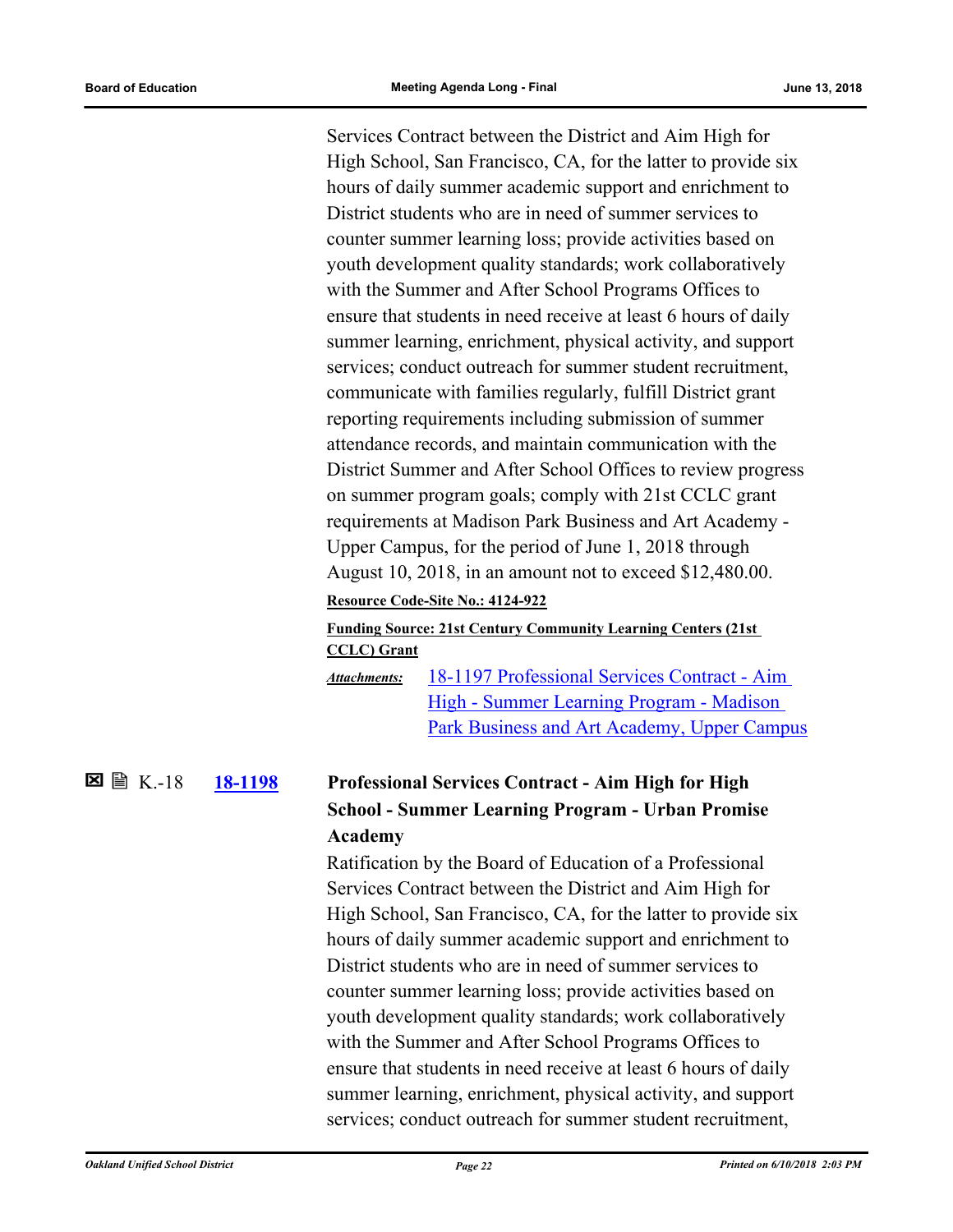Services Contract between the District and Aim High for High School, San Francisco, CA, for the latter to provide six hours of daily summer academic support and enrichment to District students who are in need of summer services to counter summer learning loss; provide activities based on youth development quality standards; work collaboratively with the Summer and After School Programs Offices to ensure that students in need receive at least 6 hours of daily summer learning, enrichment, physical activity, and support services; conduct outreach for summer student recruitment, communicate with families regularly, fulfill District grant reporting requirements including submission of summer attendance records, and maintain communication with the District Summer and After School Offices to review progress on summer program goals; comply with 21st CCLC grant requirements at Madison Park Business and Art Academy - Upper Campus, for the period of June 1, 2018 through August 10, 2018, in an amount not to exceed $12,480.00.

**Resource Code-Site No.: 4124-922**

**Funding Source: 21st Century Community Learning Centers (21st CCLC) Grant**

*Attachments:* 18-1197 Professional Services Contract - Aim High - Summer Learning Program - Madison Park Business and Art Academy, Upper Campus

☒ 🖹 K.-18 **18-1198** **Professional Services Contract - Aim High for High School - Summer Learning Program - Urban Promise Academy**

Ratification by the Board of Education of a Professional Services Contract between the District and Aim High for High School, San Francisco, CA, for the latter to provide six hours of daily summer academic support and enrichment to District students who are in need of summer services to counter summer learning loss; provide activities based on youth development quality standards; work collaboratively with the Summer and After School Programs Offices to ensure that students in need receive at least 6 hours of daily summer learning, enrichment, physical activity, and support services; conduct outreach for summer student recruitment,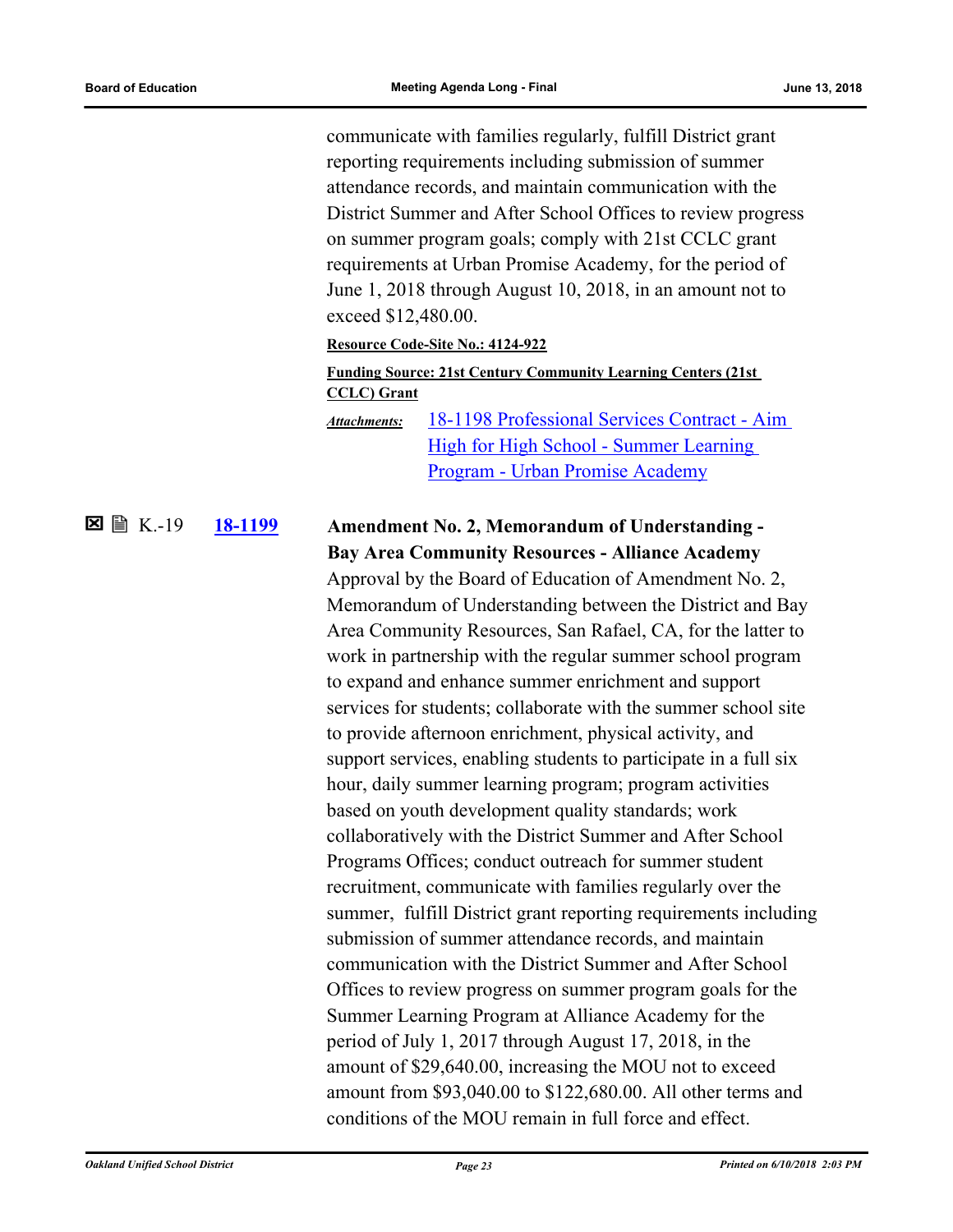communicate with families regularly, fulfill District grant reporting requirements including submission of summer attendance records, and maintain communication with the District Summer and After School Offices to review progress on summer program goals; comply with 21st CCLC grant requirements at Urban Promise Academy, for the period of June 1, 2018 through August 10, 2018, in an amount not to exceed $12,480.00.

**Resource Code-Site No.: 4124-922**

**Funding Source: 21st Century Community Learning Centers (21st CCLC) Grant**

***Attachments:*** 18-1198 Professional Services Contract - Aim High for High School - Summer Learning Program - Urban Promise Academy

☒ 🖹 K.-19 **18-1199** **Amendment No. 2, Memorandum of Understanding - Bay Area Community Resources - Alliance Academy**

Approval by the Board of Education of Amendment No. 2, Memorandum of Understanding between the District and Bay Area Community Resources, San Rafael, CA, for the latter to work in partnership with the regular summer school program to expand and enhance summer enrichment and support services for students; collaborate with the summer school site to provide afternoon enrichment, physical activity, and support services, enabling students to participate in a full six hour, daily summer learning program; program activities based on youth development quality standards; work collaboratively with the District Summer and After School Programs Offices; conduct outreach for summer student recruitment, communicate with families regularly over the summer, fulfill District grant reporting requirements including submission of summer attendance records, and maintain communication with the District Summer and After School Offices to review progress on summer program goals for the Summer Learning Program at Alliance Academy for the period of July 1, 2017 through August 17, 2018, in the amount of $29,640.00, increasing the MOU not to exceed amount from $93,040.00 to $122,680.00. All other terms and conditions of the MOU remain in full force and effect.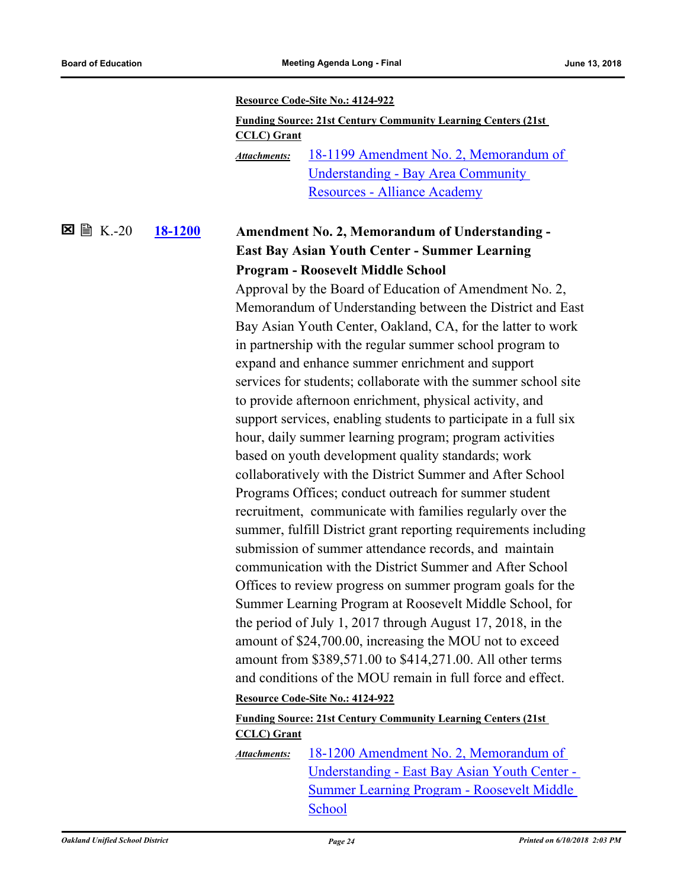**Resource Code-Site No.: 4124-922**

**Funding Source: 21st Century Community Learning Centers (21st CCLC) Grant**

*Attachments:* 18-1199 Amendment No. 2, Memorandum of Understanding - Bay Area Community Resources - Alliance Academy

☒ 🖹 K.-20 **18-1200**

**Amendment No. 2, Memorandum of Understanding - East Bay Asian Youth Center - Summer Learning Program - Roosevelt Middle School**

Approval by the Board of Education of Amendment No. 2, Memorandum of Understanding between the District and East Bay Asian Youth Center, Oakland, CA, for the latter to work in partnership with the regular summer school program to expand and enhance summer enrichment and support services for students; collaborate with the summer school site to provide afternoon enrichment, physical activity, and support services, enabling students to participate in a full six hour, daily summer learning program; program activities based on youth development quality standards; work collaboratively with the District Summer and After School Programs Offices; conduct outreach for summer student recruitment, communicate with families regularly over the summer, fulfill District grant reporting requirements including submission of summer attendance records, and maintain communication with the District Summer and After School Offices to review progress on summer program goals for the Summer Learning Program at Roosevelt Middle School, for the period of July 1, 2017 through August 17, 2018, in the amount of $24,700.00, increasing the MOU not to exceed amount from $389,571.00 to $414,271.00. All other terms and conditions of the MOU remain in full force and effect.

**Resource Code-Site No.: 4124-922**

**Funding Source: 21st Century Community Learning Centers (21st CCLC) Grant**

*Attachments:* 18-1200 Amendment No. 2, Memorandum of Understanding - East Bay Asian Youth Center - Summer Learning Program - Roosevelt Middle School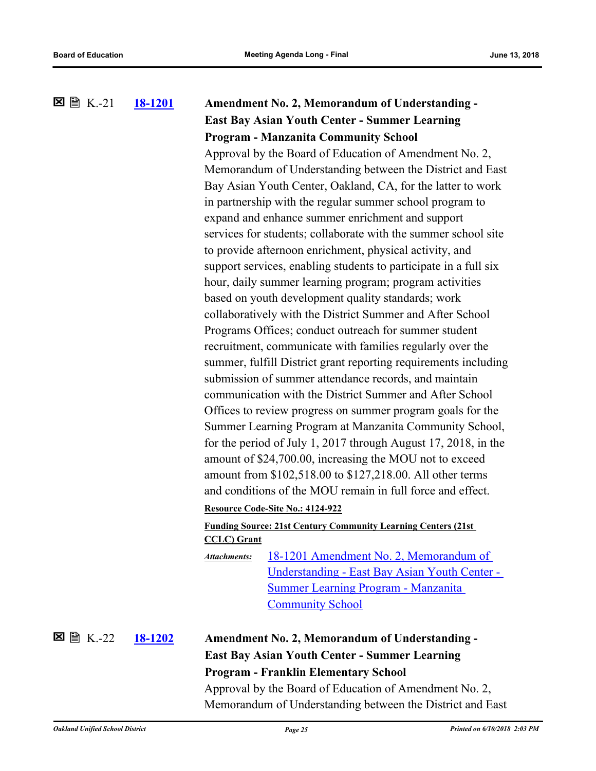☒ 🗎 K.-21 **[18-1201](#)** **Amendment No. 2, Memorandum of Understanding - East Bay Asian Youth Center - Summer Learning Program - Manzanita Community School**

Approval by the Board of Education of Amendment No. 2, Memorandum of Understanding between the District and East Bay Asian Youth Center, Oakland, CA, for the latter to work in partnership with the regular summer school program to expand and enhance summer enrichment and support services for students; collaborate with the summer school site to provide afternoon enrichment, physical activity, and support services, enabling students to participate in a full six hour, daily summer learning program; program activities based on youth development quality standards; work collaboratively with the District Summer and After School Programs Offices; conduct outreach for summer student recruitment, communicate with families regularly over the summer, fulfill District grant reporting requirements including submission of summer attendance records, and maintain communication with the District Summer and After School Offices to review progress on summer program goals for the Summer Learning Program at Manzanita Community School, for the period of July 1, 2017 through August 17, 2018, in the amount of $24,700.00, increasing the MOU not to exceed amount from $102,518.00 to $127,218.00. All other terms and conditions of the MOU remain in full force and effect.

**Resource Code-Site No.: 4124-922**

**Funding Source: 21st Century Community Learning Centers (21st CCLC) Grant**

*Attachments:* [18-1201 Amendment No. 2, Memorandum of Understanding - East Bay Asian Youth Center - Summer Learning Program - Manzanita Community School](#)

☒ 🗎 K.-22 **[18-1202](#)** **Amendment No. 2, Memorandum of Understanding - East Bay Asian Youth Center - Summer Learning Program - Franklin Elementary School**

Approval by the Board of Education of Amendment No. 2, Memorandum of Understanding between the District and East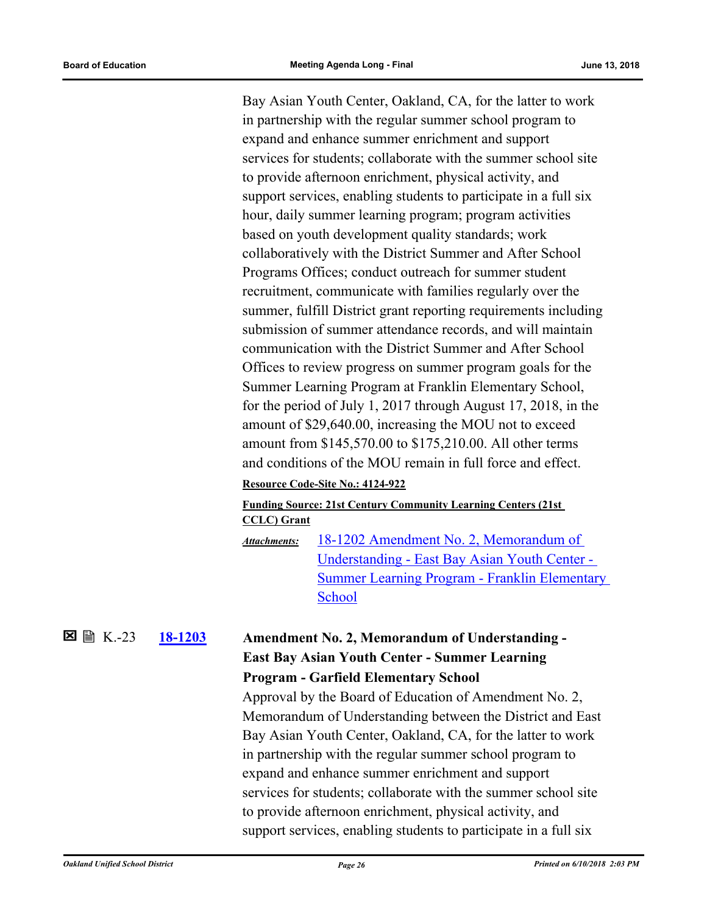Bay Asian Youth Center, Oakland, CA, for the latter to work in partnership with the regular summer school program to expand and enhance summer enrichment and support services for students; collaborate with the summer school site to provide afternoon enrichment, physical activity, and support services, enabling students to participate in a full six hour, daily summer learning program; program activities based on youth development quality standards; work collaboratively with the District Summer and After School Programs Offices; conduct outreach for summer student recruitment, communicate with families regularly over the summer, fulfill District grant reporting requirements including submission of summer attendance records, and will maintain communication with the District Summer and After School Offices to review progress on summer program goals for the Summer Learning Program at Franklin Elementary School, for the period of July 1, 2017 through August 17, 2018, in the amount of $29,640.00, increasing the MOU not to exceed amount from $145,570.00 to $175,210.00. All other terms and conditions of the MOU remain in full force and effect.

**Resource Code-Site No.: 4124-922**

**Funding Source: 21st Century Community Learning Centers (21st CCLC) Grant**

*Attachments:* 18-1202 Amendment No. 2, Memorandum of Understanding - East Bay Asian Youth Center - Summer Learning Program - Franklin Elementary School

K.-23 **18-1203** **Amendment No. 2, Memorandum of Understanding - East Bay Asian Youth Center - Summer Learning Program - Garfield Elementary School**

Approval by the Board of Education of Amendment No. 2, Memorandum of Understanding between the District and East Bay Asian Youth Center, Oakland, CA, for the latter to work in partnership with the regular summer school program to expand and enhance summer enrichment and support services for students; collaborate with the summer school site to provide afternoon enrichment, physical activity, and support services, enabling students to participate in a full six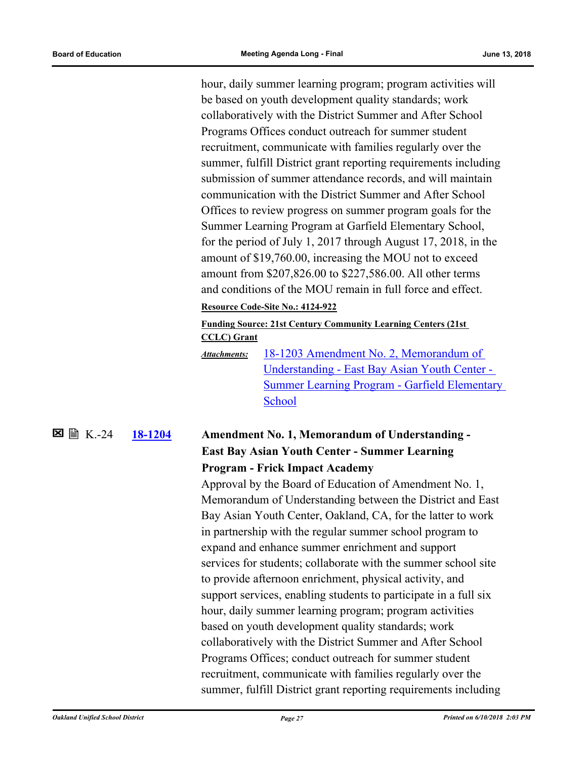hour, daily summer learning program; program activities will be based on youth development quality standards; work collaboratively with the District Summer and After School Programs Offices conduct outreach for summer student recruitment, communicate with families regularly over the summer, fulfill District grant reporting requirements including submission of summer attendance records, and will maintain communication with the District Summer and After School Offices to review progress on summer program goals for the Summer Learning Program at Garfield Elementary School, for the period of July 1, 2017 through August 17, 2018, in the amount of $19,760.00, increasing the MOU not to exceed amount from $207,826.00 to $227,586.00. All other terms and conditions of the MOU remain in full force and effect.

**Resource Code-Site No.: 4124-922**

**Funding Source: 21st Century Community Learning Centers (21st CCLC) Grant**

*Attachments:* 18-1203 Amendment No. 2, Memorandum of Understanding - East Bay Asian Youth Center - Summer Learning Program - Garfield Elementary School

☒ 🖹 K.-24 **18-1204** **Amendment No. 1, Memorandum of Understanding - East Bay Asian Youth Center - Summer Learning Program - Frick Impact Academy**

Approval by the Board of Education of Amendment No. 1, Memorandum of Understanding between the District and East Bay Asian Youth Center, Oakland, CA, for the latter to work in partnership with the regular summer school program to expand and enhance summer enrichment and support services for students; collaborate with the summer school site to provide afternoon enrichment, physical activity, and support services, enabling students to participate in a full six hour, daily summer learning program; program activities based on youth development quality standards; work collaboratively with the District Summer and After School Programs Offices; conduct outreach for summer student recruitment, communicate with families regularly over the summer, fulfill District grant reporting requirements including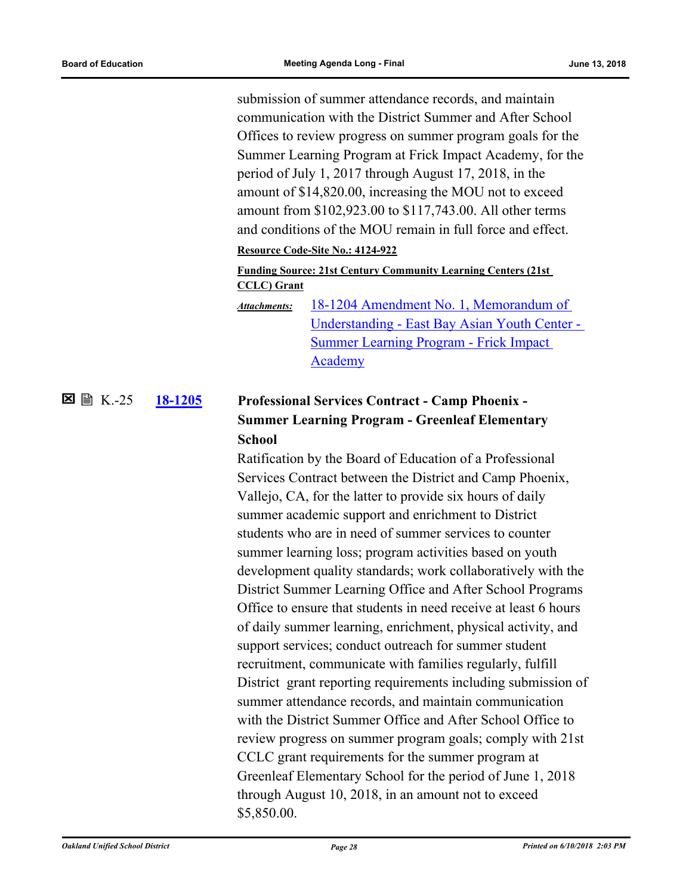submission of summer attendance records, and maintain communication with the District Summer and After School Offices to review progress on summer program goals for the Summer Learning Program at Frick Impact Academy, for the period of July 1, 2017 through August 17, 2018, in the amount of $14,820.00, increasing the MOU not to exceed amount from $102,923.00 to $117,743.00. All other terms and conditions of the MOU remain in full force and effect.

**Resource Code-Site No.: 4124-922**

**Funding Source: 21st Century Community Learning Centers (21st CCLC) Grant**

*Attachments:* 18-1204 Amendment No. 1, Memorandum of Understanding - East Bay Asian Youth Center - Summer Learning Program - Frick Impact Academy

☒ K.-25 **18-1205** **Professional Services Contract - Camp Phoenix - Summer Learning Program - Greenleaf Elementary School**

Ratification by the Board of Education of a Professional Services Contract between the District and Camp Phoenix, Vallejo, CA, for the latter to provide six hours of daily summer academic support and enrichment to District students who are in need of summer services to counter summer learning loss; program activities based on youth development quality standards; work collaboratively with the District Summer Learning Office and After School Programs Office to ensure that students in need receive at least 6 hours of daily summer learning, enrichment, physical activity, and support services; conduct outreach for summer student recruitment, communicate with families regularly, fulfill District grant reporting requirements including submission of summer attendance records, and maintain communication with the District Summer Office and After School Office to review progress on summer program goals; comply with 21st CCLC grant requirements for the summer program at Greenleaf Elementary School for the period of June 1, 2018 through August 10, 2018, in an amount not to exceed $5,850.00.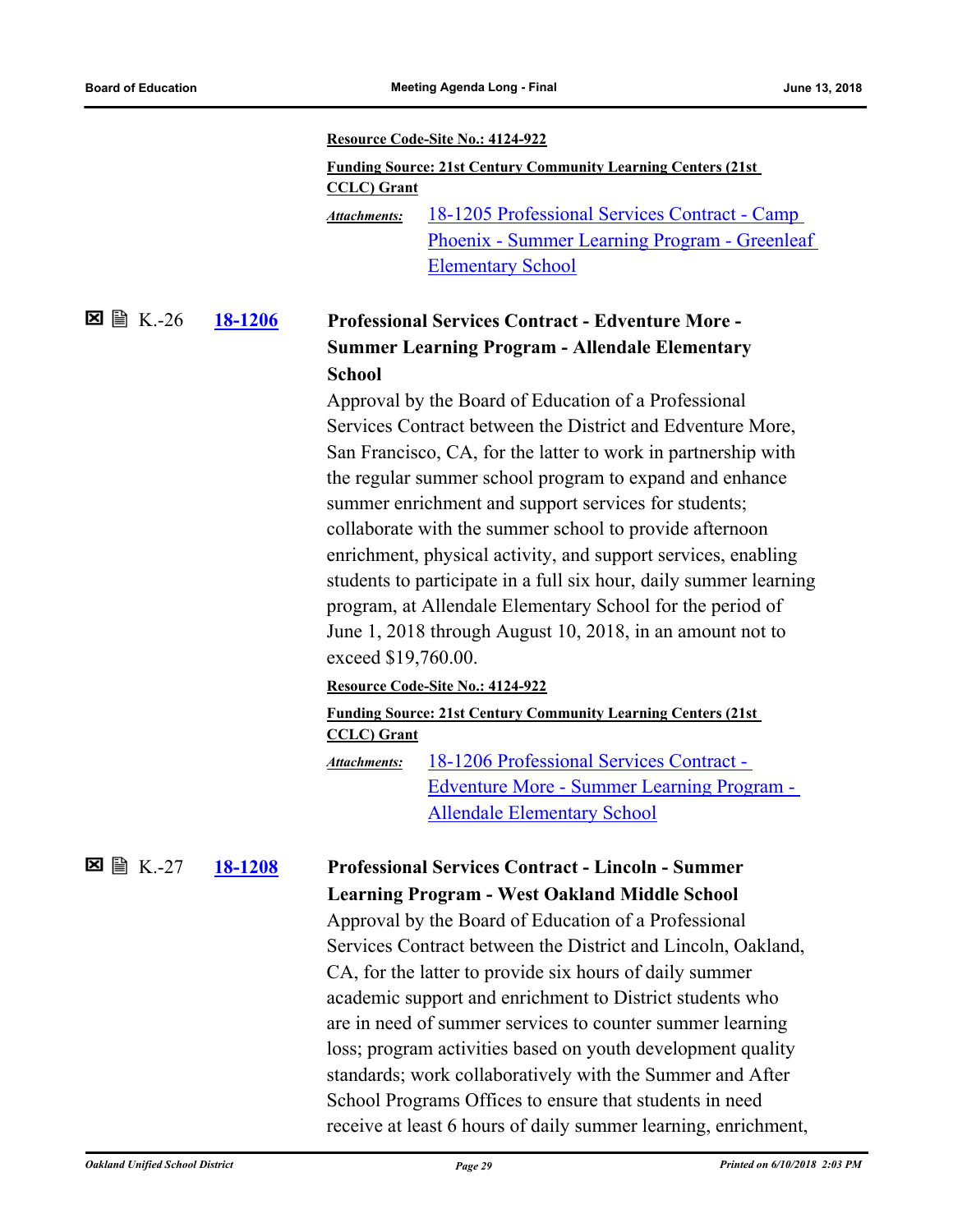**Resource Code-Site No.: 4124-922**

**Funding Source: 21st Century Community Learning Centers (21st CCLC) Grant**

*Attachments:* 18-1205 Professional Services Contract - Camp Phoenix - Summer Learning Program - Greenleaf Elementary School

☒ 🗎 K.-26 **18-1206** **Professional Services Contract - Edventure More - Summer Learning Program - Allendale Elementary School**

Approval by the Board of Education of a Professional Services Contract between the District and Edventure More, San Francisco, CA, for the latter to work in partnership with the regular summer school program to expand and enhance summer enrichment and support services for students; collaborate with the summer school to provide afternoon enrichment, physical activity, and support services, enabling students to participate in a full six hour, daily summer learning program, at Allendale Elementary School for the period of June 1, 2018 through August 10, 2018, in an amount not to exceed $19,760.00.

**Resource Code-Site No.: 4124-922**

**Funding Source: 21st Century Community Learning Centers (21st CCLC) Grant**

*Attachments:* 18-1206 Professional Services Contract - Edventure More - Summer Learning Program - Allendale Elementary School

☒ 🗎 K.-27 **18-1208** **Professional Services Contract - Lincoln - Summer Learning Program - West Oakland Middle School**

Approval by the Board of Education of a Professional Services Contract between the District and Lincoln, Oakland, CA, for the latter to provide six hours of daily summer academic support and enrichment to District students who are in need of summer services to counter summer learning loss; program activities based on youth development quality standards; work collaboratively with the Summer and After School Programs Offices to ensure that students in need receive at least 6 hours of daily summer learning, enrichment,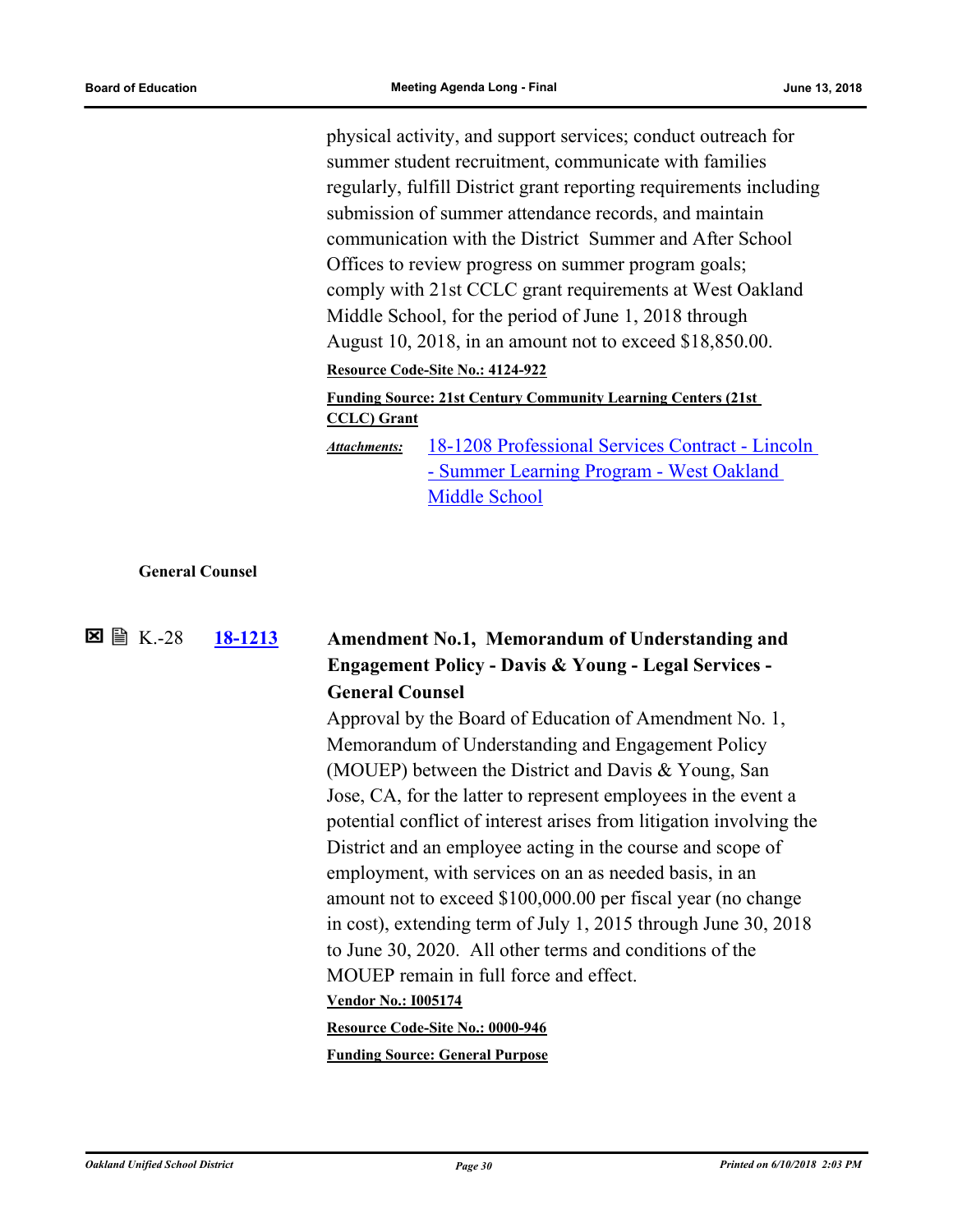physical activity, and support services; conduct outreach for summer student recruitment, communicate with families regularly, fulfill District grant reporting requirements including submission of summer attendance records, and maintain communication with the District Summer and After School Offices to review progress on summer program goals; comply with 21st CCLC grant requirements at West Oakland Middle School, for the period of June 1, 2018 through August 10, 2018, in an amount not to exceed $18,850.00.

**Resource Code-Site No.: 4124-922**

**Funding Source: 21st Century Community Learning Centers (21st CCLC) Grant**

*Attachments:* 18-1208 Professional Services Contract - Lincoln - Summer Learning Program - West Oakland Middle School

### General Counsel

☒ 🗎 K.-28 **18-1213** **Amendment No.1, Memorandum of Understanding and Engagement Policy - Davis & Young - Legal Services - General Counsel**

Approval by the Board of Education of Amendment No. 1, Memorandum of Understanding and Engagement Policy (MOUEP) between the District and Davis & Young, San Jose, CA, for the latter to represent employees in the event a potential conflict of interest arises from litigation involving the District and an employee acting in the course and scope of employment, with services on an as needed basis, in an amount not to exceed $100,000.00 per fiscal year (no change in cost), extending term of July 1, 2015 through June 30, 2018 to June 30, 2020. All other terms and conditions of the MOUEP remain in full force and effect.

**Vendor No.: I005174**

**Resource Code-Site No.: 0000-946**

**Funding Source: General Purpose**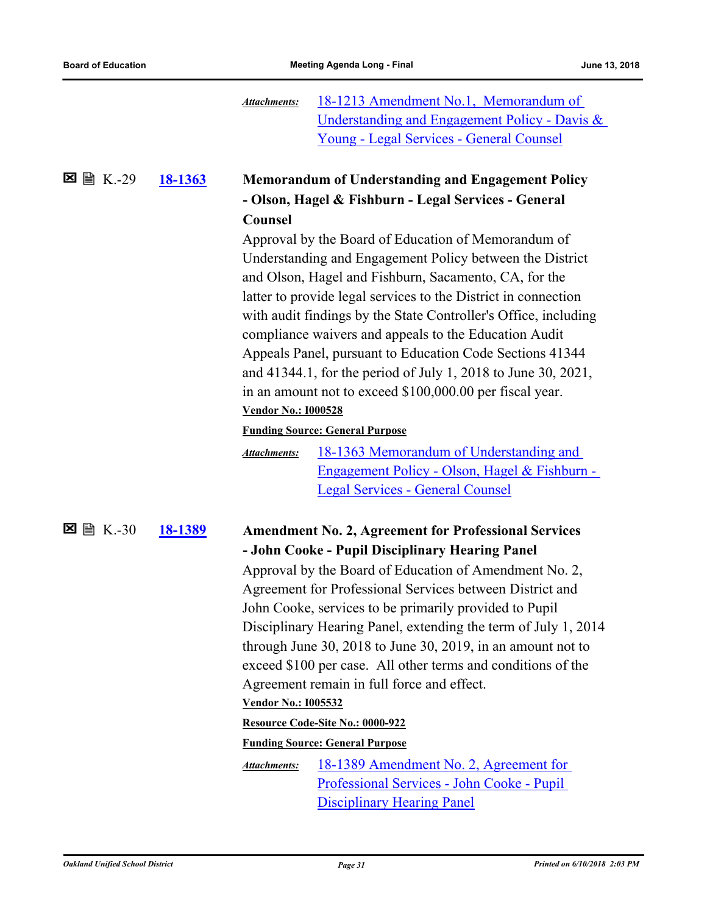*Attachments:* 18-1213 Amendment No.1, Memorandum of Understanding and Engagement Policy - Davis & Young - Legal Services - General Counsel

☒ 🖹 K.-29 **18-1363**

**Memorandum of Understanding and Engagement Policy - Olson, Hagel & Fishburn - Legal Services - General Counsel**

Approval by the Board of Education of Memorandum of Understanding and Engagement Policy between the District and Olson, Hagel and Fishburn, Sacamento, CA, for the latter to provide legal services to the District in connection with audit findings by the State Controller's Office, including compliance waivers and appeals to the Education Audit Appeals Panel, pursuant to Education Code Sections 41344 and 41344.1, for the period of July 1, 2018 to June 30, 2021, in an amount not to exceed $100,000.00 per fiscal year.

**Vendor No.: I000528**

**Funding Source: General Purpose**

*Attachments:* 18-1363 Memorandum of Understanding and Engagement Policy - Olson, Hagel & Fishburn - Legal Services - General Counsel

☒ 🖹 K.-30 **18-1389**

**Amendment No. 2, Agreement for Professional Services - John Cooke - Pupil Disciplinary Hearing Panel**

Approval by the Board of Education of Amendment No. 2, Agreement for Professional Services between District and John Cooke, services to be primarily provided to Pupil Disciplinary Hearing Panel, extending the term of July 1, 2014 through June 30, 2018 to June 30, 2019, in an amount not to exceed $100 per case. All other terms and conditions of the Agreement remain in full force and effect.

**Vendor No.: I005532**

**Resource Code-Site No.: 0000-922**

**Funding Source: General Purpose**

*Attachments:* 18-1389 Amendment No. 2, Agreement for Professional Services - John Cooke - Pupil Disciplinary Hearing Panel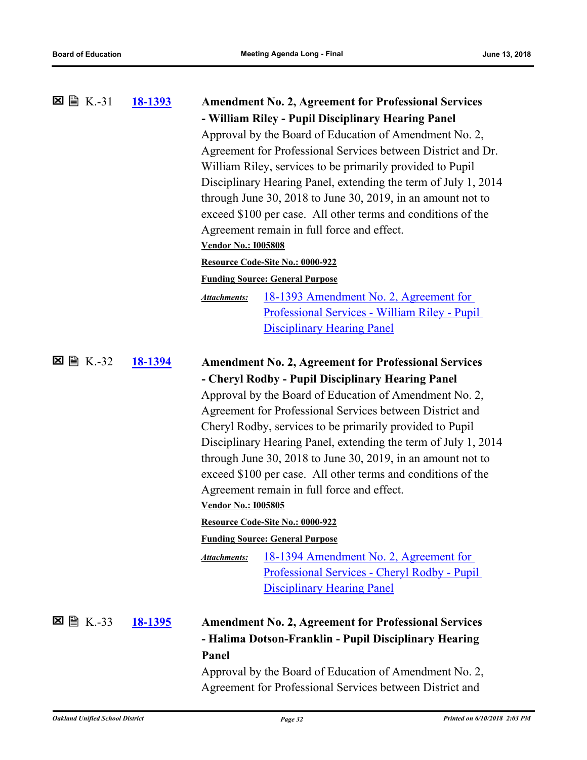☒ 🗎 K.-31 **18-1393**

**Amendment No. 2, Agreement for Professional Services - William Riley - Pupil Disciplinary Hearing Panel**

Approval by the Board of Education of Amendment No. 2, Agreement for Professional Services between District and Dr. William Riley, services to be primarily provided to Pupil Disciplinary Hearing Panel, extending the term of July 1, 2014 through June 30, 2018 to June 30, 2019, in an amount not to exceed $100 per case. All other terms and conditions of the Agreement remain in full force and effect.

**Vendor No.: I005808**

**Resource Code-Site No.: 0000-922**

**Funding Source: General Purpose**

*Attachments:* 18-1393 Amendment No. 2, Agreement for Professional Services - William Riley - Pupil Disciplinary Hearing Panel

☒ 🗎 K.-32 **18-1394**

**Amendment No. 2, Agreement for Professional Services - Cheryl Rodby - Pupil Disciplinary Hearing Panel**

Approval by the Board of Education of Amendment No. 2, Agreement for Professional Services between District and Cheryl Rodby, services to be primarily provided to Pupil Disciplinary Hearing Panel, extending the term of July 1, 2014 through June 30, 2018 to June 30, 2019, in an amount not to exceed $100 per case. All other terms and conditions of the Agreement remain in full force and effect.

**Vendor No.: I005805**

**Resource Code-Site No.: 0000-922**

**Funding Source: General Purpose**

*Attachments:* 18-1394 Amendment No. 2, Agreement for Professional Services - Cheryl Rodby - Pupil Disciplinary Hearing Panel

☒ 🗎 K.-33 **18-1395**

**Amendment No. 2, Agreement for Professional Services - Halima Dotson-Franklin - Pupil Disciplinary Hearing Panel**

Approval by the Board of Education of Amendment No. 2, Agreement for Professional Services between District and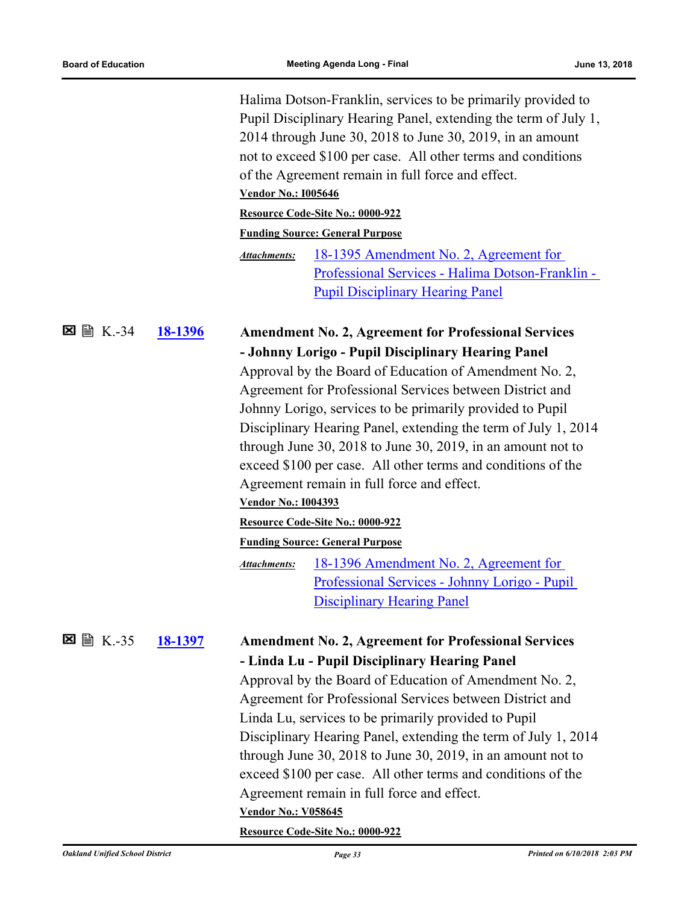Halima Dotson-Franklin, services to be primarily provided to Pupil Disciplinary Hearing Panel, extending the term of July 1, 2014 through June 30, 2018 to June 30, 2019, in an amount not to exceed $100 per case. All other terms and conditions of the Agreement remain in full force and effect.

**Vendor No.: I005646**

**Resource Code-Site No.: 0000-922**

**Funding Source: General Purpose**

*Attachments:* 18-1395 Amendment No. 2, Agreement for Professional Services - Halima Dotson-Franklin - Pupil Disciplinary Hearing Panel

☒ K.-34 **18-1396** **Amendment No. 2, Agreement for Professional Services - Johnny Lorigo - Pupil Disciplinary Hearing Panel**

Approval by the Board of Education of Amendment No. 2, Agreement for Professional Services between District and Johnny Lorigo, services to be primarily provided to Pupil Disciplinary Hearing Panel, extending the term of July 1, 2014 through June 30, 2018 to June 30, 2019, in an amount not to exceed $100 per case. All other terms and conditions of the Agreement remain in full force and effect.

**Vendor No.: I004393**

**Resource Code-Site No.: 0000-922**

**Funding Source: General Purpose**

*Attachments:* 18-1396 Amendment No. 2, Agreement for Professional Services - Johnny Lorigo - Pupil Disciplinary Hearing Panel

☒ K.-35 **18-1397** **Amendment No. 2, Agreement for Professional Services - Linda Lu - Pupil Disciplinary Hearing Panel**

Approval by the Board of Education of Amendment No. 2, Agreement for Professional Services between District and Linda Lu, services to be primarily provided to Pupil Disciplinary Hearing Panel, extending the term of July 1, 2014 through June 30, 2018 to June 30, 2019, in an amount not to exceed $100 per case. All other terms and conditions of the Agreement remain in full force and effect.

**Vendor No.: V058645**

**Resource Code-Site No.: 0000-922**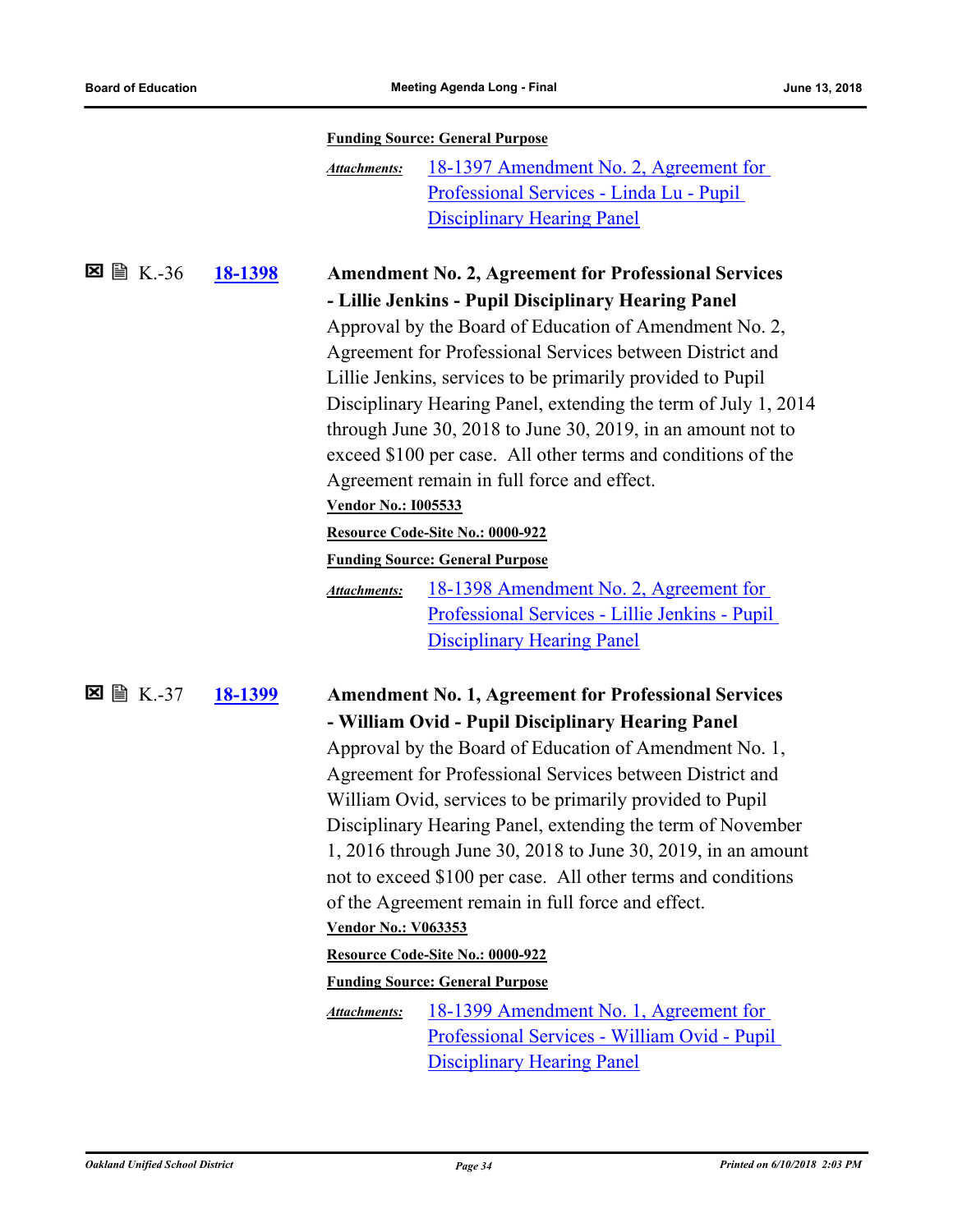**Funding Source: General Purpose**

*Attachments:* 18-1397 Amendment No. 2, Agreement for Professional Services - Linda Lu - Pupil Disciplinary Hearing Panel

☒ 🗎 K.-36 **18-1398** **Amendment No. 2, Agreement for Professional Services - Lillie Jenkins - Pupil Disciplinary Hearing Panel**

Approval by the Board of Education of Amendment No. 2, Agreement for Professional Services between District and Lillie Jenkins, services to be primarily provided to Pupil Disciplinary Hearing Panel, extending the term of July 1, 2014 through June 30, 2018 to June 30, 2019, in an amount not to exceed $100 per case. All other terms and conditions of the Agreement remain in full force and effect.

**Vendor No.: I005533**

**Resource Code-Site No.: 0000-922**

**Funding Source: General Purpose**

*Attachments:* 18-1398 Amendment No. 2, Agreement for Professional Services - Lillie Jenkins - Pupil Disciplinary Hearing Panel

☒ 🗎 K.-37 **18-1399** **Amendment No. 1, Agreement for Professional Services - William Ovid - Pupil Disciplinary Hearing Panel**

Approval by the Board of Education of Amendment No. 1, Agreement for Professional Services between District and William Ovid, services to be primarily provided to Pupil Disciplinary Hearing Panel, extending the term of November 1, 2016 through June 30, 2018 to June 30, 2019, in an amount not to exceed $100 per case. All other terms and conditions of the Agreement remain in full force and effect.

**Vendor No.: V063353**

**Resource Code-Site No.: 0000-922**

**Funding Source: General Purpose**

*Attachments:* 18-1399 Amendment No. 1, Agreement for Professional Services - William Ovid - Pupil Disciplinary Hearing Panel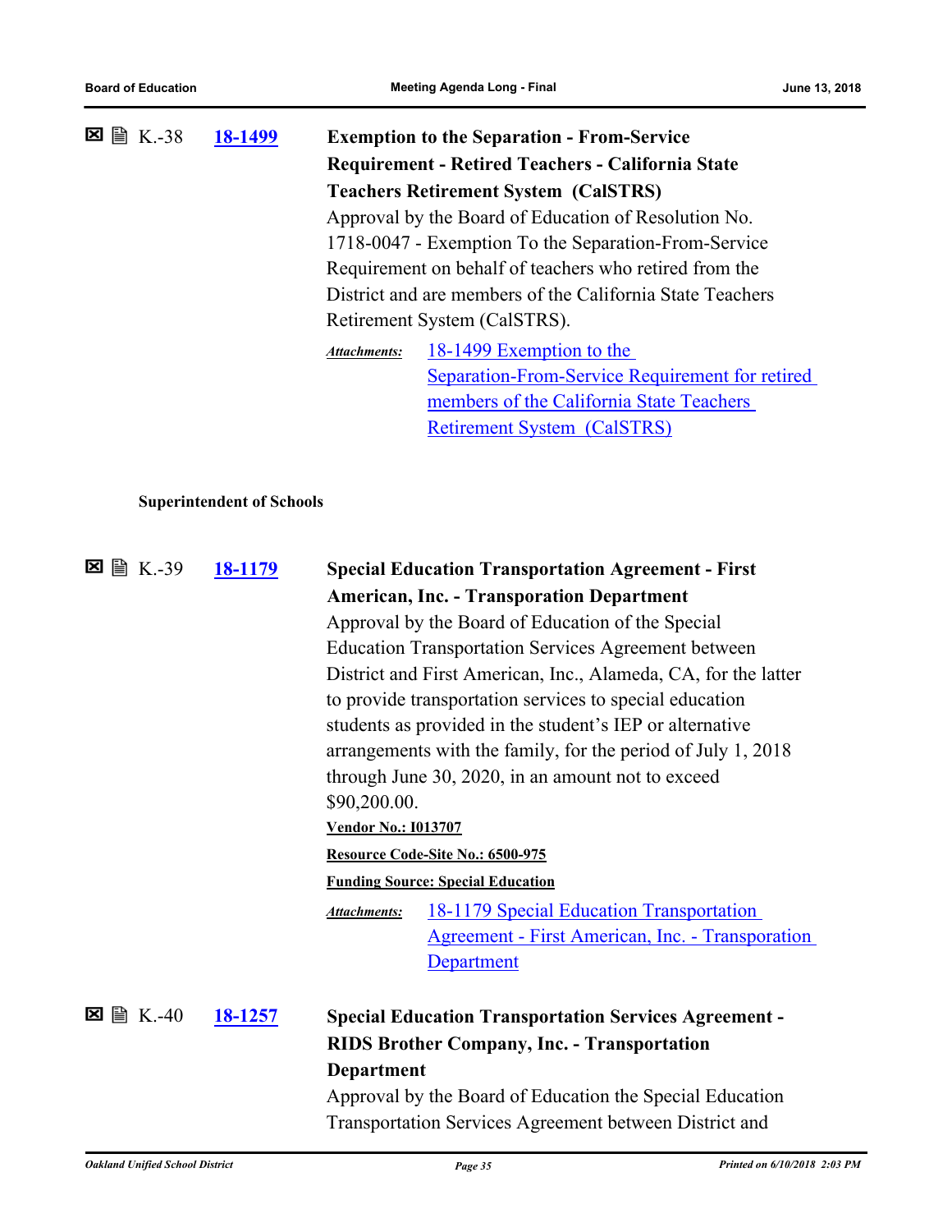☒ 🗎 K.-38 **18-1499** **Exemption to the Separation - From-Service Requirement - Retired Teachers - California State Teachers Retirement System (CalSTRS)**

Approval by the Board of Education of Resolution No. 1718-0047 - Exemption To the Separation-From-Service Requirement on behalf of teachers who retired from the District and are members of the California State Teachers Retirement System (CalSTRS).

*Attachments:* 18-1499 Exemption to the Separation-From-Service Requirement for retired members of the California State Teachers Retirement System (CalSTRS)

**Superintendent of Schools**

☒ 🗎 K.-39 **18-1179** **Special Education Transportation Agreement - First American, Inc. - Transporation Department**

Approval by the Board of Education of the Special Education Transportation Services Agreement between District and First American, Inc., Alameda, CA, for the latter to provide transportation services to special education students as provided in the student's IEP or alternative arrangements with the family, for the period of July 1, 2018 through June 30, 2020, in an amount not to exceed $90,200.00.

**Vendor No.: I013707**

**Resource Code-Site No.: 6500-975**

**Funding Source: Special Education**

*Attachments:* 18-1179 Special Education Transportation Agreement - First American, Inc. - Transporation Department

☒ 🗎 K.-40 **18-1257** **Special Education Transportation Services Agreement - RIDS Brother Company, Inc. - Transportation Department**

Approval by the Board of Education the Special Education Transportation Services Agreement between District and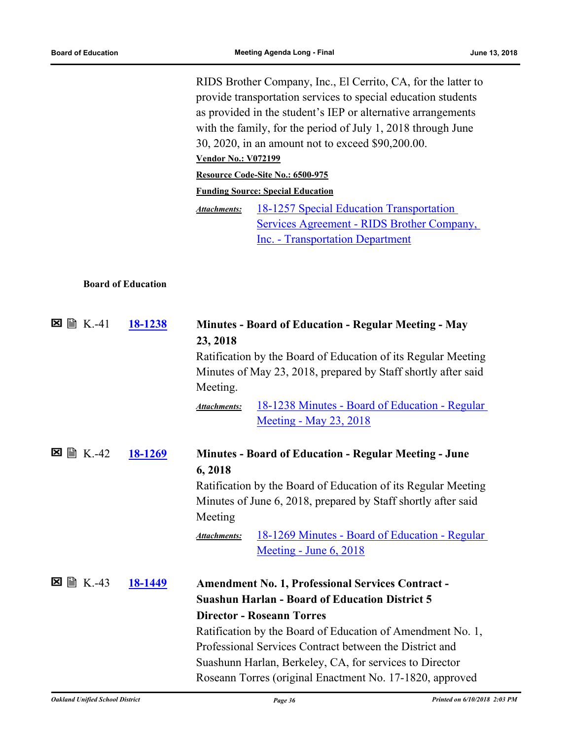RIDS Brother Company, Inc., El Cerrito, CA, for the latter to provide transportation services to special education students as provided in the student's IEP or alternative arrangements with the family, for the period of July 1, 2018 through June 30, 2020, in an amount not to exceed $90,200.00.

**Vendor No.: V072199**

**Resource Code-Site No.: 6500-975**

**Funding Source: Special Education**

*Attachments:* 18-1257 Special Education Transportation Services Agreement - RIDS Brother Company, Inc. - Transportation Department

### Board of Education

☒ 🗎 K.-41 **18-1238** **Minutes - Board of Education - Regular Meeting - May 23, 2018**

Ratification by the Board of Education of its Regular Meeting Minutes of May 23, 2018, prepared by Staff shortly after said Meeting.

*Attachments:* 18-1238 Minutes - Board of Education - Regular Meeting - May 23, 2018

☒ 🗎 K.-42 **18-1269** **Minutes - Board of Education - Regular Meeting - June 6, 2018**

Ratification by the Board of Education of its Regular Meeting Minutes of June 6, 2018, prepared by Staff shortly after said Meeting

*Attachments:* 18-1269 Minutes - Board of Education - Regular Meeting - June 6, 2018

☒ 🗎 K.-43 **18-1449** **Amendment No. 1, Professional Services Contract - Suashun Harlan - Board of Education District 5 Director - Roseann Torres**

Ratification by the Board of Education of Amendment No. 1, Professional Services Contract between the District and Suashunn Harlan, Berkeley, CA, for services to Director Roseann Torres (original Enactment No. 17-1820, approved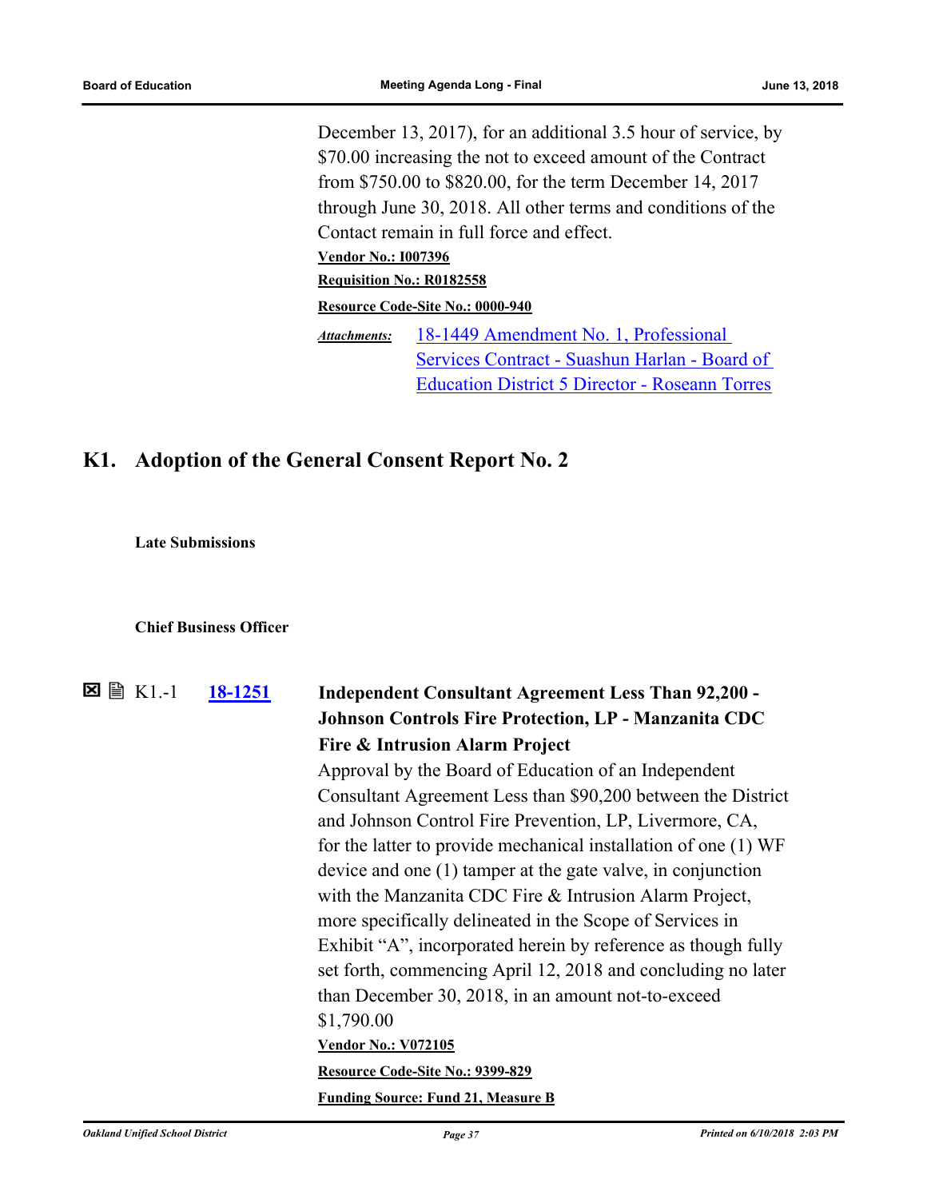December 13, 2017), for an additional 3.5 hour of service, by $70.00 increasing the not to exceed amount of the Contract from $750.00 to $820.00, for the term December 14, 2017 through June 30, 2018. All other terms and conditions of the Contact remain in full force and effect.

**Vendor No.: I007396**

**Requisition No.: R0182558**

**Resource Code-Site No.: 0000-940**

*Attachments:* 18-1449 Amendment No. 1, Professional Services Contract - Suashun Harlan - Board of Education District 5 Director - Roseann Torres

## K1. Adoption of the General Consent Report No. 2

**Late Submissions**

**Chief Business Officer**

☒ K1.-1 **18-1251** **Independent Consultant Agreement Less Than 92,200 - Johnson Controls Fire Protection, LP - Manzanita CDC Fire & Intrusion Alarm Project**

Approval by the Board of Education of an Independent Consultant Agreement Less than $90,200 between the District and Johnson Control Fire Prevention, LP, Livermore, CA, for the latter to provide mechanical installation of one (1) WF device and one (1) tamper at the gate valve, in conjunction with the Manzanita CDC Fire & Intrusion Alarm Project, more specifically delineated in the Scope of Services in Exhibit "A", incorporated herein by reference as though fully set forth, commencing April 12, 2018 and concluding no later than December 30, 2018, in an amount not-to-exceed $1,790.00

**Vendor No.: V072105**

**Resource Code-Site No.: 9399-829**

**Funding Source: Fund 21, Measure B**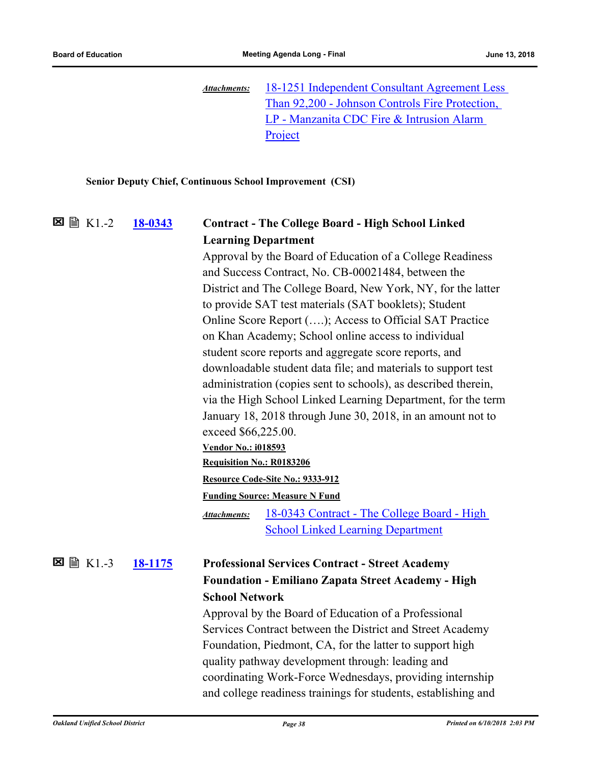*Attachments:* 18-1251 Independent Consultant Agreement Less Than 92,200 - Johnson Controls Fire Protection, LP - Manzanita CDC Fire & Intrusion Alarm Project

**Senior Deputy Chief, Continuous School Improvement (CSI)**

☒ 🗎 K1.-2 **18-0343** **Contract - The College Board - High School Linked Learning Department**

Approval by the Board of Education of a College Readiness and Success Contract, No. CB-00021484, between the District and The College Board, New York, NY, for the latter to provide SAT test materials (SAT booklets); Student Online Score Report (….); Access to Official SAT Practice on Khan Academy; School online access to individual student score reports and aggregate score reports, and downloadable student data file; and materials to support test administration (copies sent to schools), as described therein, via the High School Linked Learning Department, for the term January 18, 2018 through June 30, 2018, in an amount not to exceed $66,225.00.

**Vendor No.: i018593**

**Requisition No.: R0183206**

**Resource Code-Site No.: 9333-912**

**Funding Source: Measure N Fund**

*Attachments:* 18-0343 Contract - The College Board - High School Linked Learning Department

☒ 🗎 K1.-3 **18-1175** **Professional Services Contract - Street Academy Foundation - Emiliano Zapata Street Academy - High School Network**

Approval by the Board of Education of a Professional Services Contract between the District and Street Academy Foundation, Piedmont, CA, for the latter to support high quality pathway development through: leading and coordinating Work-Force Wednesdays, providing internship and college readiness trainings for students, establishing and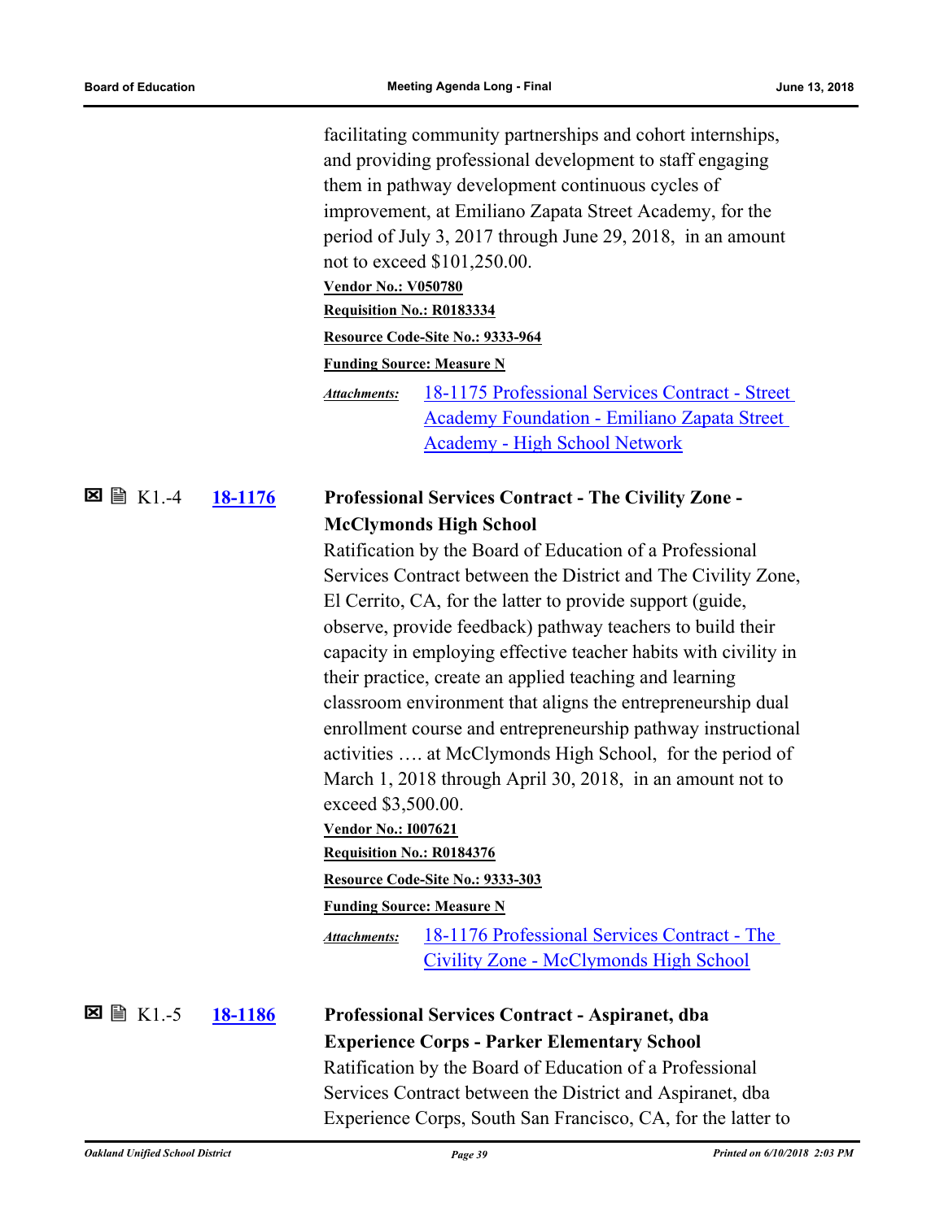facilitating community partnerships and cohort internships, and providing professional development to staff engaging them in pathway development continuous cycles of improvement, at Emiliano Zapata Street Academy, for the period of July 3, 2017 through June 29, 2018, in an amount not to exceed $101,250.00.

**Vendor No.: V050780**

**Requisition No.: R0183334**

**Resource Code-Site No.: 9333-964**

**Funding Source: Measure N**

*Attachments:* 18-1175 Professional Services Contract - Street Academy Foundation - Emiliano Zapata Street Academy - High School Network

☒ 🖹 K1.-4 **18-1176** **Professional Services Contract - The Civility Zone - McClymonds High School**

Ratification by the Board of Education of a Professional Services Contract between the District and The Civility Zone, El Cerrito, CA, for the latter to provide support (guide, observe, provide feedback) pathway teachers to build their capacity in employing effective teacher habits with civility in their practice, create an applied teaching and learning classroom environment that aligns the entrepreneurship dual enrollment course and entrepreneurship pathway instructional activities …. at McClymonds High School, for the period of March 1, 2018 through April 30, 2018, in an amount not to exceed $3,500.00.

**Vendor No.: I007621**

**Requisition No.: R0184376**

**Resource Code-Site No.: 9333-303**

**Funding Source: Measure N**

*Attachments:* 18-1176 Professional Services Contract - The Civility Zone - McClymonds High School

☒ 🖹 K1.-5 **18-1186** **Professional Services Contract - Aspiranet, dba Experience Corps - Parker Elementary School**

Ratification by the Board of Education of a Professional Services Contract between the District and Aspiranet, dba Experience Corps, South San Francisco, CA, for the latter to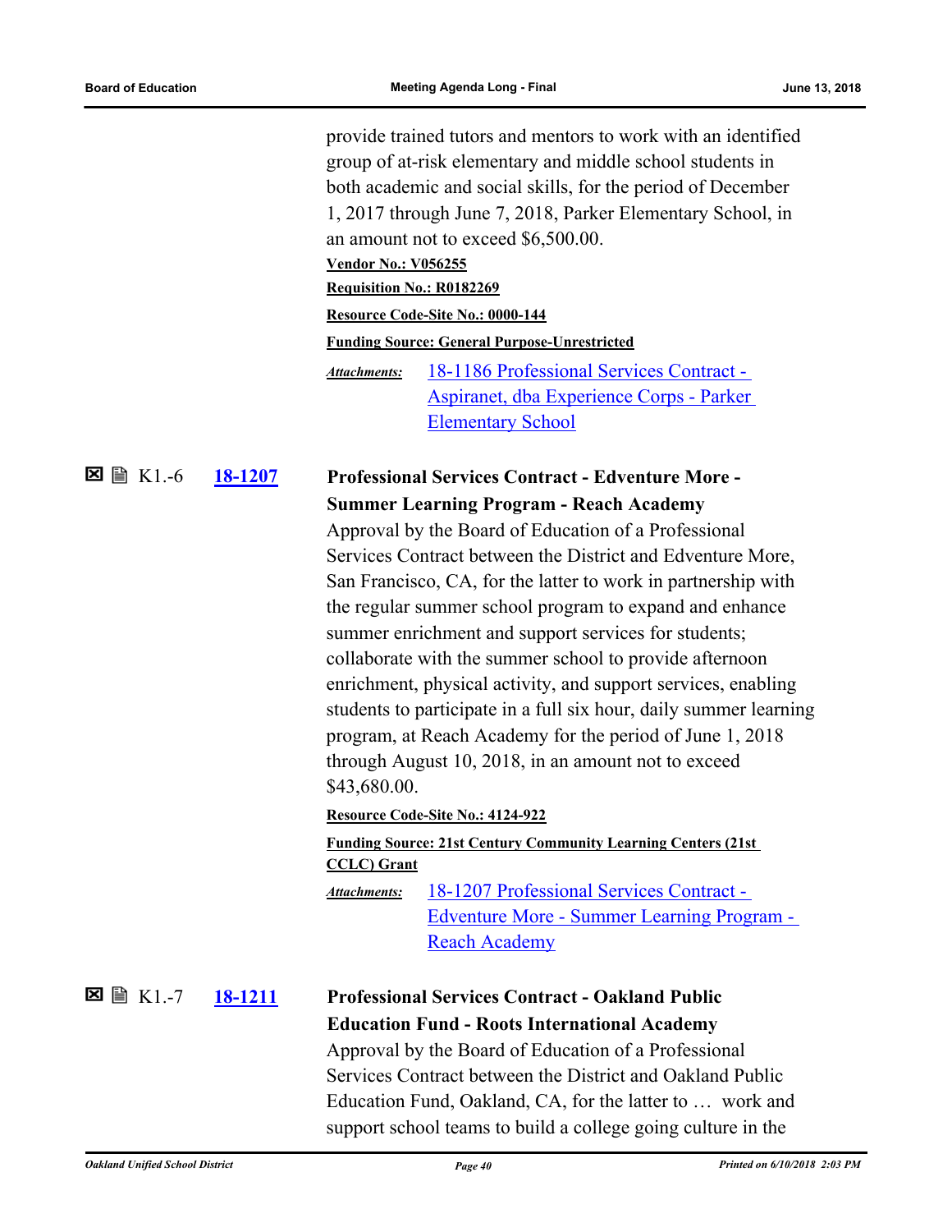provide trained tutors and mentors to work with an identified group of at-risk elementary and middle school students in both academic and social skills, for the period of December 1, 2017 through June 7, 2018, Parker Elementary School, in an amount not to exceed $6,500.00.

**Vendor No.: V056255**

**Requisition No.: R0182269**

**Resource Code-Site No.: 0000-144**

**Funding Source: General Purpose-Unrestricted**

*Attachments:* 18-1186 Professional Services Contract - Aspiranet, dba Experience Corps - Parker Elementary School

☒ 🖹 K1.-6 **18-1207** **Professional Services Contract - Edventure More - Summer Learning Program - Reach Academy**

Approval by the Board of Education of a Professional Services Contract between the District and Edventure More, San Francisco, CA, for the latter to work in partnership with the regular summer school program to expand and enhance summer enrichment and support services for students; collaborate with the summer school to provide afternoon enrichment, physical activity, and support services, enabling students to participate in a full six hour, daily summer learning program, at Reach Academy for the period of June 1, 2018 through August 10, 2018, in an amount not to exceed $43,680.00.

**Resource Code-Site No.: 4124-922**

**Funding Source: 21st Century Community Learning Centers (21st CCLC) Grant**

*Attachments:* 18-1207 Professional Services Contract - Edventure More - Summer Learning Program - Reach Academy

☒ 🖹 K1.-7 **18-1211** **Professional Services Contract - Oakland Public Education Fund - Roots International Academy**

Approval by the Board of Education of a Professional Services Contract between the District and Oakland Public Education Fund, Oakland, CA, for the latter to … work and support school teams to build a college going culture in the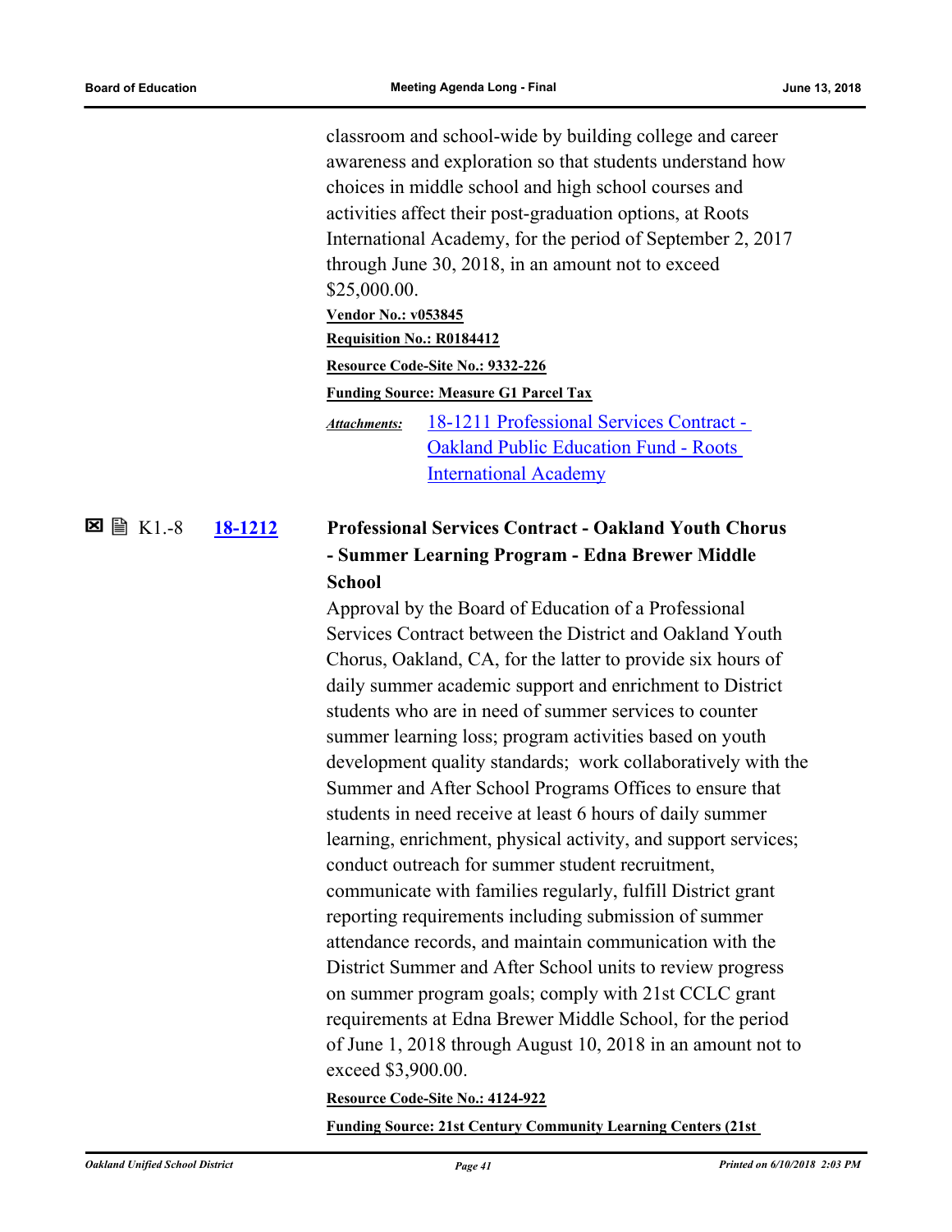classroom and school-wide by building college and career awareness and exploration so that students understand how choices in middle school and high school courses and activities affect their post-graduation options, at Roots International Academy, for the period of September 2, 2017 through June 30, 2018, in an amount not to exceed $25,000.00.

**Vendor No.: v053845**

**Requisition No.: R0184412**

**Resource Code-Site No.: 9332-226**

**Funding Source: Measure G1 Parcel Tax**

*Attachments:* 18-1211 Professional Services Contract - Oakland Public Education Fund - Roots International Academy

☒ 🗎 K1.-8 **18-1212** **Professional Services Contract - Oakland Youth Chorus - Summer Learning Program - Edna Brewer Middle School**

Approval by the Board of Education of a Professional Services Contract between the District and Oakland Youth Chorus, Oakland, CA, for the latter to provide six hours of daily summer academic support and enrichment to District students who are in need of summer services to counter summer learning loss; program activities based on youth development quality standards; work collaboratively with the Summer and After School Programs Offices to ensure that students in need receive at least 6 hours of daily summer learning, enrichment, physical activity, and support services; conduct outreach for summer student recruitment, communicate with families regularly, fulfill District grant reporting requirements including submission of summer attendance records, and maintain communication with the District Summer and After School units to review progress on summer program goals; comply with 21st CCLC grant requirements at Edna Brewer Middle School, for the period of June 1, 2018 through August 10, 2018 in an amount not to exceed $3,900.00.

**Resource Code-Site No.: 4124-922**

**Funding Source: 21st Century Community Learning Centers (21st**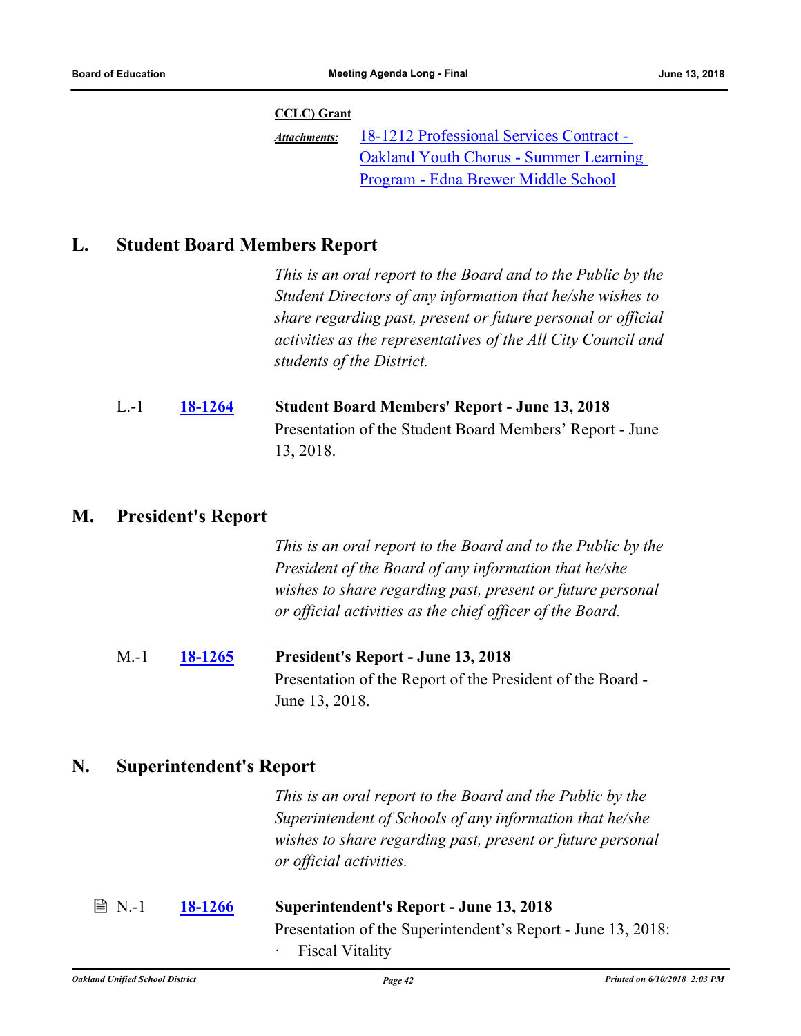**CCLC) Grant**

*Attachments:* [18-1212 Professional Services Contract - Oakland Youth Chorus - Summer Learning Program - Edna Brewer Middle School]

## L. Student Board Members Report

*This is an oral report to the Board and to the Public by the Student Directors of any information that he/she wishes to share regarding past, present or future personal or official activities as the representatives of the All City Council and students of the District.*

L.-1 **18-1264** **Student Board Members' Report - June 13, 2018**

Presentation of the Student Board Members' Report - June 13, 2018.

## M. President's Report

*This is an oral report to the Board and to the Public by the President of the Board of any information that he/she wishes to share regarding past, present or future personal or official activities as the chief officer of the Board.*

M.-1 **18-1265** **President's Report - June 13, 2018**

Presentation of the Report of the President of the Board - June 13, 2018.

## N. Superintendent's Report

*This is an oral report to the Board and the Public by the Superintendent of Schools of any information that he/she wishes to share regarding past, present or future personal or official activities.*

N.-1 **18-1266** **Superintendent's Report - June 13, 2018**

Presentation of the Superintendent's Report - June 13, 2018:

- Fiscal Vitality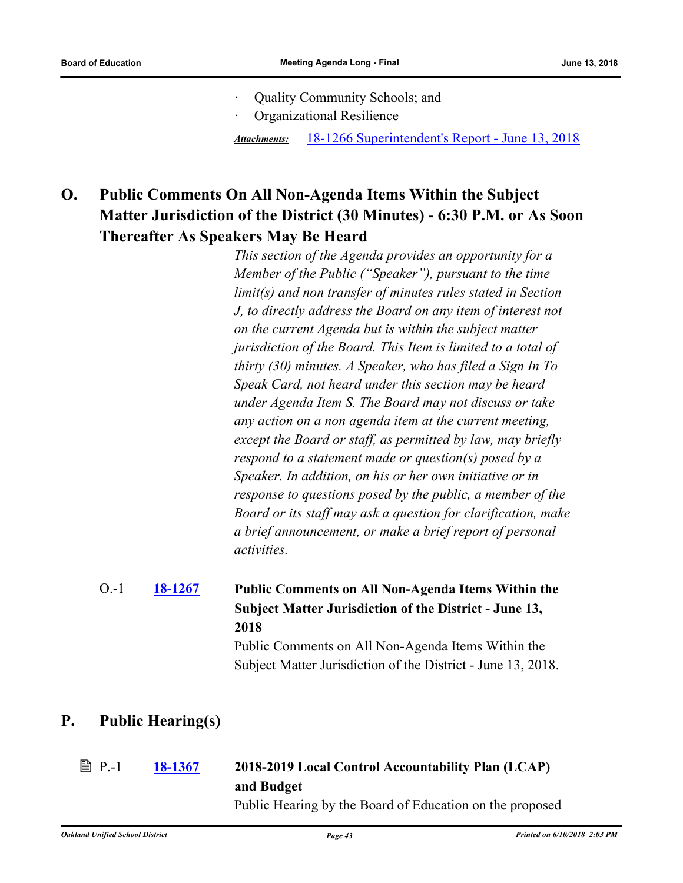- Quality Community Schools; and
- Organizational Resilience

***Attachments:*** 18-1266 Superintendent's Report - June 13, 2018

## O. Public Comments On All Non-Agenda Items Within the Subject Matter Jurisdiction of the District (30 Minutes) - 6:30 P.M. or As Soon Thereafter As Speakers May Be Heard

*This section of the Agenda provides an opportunity for a Member of the Public ("Speaker"), pursuant to the time limit(s) and non transfer of minutes rules stated in Section J, to directly address the Board on any item of interest not on the current Agenda but is within the subject matter jurisdiction of the Board. This Item is limited to a total of thirty (30) minutes. A Speaker, who has filed a Sign In To Speak Card, not heard under this section may be heard under Agenda Item S. The Board may not discuss or take any action on a non agenda item at the current meeting, except the Board or staff, as permitted by law, may briefly respond to a statement made or question(s) posed by a Speaker. In addition, on his or her own initiative or in response to questions posed by the public, a member of the Board or its staff may ask a question for clarification, make a brief announcement, or make a brief report of personal activities.*

O.-1 **18-1267** **Public Comments on All Non-Agenda Items Within the Subject Matter Jurisdiction of the District - June 13, 2018**

Public Comments on All Non-Agenda Items Within the Subject Matter Jurisdiction of the District - June 13, 2018.

## P. Public Hearing(s)

P.-1 **18-1367** **2018-2019 Local Control Accountability Plan (LCAP) and Budget**

Public Hearing by the Board of Education on the proposed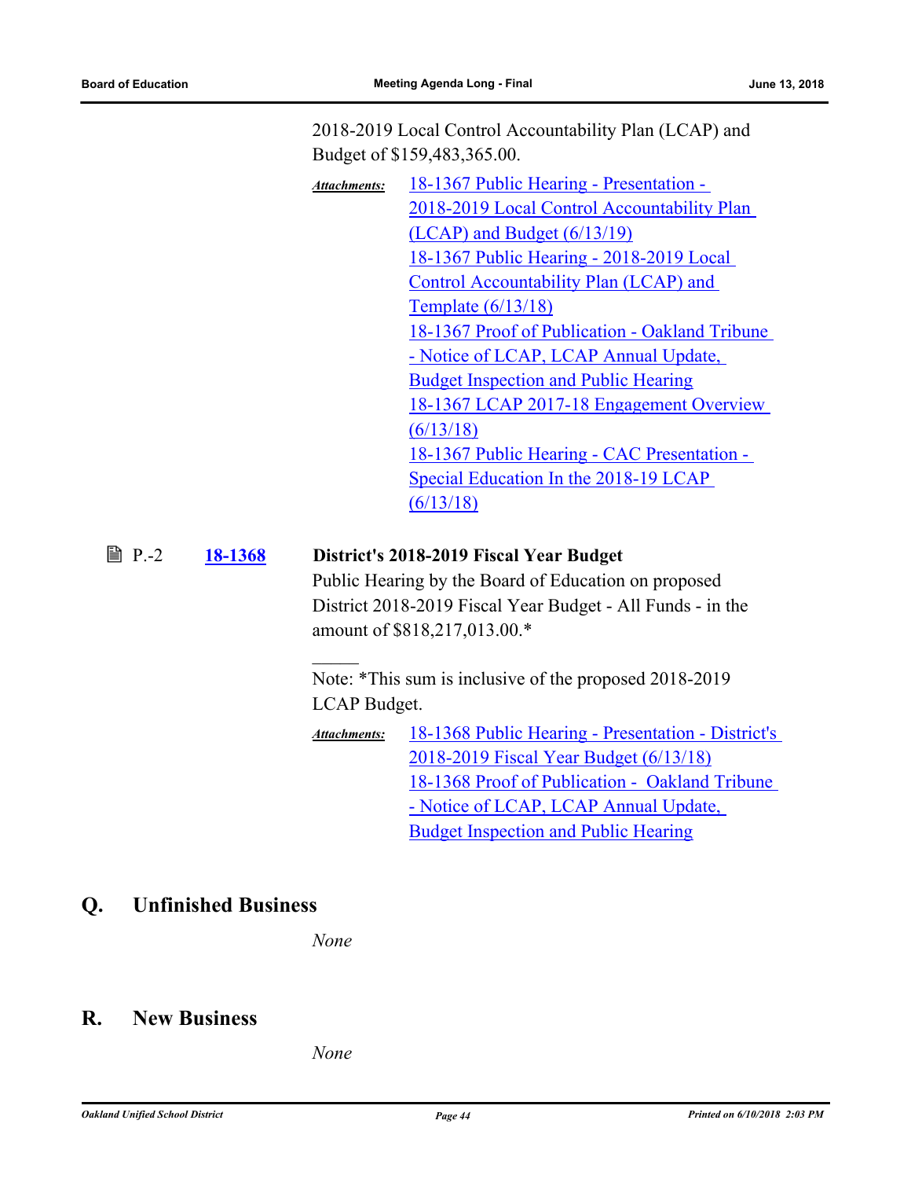2018-2019 Local Control Accountability Plan (LCAP) and Budget of $159,483,365.00.

*Attachments:*
18-1367 Public Hearing - Presentation - 2018-2019 Local Control Accountability Plan (LCAP) and Budget (6/13/19)
18-1367 Public Hearing - 2018-2019 Local Control Accountability Plan (LCAP) and Template (6/13/18)
18-1367 Proof of Publication - Oakland Tribune - Notice of LCAP, LCAP Annual Update, Budget Inspection and Public Hearing
18-1367 LCAP 2017-18 Engagement Overview (6/13/18)
18-1367 Public Hearing - CAC Presentation - Special Education In the 2018-19 LCAP (6/13/18)

P.-2 **18-1368** **District's 2018-2019 Fiscal Year Budget**

Public Hearing by the Board of Education on proposed District 2018-2019 Fiscal Year Budget - All Funds - in the amount of $818,217,013.00.*

_____

Note: *This sum is inclusive of the proposed 2018-2019 LCAP Budget.

*Attachments:*
18-1368 Public Hearing - Presentation - District's 2018-2019 Fiscal Year Budget (6/13/18)
18-1368 Proof of Publication - Oakland Tribune - Notice of LCAP, LCAP Annual Update, Budget Inspection and Public Hearing

## Q. Unfinished Business

*None*

## R. New Business

*None*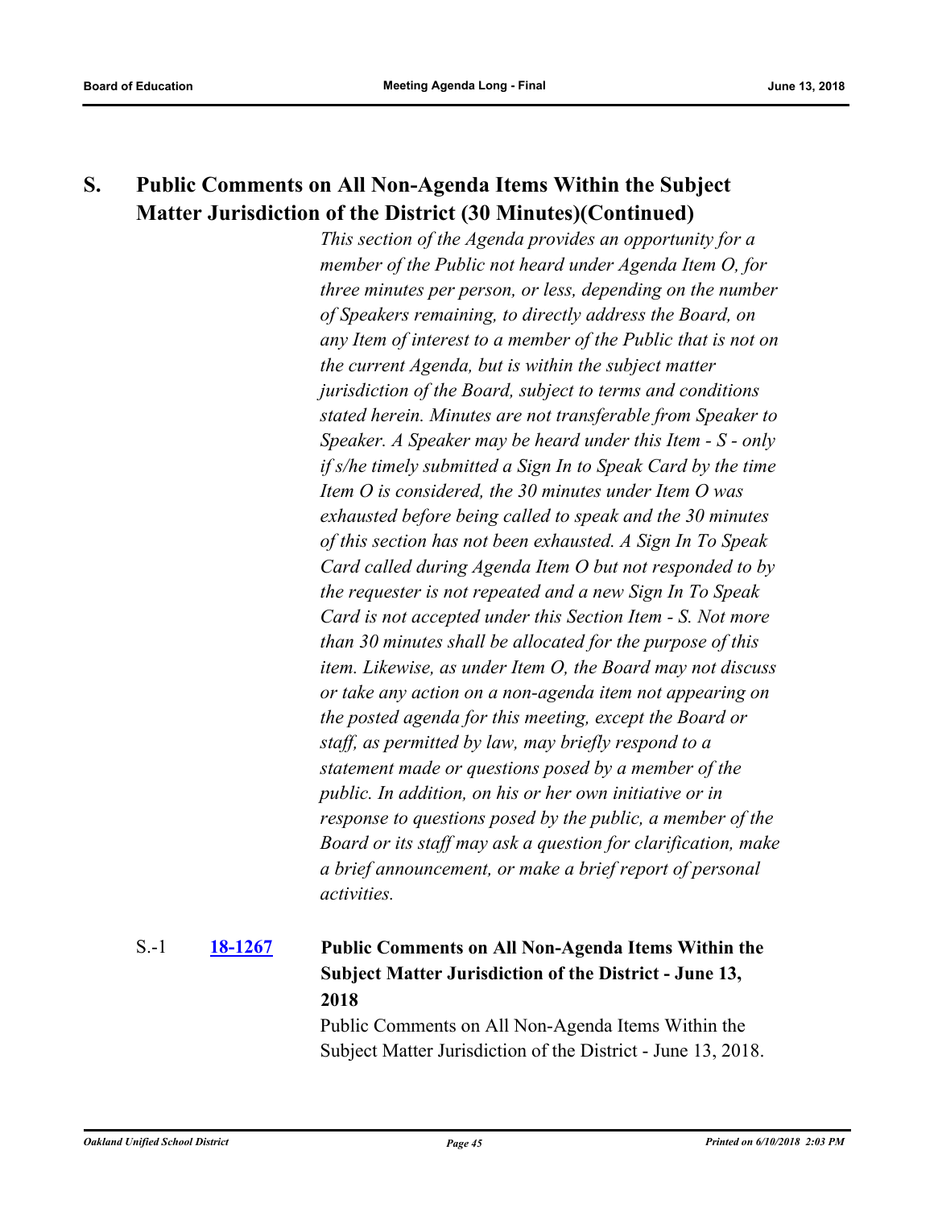## S. Public Comments on All Non-Agenda Items Within the Subject Matter Jurisdiction of the District (30 Minutes)(Continued)

*This section of the Agenda provides an opportunity for a member of the Public not heard under Agenda Item O, for three minutes per person, or less, depending on the number of Speakers remaining, to directly address the Board, on any Item of interest to a member of the Public that is not on the current Agenda, but is within the subject matter jurisdiction of the Board, subject to terms and conditions stated herein. Minutes are not transferable from Speaker to Speaker. A Speaker may be heard under this Item - S - only if s/he timely submitted a Sign In to Speak Card by the time Item O is considered, the 30 minutes under Item O was exhausted before being called to speak and the 30 minutes of this section has not been exhausted. A Sign In To Speak Card called during Agenda Item O but not responded to by the requester is not repeated and a new Sign In To Speak Card is not accepted under this Section Item - S. Not more than 30 minutes shall be allocated for the purpose of this item. Likewise, as under Item O, the Board may not discuss or take any action on a non-agenda item not appearing on the posted agenda for this meeting, except the Board or staff, as permitted by law, may briefly respond to a statement made or questions posed by a member of the public. In addition, on his or her own initiative or in response to questions posed by the public, a member of the Board or its staff may ask a question for clarification, make a brief announcement, or make a brief report of personal activities.*

S.-1 **18-1267** **Public Comments on All Non-Agenda Items Within the Subject Matter Jurisdiction of the District - June 13, 2018**

Public Comments on All Non-Agenda Items Within the Subject Matter Jurisdiction of the District - June 13, 2018.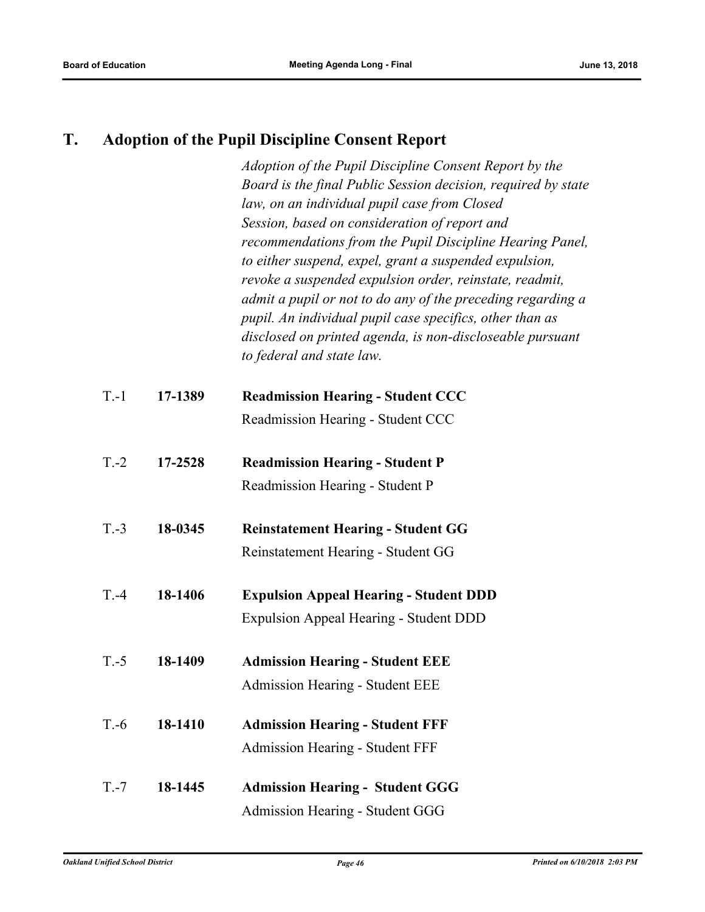## T. Adoption of the Pupil Discipline Consent Report

*Adoption of the Pupil Discipline Consent Report by the Board is the final Public Session decision, required by state law, on an individual pupil case from Closed Session, based on consideration of report and recommendations from the Pupil Discipline Hearing Panel, to either suspend, expel, grant a suspended expulsion, revoke a suspended expulsion order, reinstate, readmit, admit a pupil or not to do any of the preceding regarding a pupil. An individual pupil case specifics, other than as disclosed on printed agenda, is non-discloseable pursuant to federal and state law.*

T.-1 **17-1389** **Readmission Hearing - Student CCC**

Readmission Hearing - Student CCC

T.-2 **17-2528** **Readmission Hearing - Student P**

Readmission Hearing - Student P

T.-3 **18-0345** **Reinstatement Hearing - Student GG**

Reinstatement Hearing - Student GG

T.-4 **18-1406** **Expulsion Appeal Hearing - Student DDD**

Expulsion Appeal Hearing - Student DDD

T.-5 **18-1409** **Admission Hearing - Student EEE**

Admission Hearing - Student EEE

T.-6 **18-1410** **Admission Hearing - Student FFF**

Admission Hearing - Student FFF

T.-7 **18-1445** **Admission Hearing - Student GGG**

Admission Hearing - Student GGG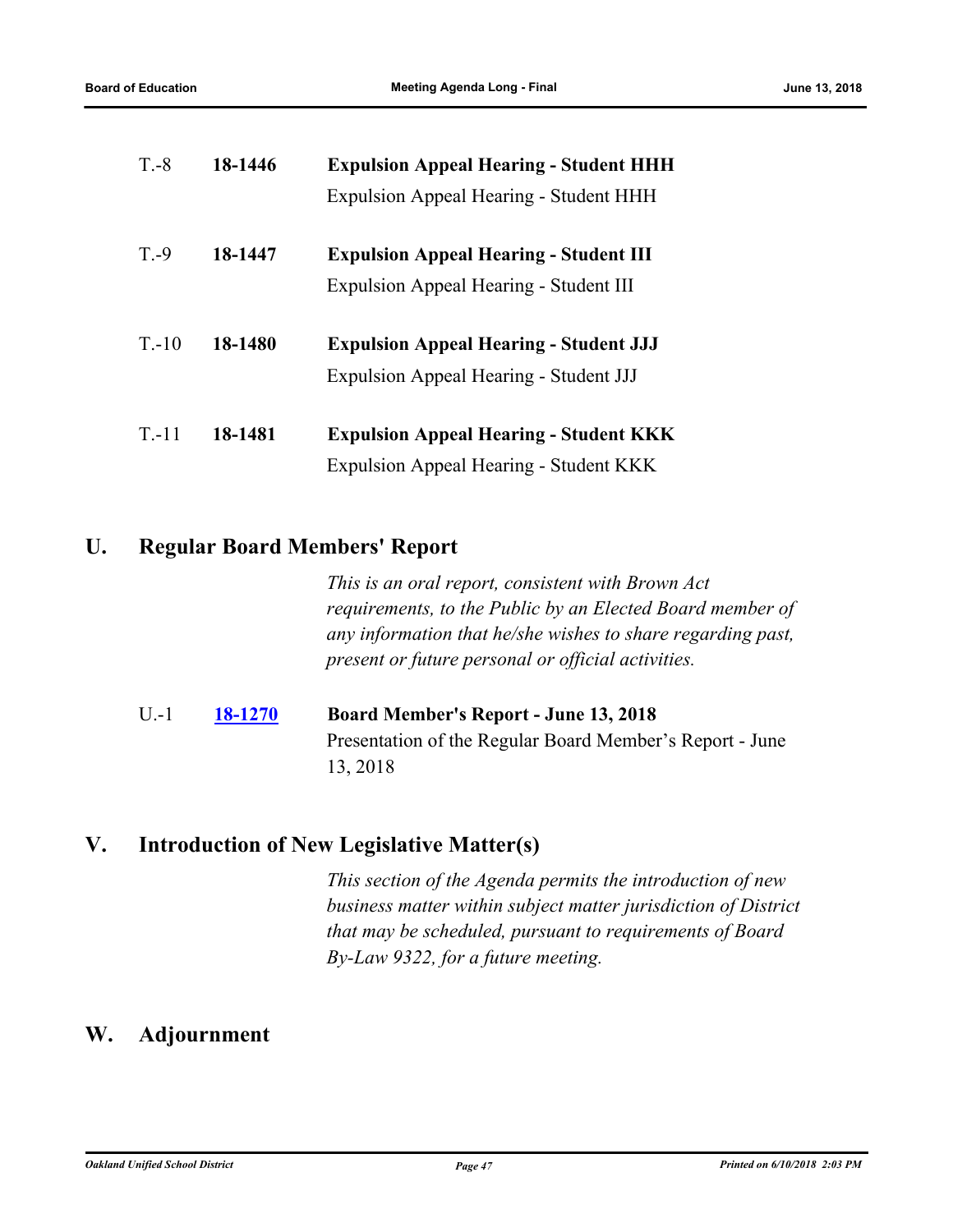T.-8 **18-1446** **Expulsion Appeal Hearing - Student HHH**

Expulsion Appeal Hearing - Student HHH

T.-9 **18-1447** **Expulsion Appeal Hearing - Student III**

Expulsion Appeal Hearing - Student III

T.-10 **18-1480** **Expulsion Appeal Hearing - Student JJJ**

Expulsion Appeal Hearing - Student JJJ

T.-11 **18-1481** **Expulsion Appeal Hearing - Student KKK**

Expulsion Appeal Hearing - Student KKK

## U. Regular Board Members' Report

*This is an oral report, consistent with Brown Act requirements, to the Public by an Elected Board member of any information that he/she wishes to share regarding past, present or future personal or official activities.*

U.-1 **18-1270** **Board Member's Report - June 13, 2018**

Presentation of the Regular Board Member's Report - June 13, 2018

## V. Introduction of New Legislative Matter(s)

*This section of the Agenda permits the introduction of new business matter within subject matter jurisdiction of District that may be scheduled, pursuant to requirements of Board By-Law 9322, for a future meeting.*

## W. Adjournment